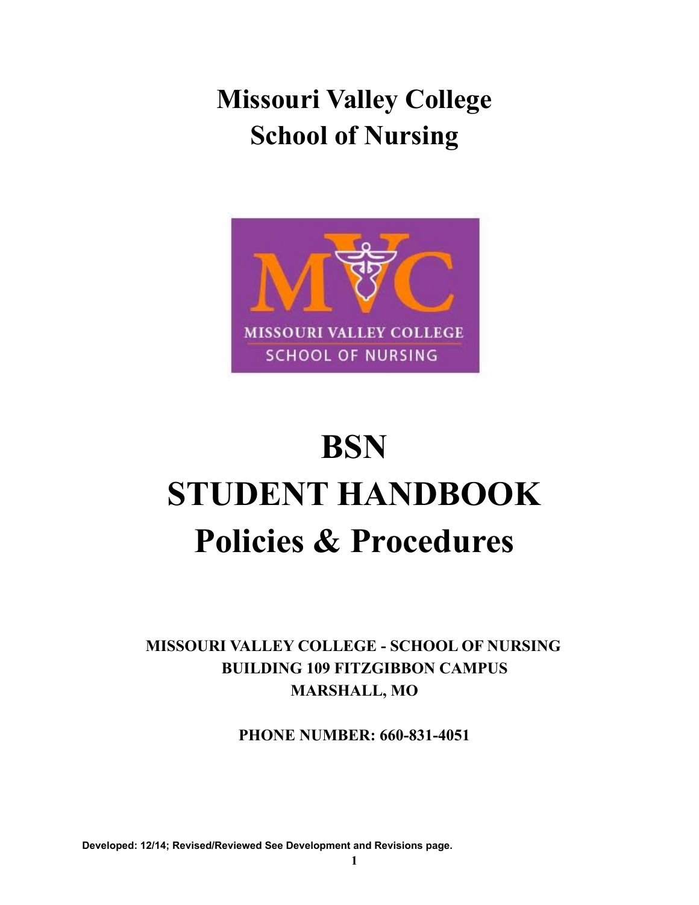# Missouri Valley College
# School of Nursing

# BSN
# STUDENT HANDBOOK
# Policies & Procedures

**MISSOURI VALLEY COLLEGE - SCHOOL OF NURSING**
**BUILDING 109 FITZGIBBON CAMPUS**
**MARSHALL, MO**

**PHONE NUMBER: 660-831-4051**

**Developed: 12/14; Revised/Reviewed See Development and Revisions page.**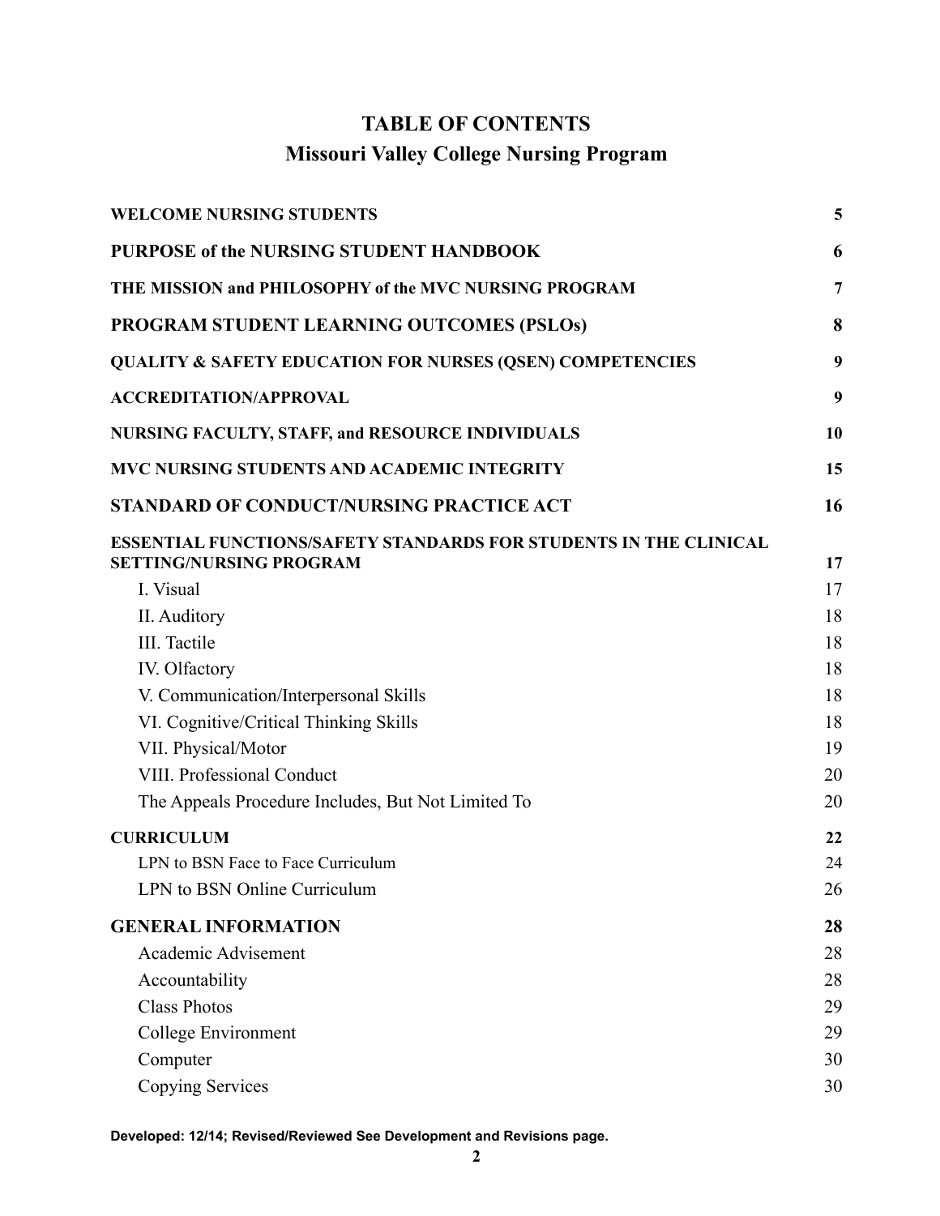# TABLE OF CONTENTS

## Missouri Valley College Nursing Program

| | |
|---|---|
| **WELCOME NURSING STUDENTS** | **5** |
| **PURPOSE of the NURSING STUDENT HANDBOOK** | **6** |
| **THE MISSION and PHILOSOPHY of the MVC NURSING PROGRAM** | **7** |
| **PROGRAM STUDENT LEARNING OUTCOMES (PSLOs)** | **8** |
| **QUALITY & SAFETY EDUCATION FOR NURSES (QSEN) COMPETENCIES** | **9** |
| **ACCREDITATION/APPROVAL** | **9** |
| **NURSING FACULTY, STAFF, and RESOURCE INDIVIDUALS** | **10** |
| **MVC NURSING STUDENTS AND ACADEMIC INTEGRITY** | **15** |
| **STANDARD OF CONDUCT/NURSING PRACTICE ACT** | **16** |
| **ESSENTIAL FUNCTIONS/SAFETY STANDARDS FOR STUDENTS IN THE CLINICAL SETTING/NURSING PROGRAM** | **17** |
| I. Visual | 17 |
| II. Auditory | 18 |
| III. Tactile | 18 |
| IV. Olfactory | 18 |
| V. Communication/Interpersonal Skills | 18 |
| VI. Cognitive/Critical Thinking Skills | 18 |
| VII. Physical/Motor | 19 |
| VIII. Professional Conduct | 20 |
| The Appeals Procedure Includes, But Not Limited To | 20 |
| **CURRICULUM** | **22** |
| LPN to BSN Face to Face Curriculum | 24 |
| LPN to BSN Online Curriculum | 26 |
| **GENERAL INFORMATION** | **28** |
| Academic Advisement | 28 |
| Accountability | 28 |
| Class Photos | 29 |
| College Environment | 29 |
| Computer | 30 |
| Copying Services | 30 |

**Developed: 12/14; Revised/Reviewed See Development and Revisions page.**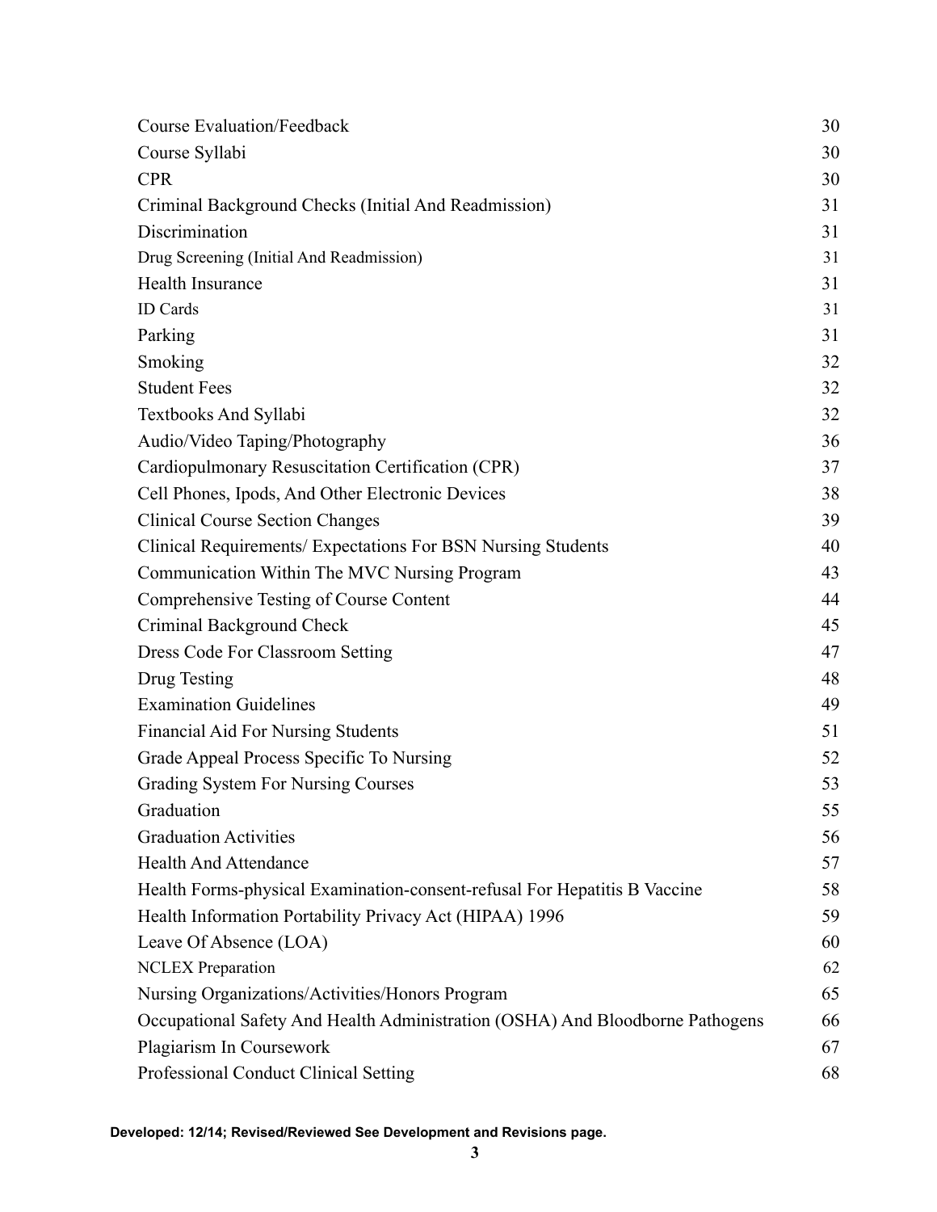| | |
|---|---|
| Course Evaluation/Feedback | 30 |
| Course Syllabi | 30 |
| CPR | 30 |
| Criminal Background Checks (Initial And Readmission) | 31 |
| Discrimination | 31 |
| Drug Screening (Initial And Readmission) | 31 |
| Health Insurance | 31 |
| ID Cards | 31 |
| Parking | 31 |
| Smoking | 32 |
| Student Fees | 32 |
| Textbooks And Syllabi | 32 |
| Audio/Video Taping/Photography | 36 |
| Cardiopulmonary Resuscitation Certification (CPR) | 37 |
| Cell Phones, Ipods, And Other Electronic Devices | 38 |
| Clinical Course Section Changes | 39 |
| Clinical Requirements/ Expectations For BSN Nursing Students | 40 |
| Communication Within The MVC Nursing Program | 43 |
| Comprehensive Testing of Course Content | 44 |
| Criminal Background Check | 45 |
| Dress Code For Classroom Setting | 47 |
| Drug Testing | 48 |
| Examination Guidelines | 49 |
| Financial Aid For Nursing Students | 51 |
| Grade Appeal Process Specific To Nursing | 52 |
| Grading System For Nursing Courses | 53 |
| Graduation | 55 |
| Graduation Activities | 56 |
| Health And Attendance | 57 |
| Health Forms-physical Examination-consent-refusal For Hepatitis B Vaccine | 58 |
| Health Information Portability Privacy Act (HIPAA) 1996 | 59 |
| Leave Of Absence (LOA) | 60 |
| NCLEX Preparation | 62 |
| Nursing Organizations/Activities/Honors Program | 65 |
| Occupational Safety And Health Administration (OSHA) And Bloodborne Pathogens | 66 |
| Plagiarism In Coursework | 67 |
| Professional Conduct Clinical Setting | 68 |

**Developed: 12/14; Revised/Reviewed See Development and Revisions page.**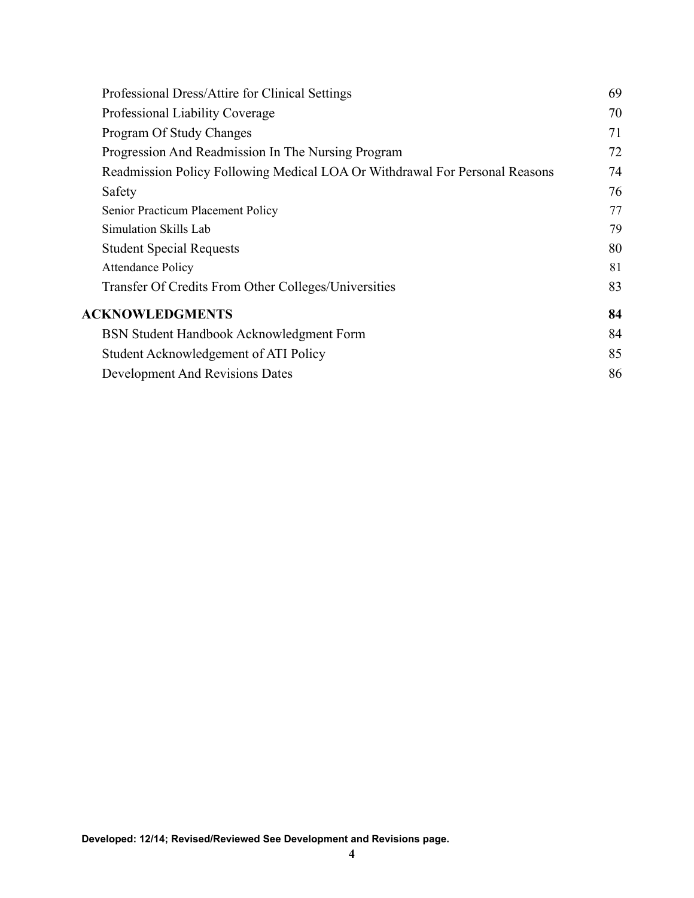| | |
|---|---|
| Professional Dress/Attire for Clinical Settings | 69 |
| Professional Liability Coverage | 70 |
| Program Of Study Changes | 71 |
| Progression And Readmission In The Nursing Program | 72 |
| Readmission Policy Following Medical LOA Or Withdrawal For Personal Reasons | 74 |
| Safety | 76 |
| Senior Practicum Placement Policy | 77 |
| Simulation Skills Lab | 79 |
| Student Special Requests | 80 |
| Attendance Policy | 81 |
| Transfer Of Credits From Other Colleges/Universities | 83 |
| **ACKNOWLEDGMENTS** | **84** |
| BSN Student Handbook Acknowledgment Form | 84 |
| Student Acknowledgement of ATI Policy | 85 |
| Development And Revisions Dates | 86 |

**Developed: 12/14; Revised/Reviewed See Development and Revisions page.**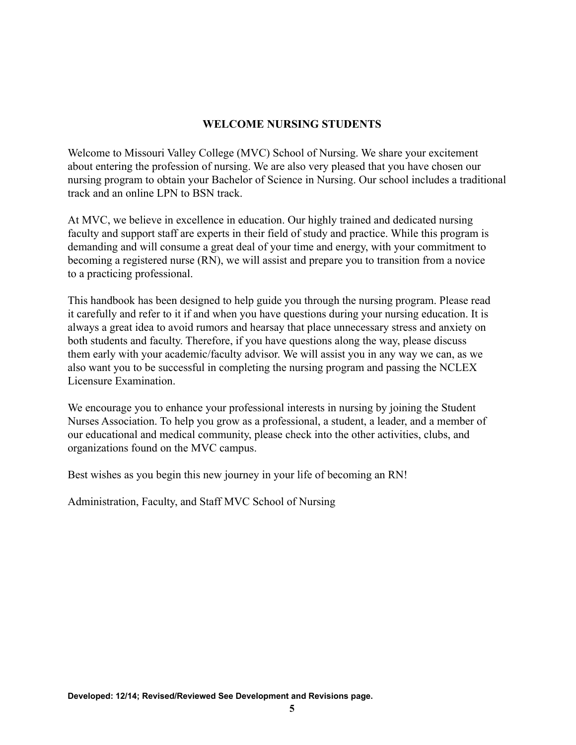## WELCOME NURSING STUDENTS

Welcome to Missouri Valley College (MVC) School of Nursing. We share your excitement about entering the profession of nursing. We are also very pleased that you have chosen our nursing program to obtain your Bachelor of Science in Nursing. Our school includes a traditional track and an online LPN to BSN track.

At MVC, we believe in excellence in education. Our highly trained and dedicated nursing faculty and support staff are experts in their field of study and practice. While this program is demanding and will consume a great deal of your time and energy, with your commitment to becoming a registered nurse (RN), we will assist and prepare you to transition from a novice to a practicing professional.

This handbook has been designed to help guide you through the nursing program. Please read it carefully and refer to it if and when you have questions during your nursing education. It is always a great idea to avoid rumors and hearsay that place unnecessary stress and anxiety on both students and faculty. Therefore, if you have questions along the way, please discuss them early with your academic/faculty advisor. We will assist you in any way we can, as we also want you to be successful in completing the nursing program and passing the NCLEX Licensure Examination.

We encourage you to enhance your professional interests in nursing by joining the Student Nurses Association. To help you grow as a professional, a student, a leader, and a member of our educational and medical community, please check into the other activities, clubs, and organizations found on the MVC campus.

Best wishes as you begin this new journey in your life of becoming an RN!

Administration, Faculty, and Staff MVC School of Nursing

**Developed: 12/14; Revised/Reviewed See Development and Revisions page.**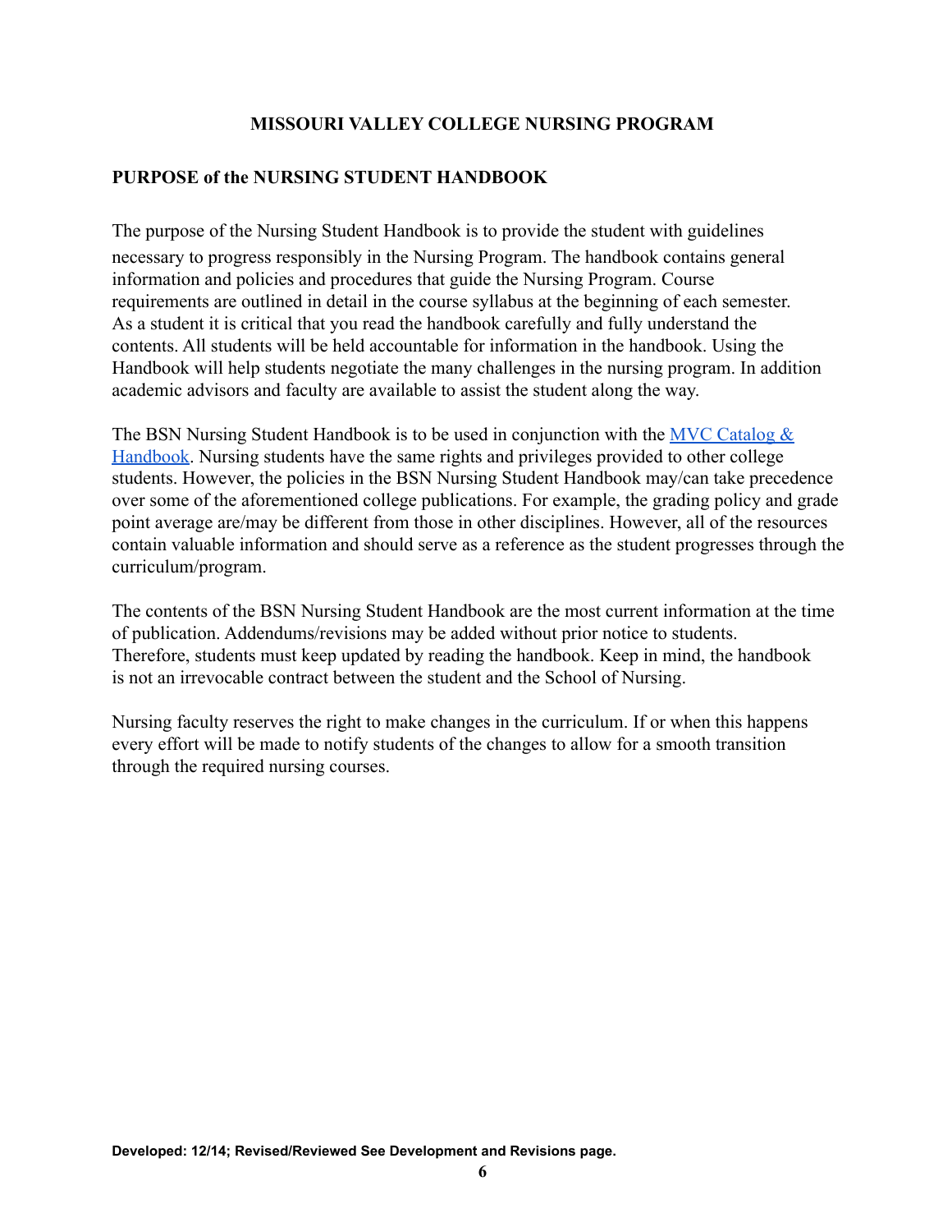# MISSOURI VALLEY COLLEGE NURSING PROGRAM

## PURPOSE of the NURSING STUDENT HANDBOOK

The purpose of the Nursing Student Handbook is to provide the student with guidelines necessary to progress responsibly in the Nursing Program. The handbook contains general information and policies and procedures that guide the Nursing Program. Course requirements are outlined in detail in the course syllabus at the beginning of each semester. As a student it is critical that you read the handbook carefully and fully understand the contents. All students will be held accountable for information in the handbook. Using the Handbook will help students negotiate the many challenges in the nursing program. In addition academic advisors and faculty are available to assist the student along the way.

The BSN Nursing Student Handbook is to be used in conjunction with the MVC Catalog & Handbook. Nursing students have the same rights and privileges provided to other college students. However, the policies in the BSN Nursing Student Handbook may/can take precedence over some of the aforementioned college publications. For example, the grading policy and grade point average are/may be different from those in other disciplines. However, all of the resources contain valuable information and should serve as a reference as the student progresses through the curriculum/program.

The contents of the BSN Nursing Student Handbook are the most current information at the time of publication. Addendums/revisions may be added without prior notice to students. Therefore, students must keep updated by reading the handbook. Keep in mind, the handbook is not an irrevocable contract between the student and the School of Nursing.

Nursing faculty reserves the right to make changes in the curriculum. If or when this happens every effort will be made to notify students of the changes to allow for a smooth transition through the required nursing courses.

**Developed: 12/14; Revised/Reviewed See Development and Revisions page.**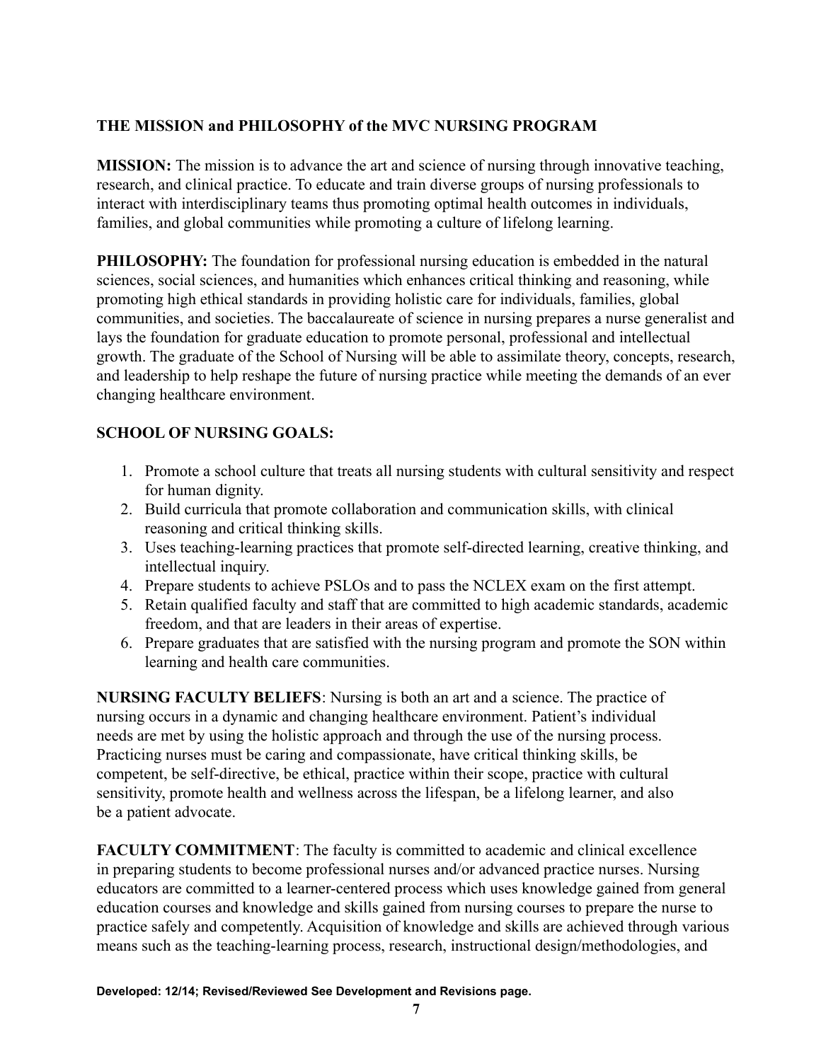## THE MISSION and PHILOSOPHY of the MVC NURSING PROGRAM

**MISSION:** The mission is to advance the art and science of nursing through innovative teaching, research, and clinical practice. To educate and train diverse groups of nursing professionals to interact with interdisciplinary teams thus promoting optimal health outcomes in individuals, families, and global communities while promoting a culture of lifelong learning.

**PHILOSOPHY:** The foundation for professional nursing education is embedded in the natural sciences, social sciences, and humanities which enhances critical thinking and reasoning, while promoting high ethical standards in providing holistic care for individuals, families, global communities, and societies. The baccalaureate of science in nursing prepares a nurse generalist and lays the foundation for graduate education to promote personal, professional and intellectual growth. The graduate of the School of Nursing will be able to assimilate theory, concepts, research, and leadership to help reshape the future of nursing practice while meeting the demands of an ever changing healthcare environment.

**SCHOOL OF NURSING GOALS:**

1. Promote a school culture that treats all nursing students with cultural sensitivity and respect for human dignity.
2. Build curricula that promote collaboration and communication skills, with clinical reasoning and critical thinking skills.
3. Uses teaching-learning practices that promote self-directed learning, creative thinking, and intellectual inquiry.
4. Prepare students to achieve PSLOs and to pass the NCLEX exam on the first attempt.
5. Retain qualified faculty and staff that are committed to high academic standards, academic freedom, and that are leaders in their areas of expertise.
6. Prepare graduates that are satisfied with the nursing program and promote the SON within learning and health care communities.

**NURSING FACULTY BELIEFS**: Nursing is both an art and a science. The practice of nursing occurs in a dynamic and changing healthcare environment. Patient's individual needs are met by using the holistic approach and through the use of the nursing process. Practicing nurses must be caring and compassionate, have critical thinking skills, be competent, be self-directive, be ethical, practice within their scope, practice with cultural sensitivity, promote health and wellness across the lifespan, be a lifelong learner, and also be a patient advocate.

**FACULTY COMMITMENT**: The faculty is committed to academic and clinical excellence in preparing students to become professional nurses and/or advanced practice nurses. Nursing educators are committed to a learner-centered process which uses knowledge gained from general education courses and knowledge and skills gained from nursing courses to prepare the nurse to practice safely and competently. Acquisition of knowledge and skills are achieved through various means such as the teaching-learning process, research, instructional design/methodologies, and

**Developed: 12/14; Revised/Reviewed See Development and Revisions page.**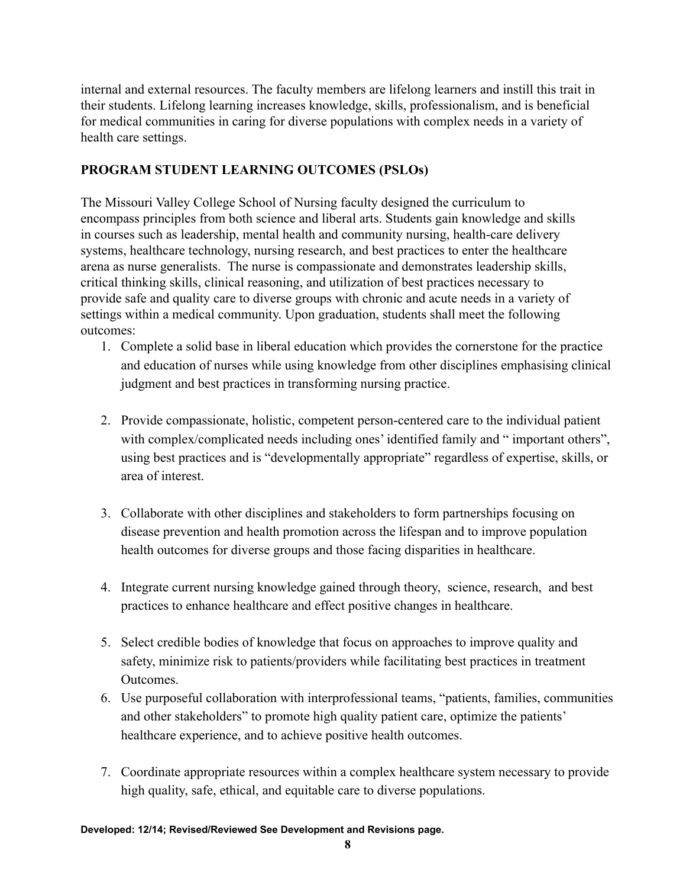internal and external resources. The faculty members are lifelong learners and instill this trait in their students. Lifelong learning increases knowledge, skills, professionalism, and is beneficial for medical communities in caring for diverse populations with complex needs in a variety of health care settings.

## PROGRAM STUDENT LEARNING OUTCOMES (PSLOs)

The Missouri Valley College School of Nursing faculty designed the curriculum to encompass principles from both science and liberal arts. Students gain knowledge and skills in courses such as leadership, mental health and community nursing, health-care delivery systems, healthcare technology, nursing research, and best practices to enter the healthcare arena as nurse generalists. The nurse is compassionate and demonstrates leadership skills, critical thinking skills, clinical reasoning, and utilization of best practices necessary to provide safe and quality care to diverse groups with chronic and acute needs in a variety of settings within a medical community. Upon graduation, students shall meet the following outcomes:

1. Complete a solid base in liberal education which provides the cornerstone for the practice and education of nurses while using knowledge from other disciplines emphasising clinical judgment and best practices in transforming nursing practice.

2. Provide compassionate, holistic, competent person-centered care to the individual patient with complex/complicated needs including ones' identified family and " important others", using best practices and is "developmentally appropriate" regardless of expertise, skills, or area of interest.

3. Collaborate with other disciplines and stakeholders to form partnerships focusing on disease prevention and health promotion across the lifespan and to improve population health outcomes for diverse groups and those facing disparities in healthcare.

4. Integrate current nursing knowledge gained through theory, science, research, and best practices to enhance healthcare and effect positive changes in healthcare.

5. Select credible bodies of knowledge that focus on approaches to improve quality and safety, minimize risk to patients/providers while facilitating best practices in treatment Outcomes.
6. Use purposeful collaboration with interprofessional teams, "patients, families, communities and other stakeholders" to promote high quality patient care, optimize the patients' healthcare experience, and to achieve positive health outcomes.

7. Coordinate appropriate resources within a complex healthcare system necessary to provide high quality, safe, ethical, and equitable care to diverse populations.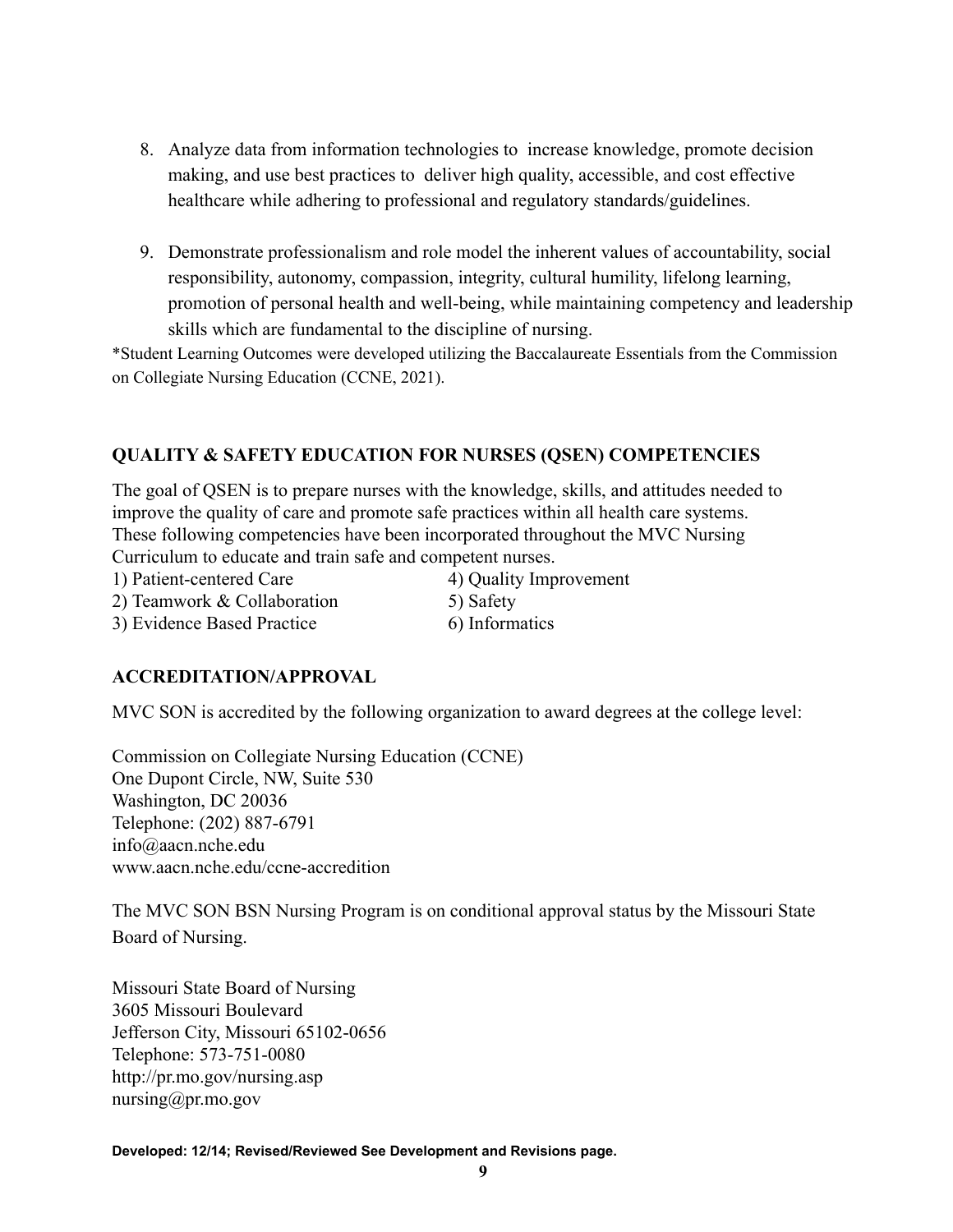8. Analyze data from information technologies to increase knowledge, promote decision making, and use best practices to deliver high quality, accessible, and cost effective healthcare while adhering to professional and regulatory standards/guidelines.

9. Demonstrate professionalism and role model the inherent values of accountability, social responsibility, autonomy, compassion, integrity, cultural humility, lifelong learning, promotion of personal health and well-being, while maintaining competency and leadership skills which are fundamental to the discipline of nursing.

*Student Learning Outcomes were developed utilizing the Baccalaureate Essentials from the Commission on Collegiate Nursing Education (CCNE, 2021).

## QUALITY & SAFETY EDUCATION FOR NURSES (QSEN) COMPETENCIES

The goal of QSEN is to prepare nurses with the knowledge, skills, and attitudes needed to improve the quality of care and promote safe practices within all health care systems. These following competencies have been incorporated throughout the MVC Nursing Curriculum to educate and train safe and competent nurses.

1) Patient-centered Care
2) Teamwork & Collaboration
3) Evidence Based Practice
4) Quality Improvement
5) Safety
6) Informatics

## ACCREDITATION/APPROVAL

MVC SON is accredited by the following organization to award degrees at the college level:

Commission on Collegiate Nursing Education (CCNE)
One Dupont Circle, NW, Suite 530
Washington, DC 20036
Telephone: (202) 887-6791
info@aacn.nche.edu
www.aacn.nche.edu/ccne-accredition

The MVC SON BSN Nursing Program is on conditional approval status by the Missouri State Board of Nursing.

Missouri State Board of Nursing
3605 Missouri Boulevard
Jefferson City, Missouri 65102-0656
Telephone: 573-751-0080
http://pr.mo.gov/nursing.asp
nursing@pr.mo.gov

**Developed: 12/14; Revised/Reviewed See Development and Revisions page.**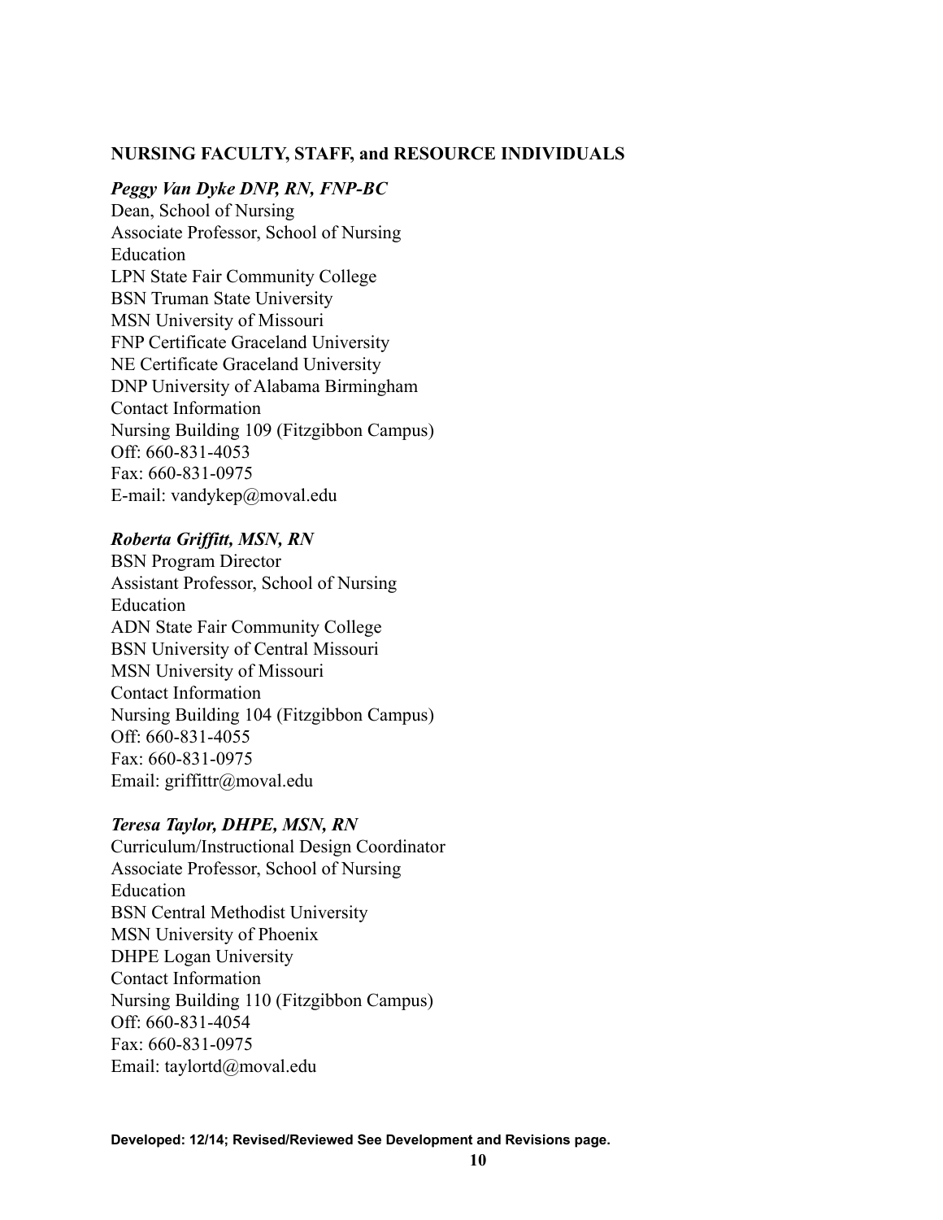**NURSING FACULTY, STAFF, and RESOURCE INDIVIDUALS**

***Peggy Van Dyke DNP, RN, FNP-BC***
Dean, School of Nursing
Associate Professor, School of Nursing
Education
LPN State Fair Community College
BSN Truman State University
MSN University of Missouri
FNP Certificate Graceland University
NE Certificate Graceland University
DNP University of Alabama Birmingham
Contact Information
Nursing Building 109 (Fitzgibbon Campus)
Off: 660-831-4053
Fax: 660-831-0975
E-mail: vandykep@moval.edu

***Roberta Griffitt, MSN, RN***
BSN Program Director
Assistant Professor, School of Nursing
Education
ADN State Fair Community College
BSN University of Central Missouri
MSN University of Missouri
Contact Information
Nursing Building 104 (Fitzgibbon Campus)
Off: 660-831-4055
Fax: 660-831-0975
Email: griffittr@moval.edu

***Teresa Taylor, DHPE, MSN, RN***
Curriculum/Instructional Design Coordinator
Associate Professor, School of Nursing
Education
BSN Central Methodist University
MSN University of Phoenix
DHPE Logan University
Contact Information
Nursing Building 110 (Fitzgibbon Campus)
Off: 660-831-4054
Fax: 660-831-0975
Email: taylortd@moval.edu

**Developed: 12/14; Revised/Reviewed See Development and Revisions page.**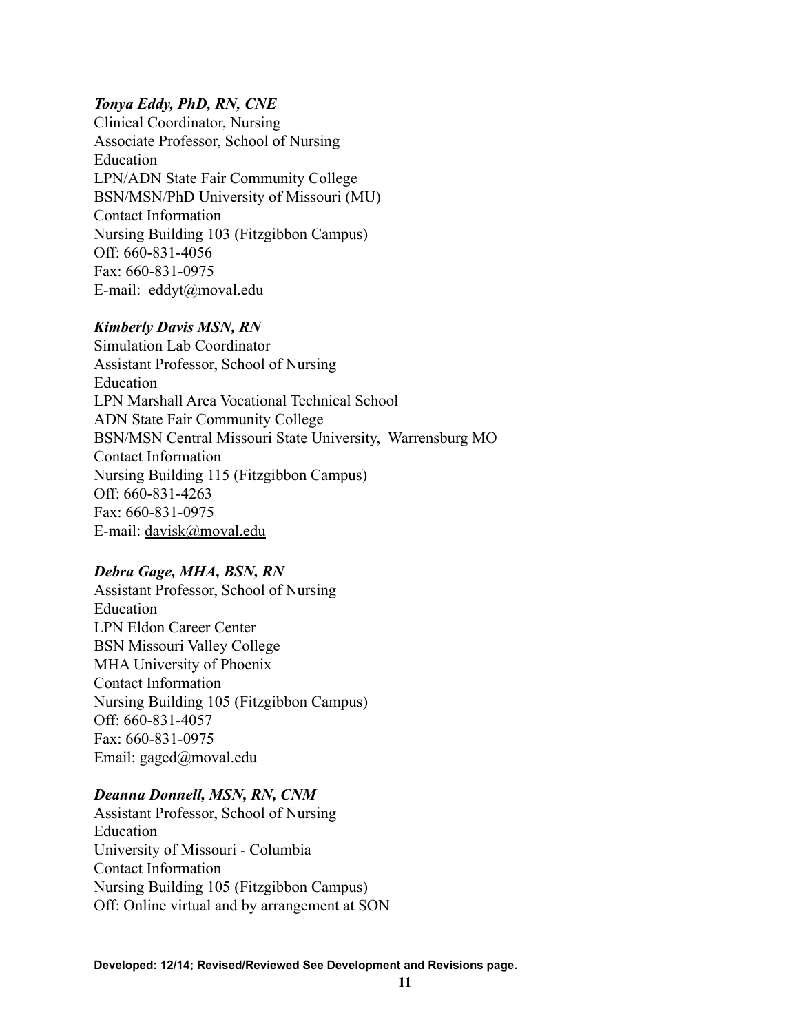***Tonya Eddy, PhD, RN, CNE***
Clinical Coordinator, Nursing
Associate Professor, School of Nursing
Education
LPN/ADN State Fair Community College
BSN/MSN/PhD University of Missouri (MU)
Contact Information
Nursing Building 103 (Fitzgibbon Campus)
Off: 660-831-4056
Fax: 660-831-0975
E-mail: eddyt@moval.edu

***Kimberly Davis MSN, RN***
Simulation Lab Coordinator
Assistant Professor, School of Nursing
Education
LPN Marshall Area Vocational Technical School
ADN State Fair Community College
BSN/MSN Central Missouri State University, Warrensburg MO
Contact Information
Nursing Building 115 (Fitzgibbon Campus)
Off: 660-831-4263
Fax: 660-831-0975
E-mail: davisk@moval.edu

***Debra Gage, MHA, BSN, RN***
Assistant Professor, School of Nursing
Education
LPN Eldon Career Center
BSN Missouri Valley College
MHA University of Phoenix
Contact Information
Nursing Building 105 (Fitzgibbon Campus)
Off: 660-831-4057
Fax: 660-831-0975
Email: gaged@moval.edu

***Deanna Donnell, MSN, RN, CNM***
Assistant Professor, School of Nursing
Education
University of Missouri - Columbia
Contact Information
Nursing Building 105 (Fitzgibbon Campus)
Off: Online virtual and by arrangement at SON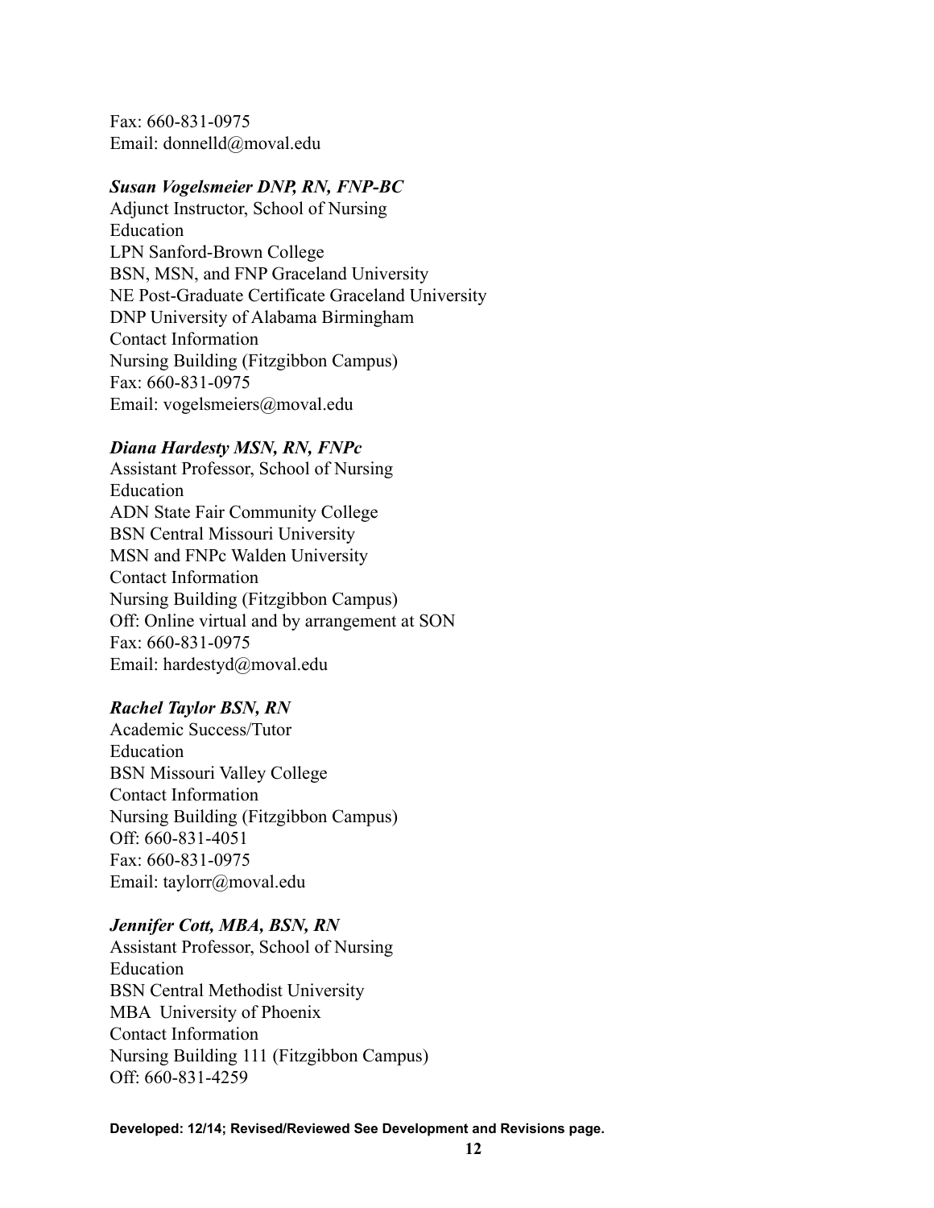Fax: 660-831-0975
Email: donnelld@moval.edu

***Susan Vogelsmeier DNP, RN, FNP-BC***

Adjunct Instructor, School of Nursing
Education
LPN Sanford-Brown College
BSN, MSN, and FNP Graceland University
NE Post-Graduate Certificate Graceland University
DNP University of Alabama Birmingham
Contact Information
Nursing Building (Fitzgibbon Campus)
Fax: 660-831-0975
Email: vogelsmeiers@moval.edu

***Diana Hardesty MSN, RN, FNPc***

Assistant Professor, School of Nursing
Education
ADN State Fair Community College
BSN Central Missouri University
MSN and FNPc Walden University
Contact Information
Nursing Building (Fitzgibbon Campus)
Off: Online virtual and by arrangement at SON
Fax: 660-831-0975
Email: hardestyd@moval.edu

***Rachel Taylor BSN, RN***

Academic Success/Tutor
Education
BSN Missouri Valley College
Contact Information
Nursing Building (Fitzgibbon Campus)
Off: 660-831-4051
Fax: 660-831-0975
Email: taylorr@moval.edu

***Jennifer Cott, MBA, BSN, RN***

Assistant Professor, School of Nursing
Education
BSN Central Methodist University
MBA University of Phoenix
Contact Information
Nursing Building 111 (Fitzgibbon Campus)
Off: 660-831-4259

**Developed: 12/14; Revised/Reviewed See Development and Revisions page.**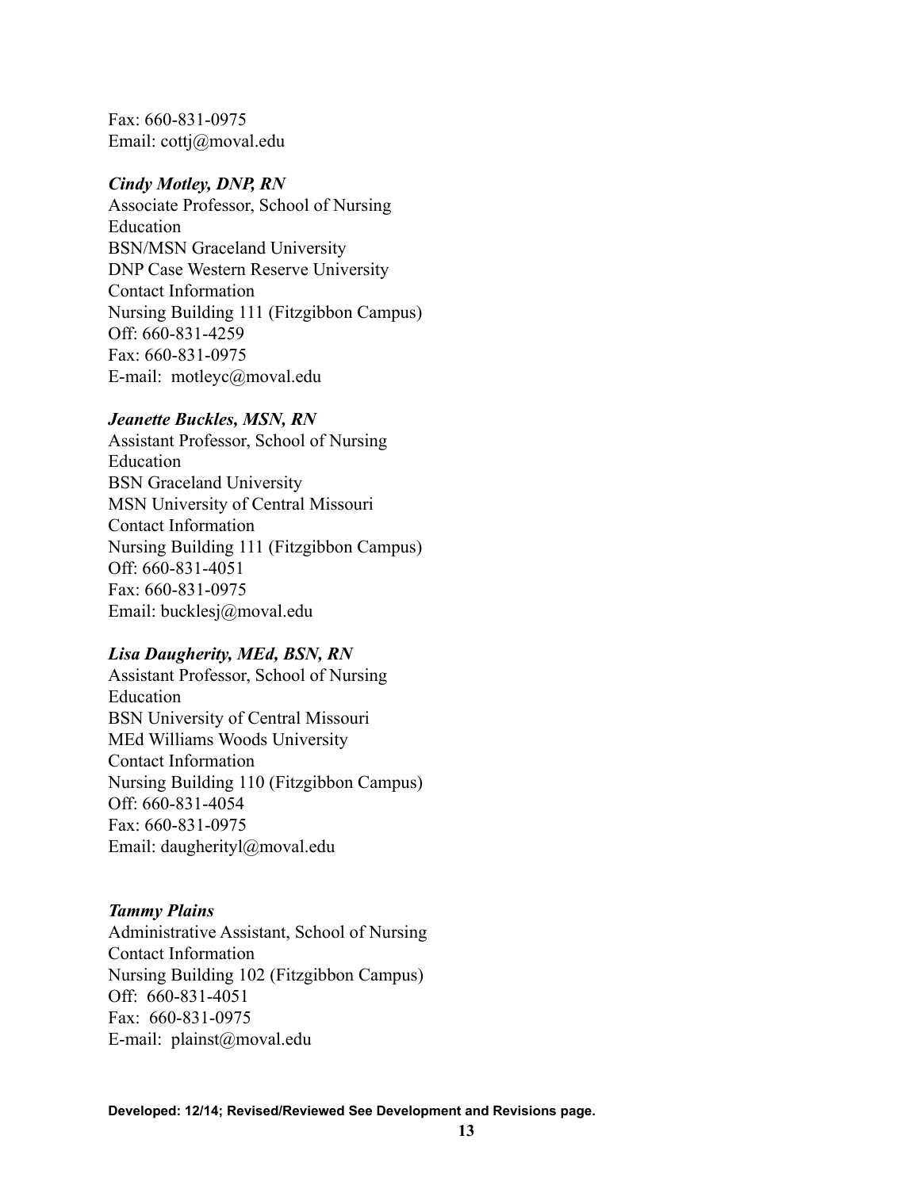Fax: 660-831-0975
Email: cottj@moval.edu

***Cindy Motley, DNP, RN***
Associate Professor, School of Nursing
Education
BSN/MSN Graceland University
DNP Case Western Reserve University
Contact Information
Nursing Building 111 (Fitzgibbon Campus)
Off: 660-831-4259
Fax: 660-831-0975
E-mail: motleyc@moval.edu

***Jeanette Buckles, MSN, RN***
Assistant Professor, School of Nursing
Education
BSN Graceland University
MSN University of Central Missouri
Contact Information
Nursing Building 111 (Fitzgibbon Campus)
Off: 660-831-4051
Fax: 660-831-0975
Email: bucklesj@moval.edu

***Lisa Daugherity, MEd, BSN, RN***
Assistant Professor, School of Nursing
Education
BSN University of Central Missouri
MEd Williams Woods University
Contact Information
Nursing Building 110 (Fitzgibbon Campus)
Off: 660-831-4054
Fax: 660-831-0975
Email: daugherityl@moval.edu

***Tammy Plains***
Administrative Assistant, School of Nursing
Contact Information
Nursing Building 102 (Fitzgibbon Campus)
Off: 660-831-4051
Fax: 660-831-0975
E-mail: plainst@moval.edu

**Developed: 12/14; Revised/Reviewed See Development and Revisions page.**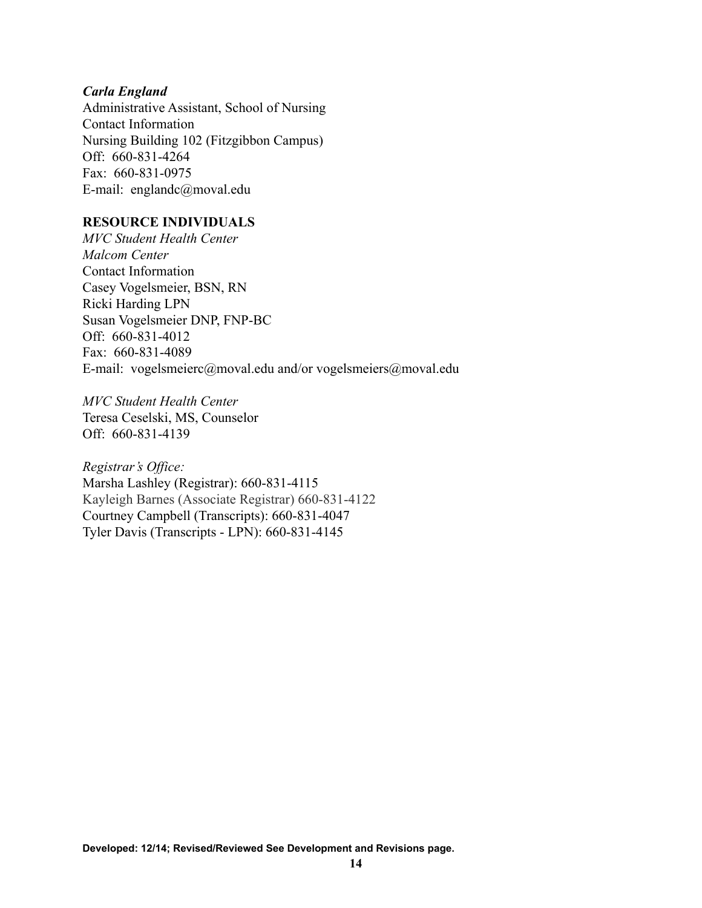***Carla England***
Administrative Assistant, School of Nursing
Contact Information
Nursing Building 102 (Fitzgibbon Campus)
Off: 660-831-4264
Fax: 660-831-0975
E-mail: englandc@moval.edu

**RESOURCE INDIVIDUALS**

*MVC Student Health Center*
*Malcom Center*
Contact Information
Casey Vogelsmeier, BSN, RN
Ricki Harding LPN
Susan Vogelsmeier DNP, FNP-BC
Off: 660-831-4012
Fax: 660-831-4089
E-mail: vogelsmeierc@moval.edu and/or vogelsmeiers@moval.edu

*MVC Student Health Center*
Teresa Ceselski, MS, Counselor
Off: 660-831-4139

*Registrar's Office:*
Marsha Lashley (Registrar): 660-831-4115
Kayleigh Barnes (Associate Registrar) 660-831-4122
Courtney Campbell (Transcripts): 660-831-4047
Tyler Davis (Transcripts - LPN): 660-831-4145

**Developed: 12/14; Revised/Reviewed See Development and Revisions page.**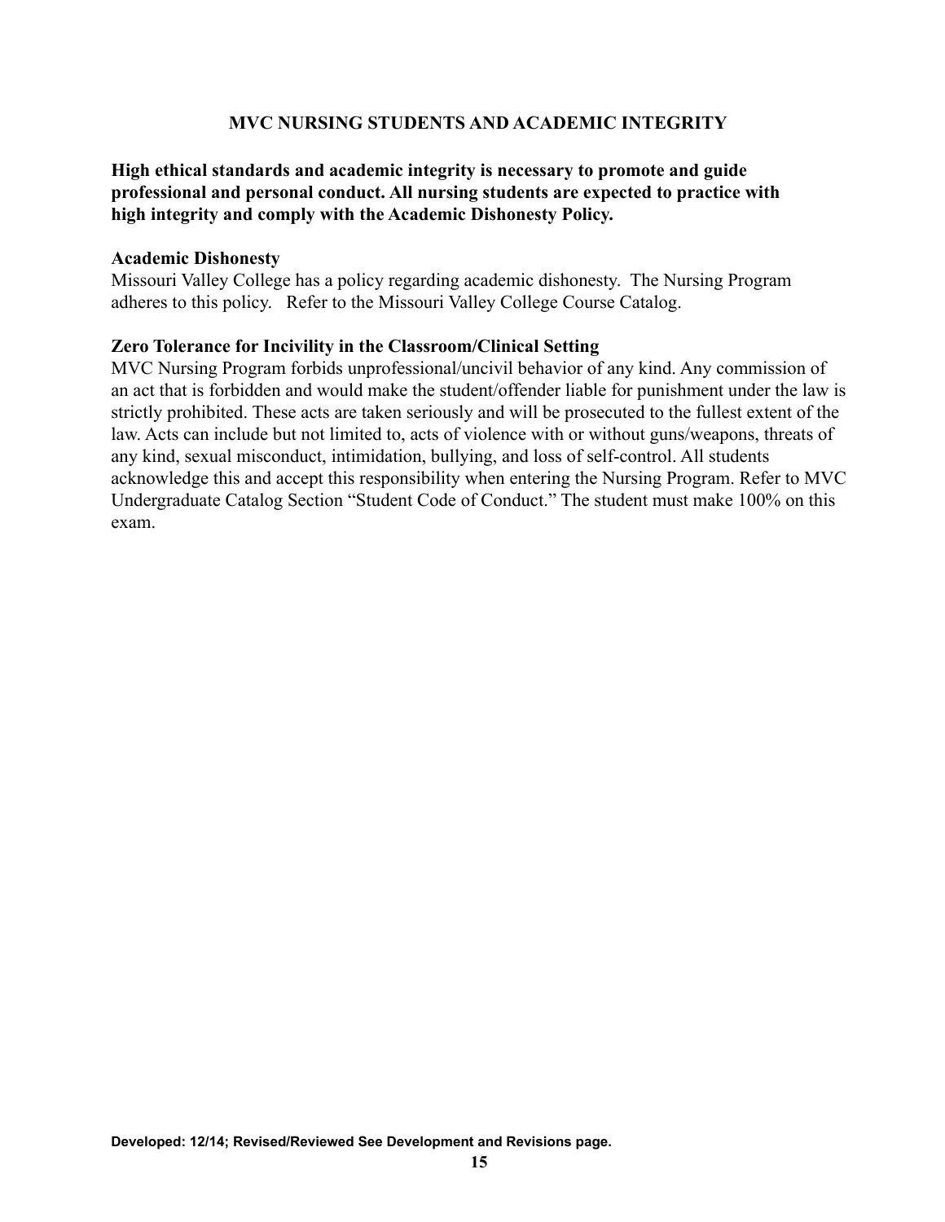## MVC NURSING STUDENTS AND ACADEMIC INTEGRITY

**High ethical standards and academic integrity is necessary to promote and guide professional and personal conduct. All nursing students are expected to practice with high integrity and comply with the Academic Dishonesty Policy.**

### Academic Dishonesty

Missouri Valley College has a policy regarding academic dishonesty. The Nursing Program adheres to this policy. Refer to the Missouri Valley College Course Catalog.

### Zero Tolerance for Incivility in the Classroom/Clinical Setting

MVC Nursing Program forbids unprofessional/uncivil behavior of any kind. Any commission of an act that is forbidden and would make the student/offender liable for punishment under the law is strictly prohibited. These acts are taken seriously and will be prosecuted to the fullest extent of the law. Acts can include but not limited to, acts of violence with or without guns/weapons, threats of any kind, sexual misconduct, intimidation, bullying, and loss of self-control. All students acknowledge this and accept this responsibility when entering the Nursing Program. Refer to MVC Undergraduate Catalog Section "Student Code of Conduct." The student must make 100% on this exam.

**Developed: 12/14; Revised/Reviewed See Development and Revisions page.**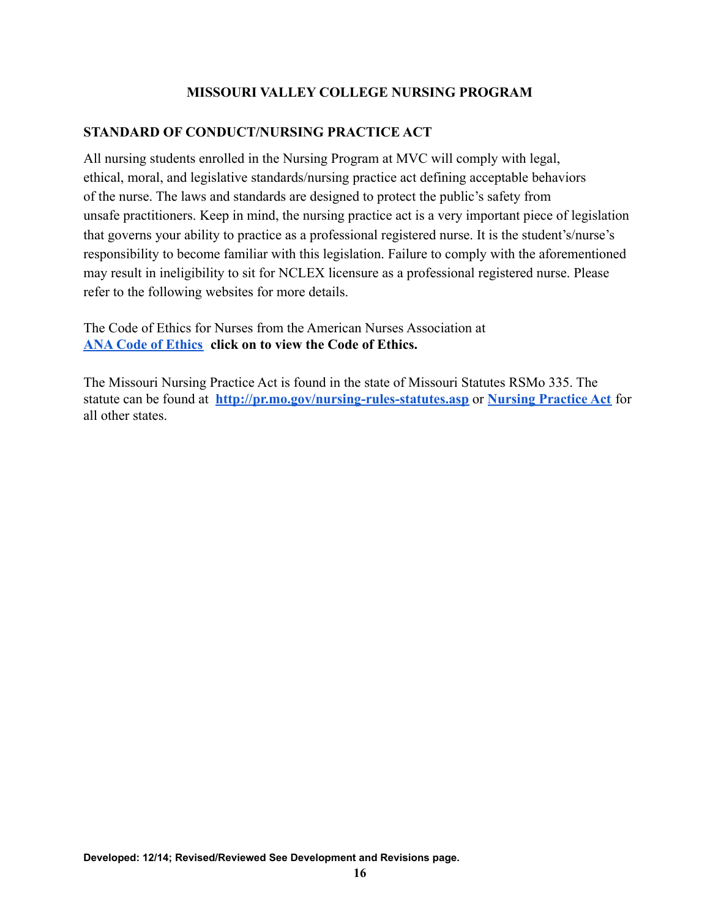## MISSOURI VALLEY COLLEGE NURSING PROGRAM

### STANDARD OF CONDUCT/NURSING PRACTICE ACT

All nursing students enrolled in the Nursing Program at MVC will comply with legal, ethical, moral, and legislative standards/nursing practice act defining acceptable behaviors of the nurse. The laws and standards are designed to protect the public's safety from unsafe practitioners. Keep in mind, the nursing practice act is a very important piece of legislation that governs your ability to practice as a professional registered nurse. It is the student's/nurse's responsibility to become familiar with this legislation. Failure to comply with the aforementioned may result in ineligibility to sit for NCLEX licensure as a professional registered nurse. Please refer to the following websites for more details.

The Code of Ethics for Nurses from the American Nurses Association at **ANA Code of Ethics** **click on to view the Code of Ethics.**

The Missouri Nursing Practice Act is found in the state of Missouri Statutes RSMo 335. The statute can be found at **http://pr.mo.gov/nursing-rules-statutes.asp** or **Nursing Practice Act** for all other states.

**Developed: 12/14; Revised/Reviewed See Development and Revisions page.**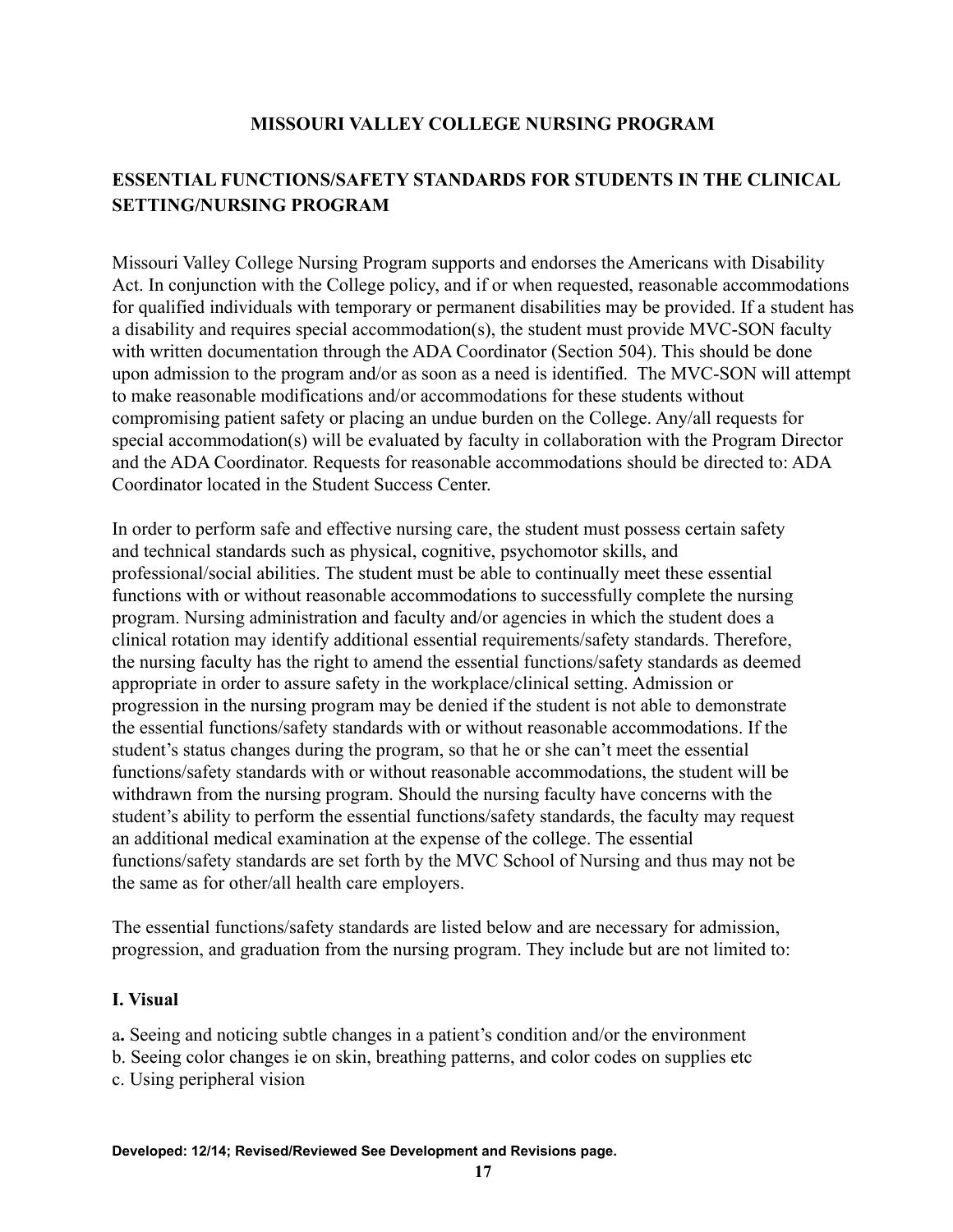**MISSOURI VALLEY COLLEGE NURSING PROGRAM**

## ESSENTIAL FUNCTIONS/SAFETY STANDARDS FOR STUDENTS IN THE CLINICAL SETTING/NURSING PROGRAM

Missouri Valley College Nursing Program supports and endorses the Americans with Disability Act. In conjunction with the College policy, and if or when requested, reasonable accommodations for qualified individuals with temporary or permanent disabilities may be provided. If a student has a disability and requires special accommodation(s), the student must provide MVC-SON faculty with written documentation through the ADA Coordinator (Section 504). This should be done upon admission to the program and/or as soon as a need is identified. The MVC-SON will attempt to make reasonable modifications and/or accommodations for these students without compromising patient safety or placing an undue burden on the College. Any/all requests for special accommodation(s) will be evaluated by faculty in collaboration with the Program Director and the ADA Coordinator. Requests for reasonable accommodations should be directed to: ADA Coordinator located in the Student Success Center.

In order to perform safe and effective nursing care, the student must possess certain safety and technical standards such as physical, cognitive, psychomotor skills, and professional/social abilities. The student must be able to continually meet these essential functions with or without reasonable accommodations to successfully complete the nursing program. Nursing administration and faculty and/or agencies in which the student does a clinical rotation may identify additional essential requirements/safety standards. Therefore, the nursing faculty has the right to amend the essential functions/safety standards as deemed appropriate in order to assure safety in the workplace/clinical setting. Admission or progression in the nursing program may be denied if the student is not able to demonstrate the essential functions/safety standards with or without reasonable accommodations. If the student's status changes during the program, so that he or she can't meet the essential functions/safety standards with or without reasonable accommodations, the student will be withdrawn from the nursing program. Should the nursing faculty have concerns with the student's ability to perform the essential functions/safety standards, the faculty may request an additional medical examination at the expense of the college. The essential functions/safety standards are set forth by the MVC School of Nursing and thus may not be the same as for other/all health care employers.

The essential functions/safety standards are listed below and are necessary for admission, progression, and graduation from the nursing program. They include but are not limited to:

### I. Visual

a**.** Seeing and noticing subtle changes in a patient's condition and/or the environment
b. Seeing color changes ie on skin, breathing patterns, and color codes on supplies etc
c. Using peripheral vision

**Developed: 12/14; Revised/Reviewed See Development and Revisions page.**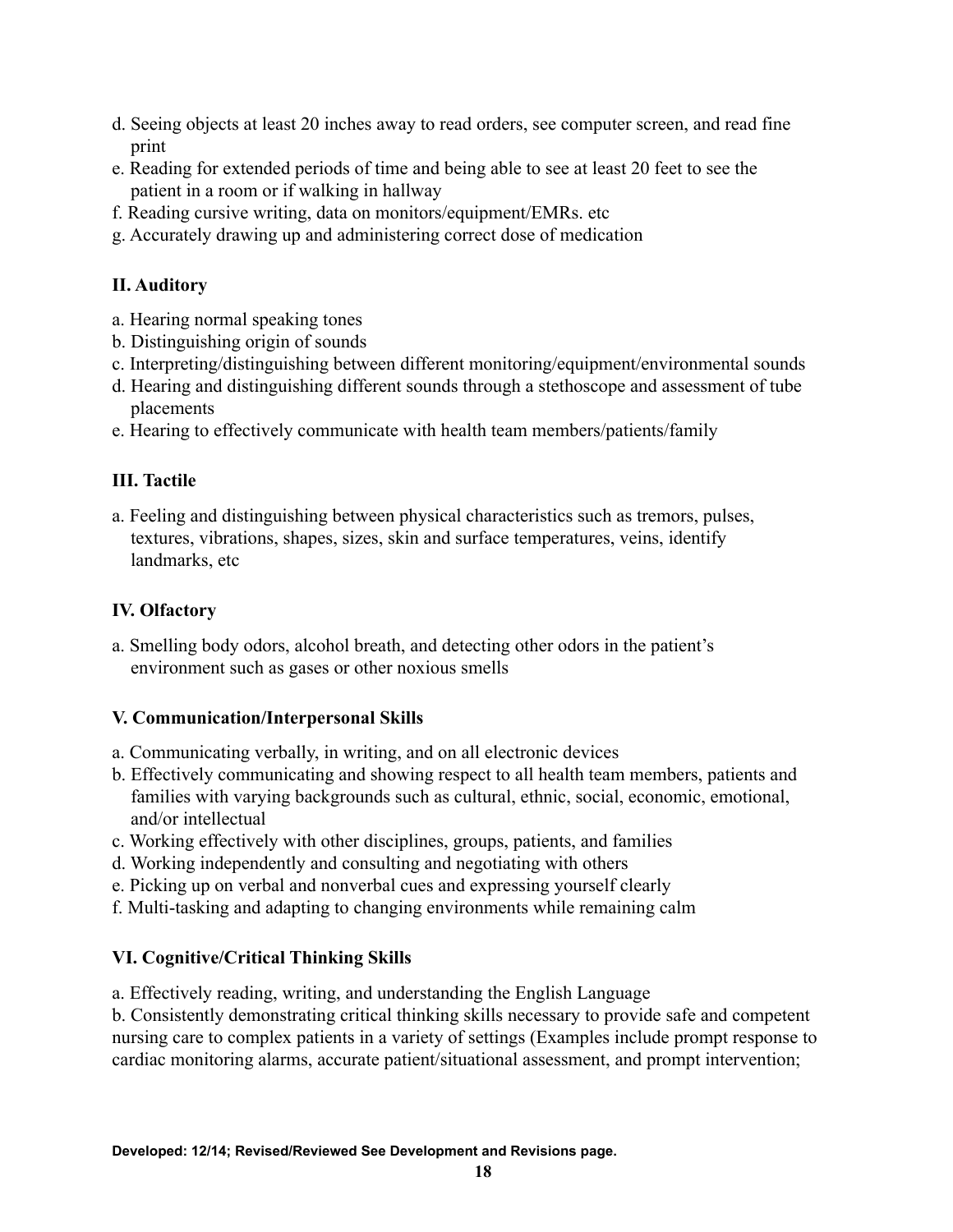d. Seeing objects at least 20 inches away to read orders, see computer screen, and read fine print
e. Reading for extended periods of time and being able to see at least 20 feet to see the patient in a room or if walking in hallway
f. Reading cursive writing, data on monitors/equipment/EMRs. etc
g. Accurately drawing up and administering correct dose of medication

**II. Auditory**

a. Hearing normal speaking tones
b. Distinguishing origin of sounds
c. Interpreting/distinguishing between different monitoring/equipment/environmental sounds
d. Hearing and distinguishing different sounds through a stethoscope and assessment of tube placements
e. Hearing to effectively communicate with health team members/patients/family

**III. Tactile**

a. Feeling and distinguishing between physical characteristics such as tremors, pulses, textures, vibrations, shapes, sizes, skin and surface temperatures, veins, identify landmarks, etc

**IV. Olfactory**

a. Smelling body odors, alcohol breath, and detecting other odors in the patient's environment such as gases or other noxious smells

**V. Communication/Interpersonal Skills**

a. Communicating verbally, in writing, and on all electronic devices
b. Effectively communicating and showing respect to all health team members, patients and families with varying backgrounds such as cultural, ethnic, social, economic, emotional, and/or intellectual
c. Working effectively with other disciplines, groups, patients, and families
d. Working independently and consulting and negotiating with others
e. Picking up on verbal and nonverbal cues and expressing yourself clearly
f. Multi-tasking and adapting to changing environments while remaining calm

**VI. Cognitive/Critical Thinking Skills**

a. Effectively reading, writing, and understanding the English Language
b. Consistently demonstrating critical thinking skills necessary to provide safe and competent nursing care to complex patients in a variety of settings (Examples include prompt response to cardiac monitoring alarms, accurate patient/situational assessment, and prompt intervention;

Developed: 12/14; Revised/Reviewed See Development and Revisions page.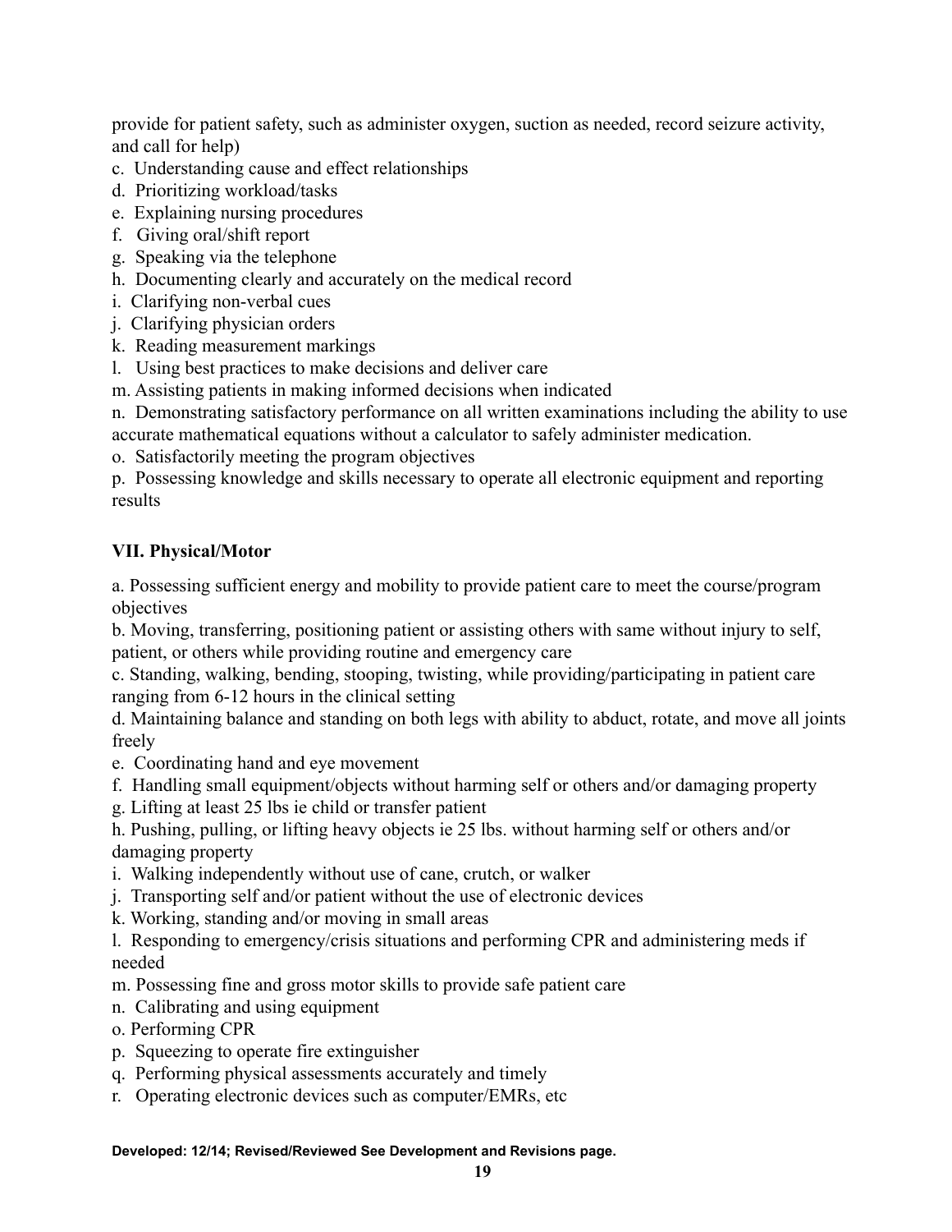provide for patient safety, such as administer oxygen, suction as needed, record seizure activity, and call for help)

c. Understanding cause and effect relationships
d. Prioritizing workload/tasks
e. Explaining nursing procedures
f. Giving oral/shift report
g. Speaking via the telephone
h. Documenting clearly and accurately on the medical record
i. Clarifying non-verbal cues
j. Clarifying physician orders
k. Reading measurement markings
l. Using best practices to make decisions and deliver care
m. Assisting patients in making informed decisions when indicated
n. Demonstrating satisfactory performance on all written examinations including the ability to use accurate mathematical equations without a calculator to safely administer medication.
o. Satisfactorily meeting the program objectives
p. Possessing knowledge and skills necessary to operate all electronic equipment and reporting results

**VII. Physical/Motor**

a. Possessing sufficient energy and mobility to provide patient care to meet the course/program objectives
b. Moving, transferring, positioning patient or assisting others with same without injury to self, patient, or others while providing routine and emergency care
c. Standing, walking, bending, stooping, twisting, while providing/participating in patient care ranging from 6-12 hours in the clinical setting
d. Maintaining balance and standing on both legs with ability to abduct, rotate, and move all joints freely
e. Coordinating hand and eye movement
f. Handling small equipment/objects without harming self or others and/or damaging property
g. Lifting at least 25 lbs ie child or transfer patient
h. Pushing, pulling, or lifting heavy objects ie 25 lbs. without harming self or others and/or damaging property
i. Walking independently without use of cane, crutch, or walker
j. Transporting self and/or patient without the use of electronic devices
k. Working, standing and/or moving in small areas
l. Responding to emergency/crisis situations and performing CPR and administering meds if needed
m. Possessing fine and gross motor skills to provide safe patient care
n. Calibrating and using equipment
o. Performing CPR
p. Squeezing to operate fire extinguisher
q. Performing physical assessments accurately and timely
r. Operating electronic devices such as computer/EMRs, etc

**Developed: 12/14; Revised/Reviewed See Development and Revisions page.**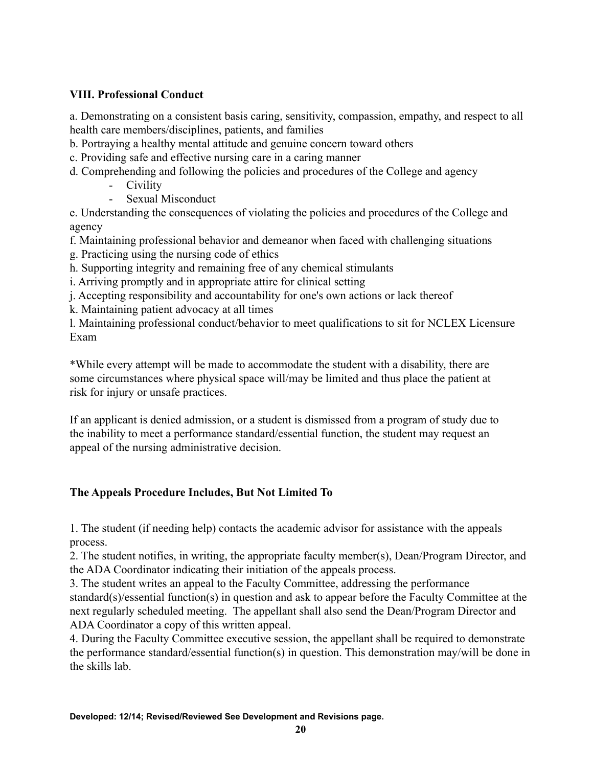**VIII. Professional Conduct**

a. Demonstrating on a consistent basis caring, sensitivity, compassion, empathy, and respect to all health care members/disciplines, patients, and families
b. Portraying a healthy mental attitude and genuine concern toward others
c. Providing safe and effective nursing care in a caring manner
d. Comprehending and following the policies and procedures of the College and agency

- Civility
- Sexual Misconduct

e. Understanding the consequences of violating the policies and procedures of the College and agency
f. Maintaining professional behavior and demeanor when faced with challenging situations
g. Practicing using the nursing code of ethics
h. Supporting integrity and remaining free of any chemical stimulants
i. Arriving promptly and in appropriate attire for clinical setting
j. Accepting responsibility and accountability for one's own actions or lack thereof
k. Maintaining patient advocacy at all times
l. Maintaining professional conduct/behavior to meet qualifications to sit for NCLEX Licensure Exam

*While every attempt will be made to accommodate the student with a disability, there are some circumstances where physical space will/may be limited and thus place the patient at risk for injury or unsafe practices.

If an applicant is denied admission, or a student is dismissed from a program of study due to the inability to meet a performance standard/essential function, the student may request an appeal of the nursing administrative decision.

**The Appeals Procedure Includes, But Not Limited To**

1. The student (if needing help) contacts the academic advisor for assistance with the appeals process.
2. The student notifies, in writing, the appropriate faculty member(s), Dean/Program Director, and the ADA Coordinator indicating their initiation of the appeals process.
3. The student writes an appeal to the Faculty Committee, addressing the performance standard(s)/essential function(s) in question and ask to appear before the Faculty Committee at the next regularly scheduled meeting. The appellant shall also send the Dean/Program Director and ADA Coordinator a copy of this written appeal.
4. During the Faculty Committee executive session, the appellant shall be required to demonstrate the performance standard/essential function(s) in question. This demonstration may/will be done in the skills lab.

**Developed: 12/14; Revised/Reviewed See Development and Revisions page.**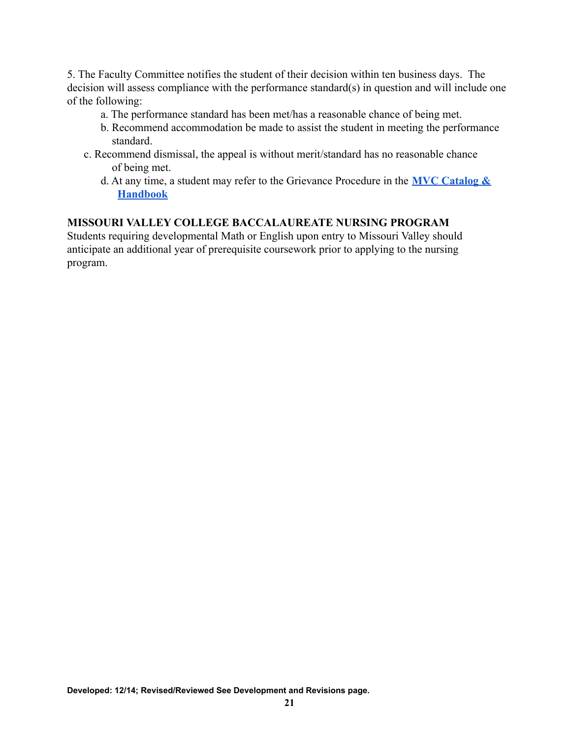5. The Faculty Committee notifies the student of their decision within ten business days. The decision will assess compliance with the performance standard(s) in question and will include one of the following:

a. The performance standard has been met/has a reasonable chance of being met.
b. Recommend accommodation be made to assist the student in meeting the performance standard.
c. Recommend dismissal, the appeal is without merit/standard has no reasonable chance of being met.
d. At any time, a student may refer to the Grievance Procedure in the **MVC Catalog & Handbook**

**MISSOURI VALLEY COLLEGE BACCALAUREATE NURSING PROGRAM**

Students requiring developmental Math or English upon entry to Missouri Valley should anticipate an additional year of prerequisite coursework prior to applying to the nursing program.

**Developed: 12/14; Revised/Reviewed See Development and Revisions page.**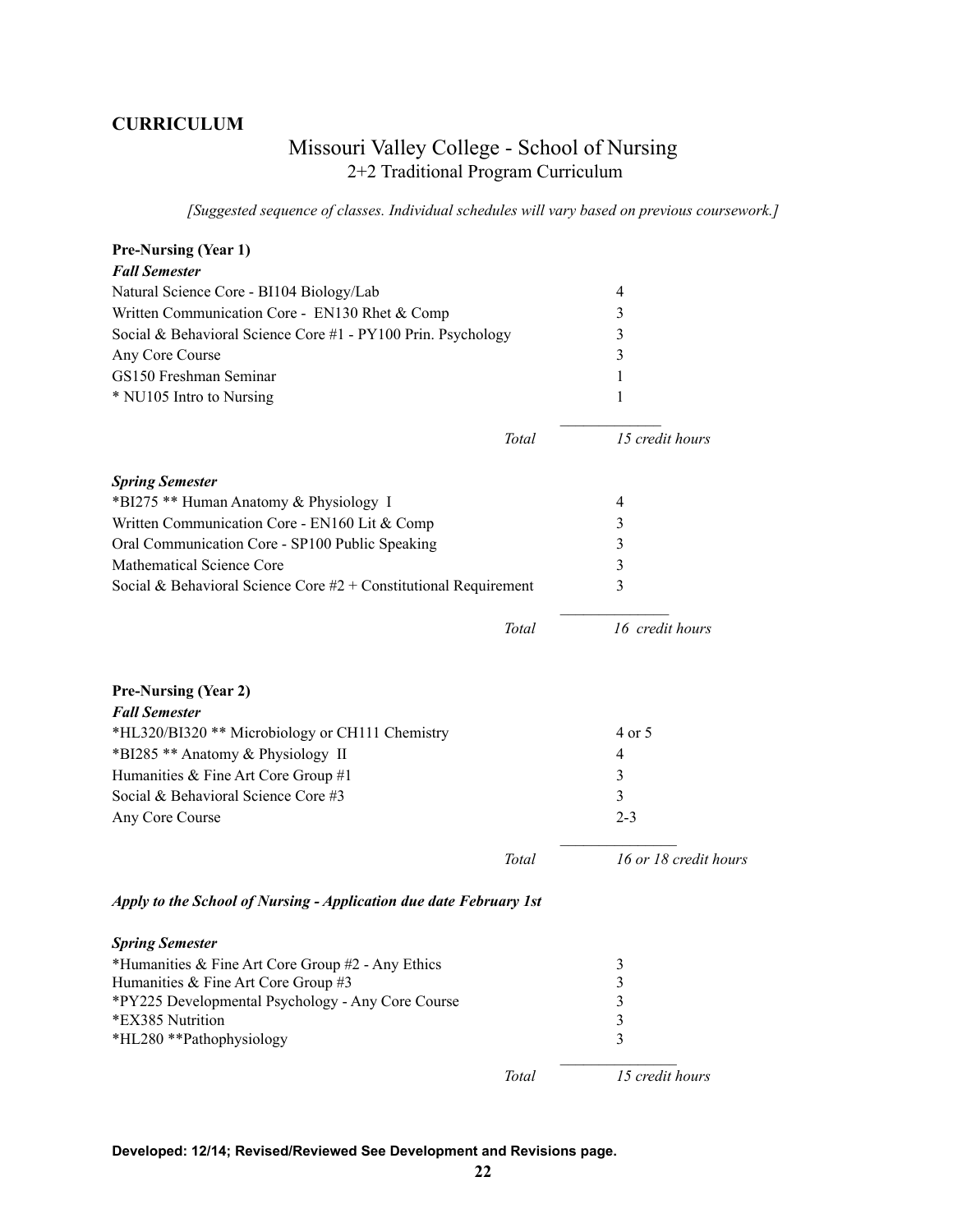## CURRICULUM

# Missouri Valley College - School of Nursing

## 2+2 Traditional Program Curriculum

*[Suggested sequence of classes. Individual schedules will vary based on previous coursework.]*

**Pre-Nursing (Year 1)**

***Fall Semester***

| Course | Credits |
|---|---|
| Natural Science Core - BI104 Biology/Lab | 4 |
| Written Communication Core - EN130 Rhet & Comp | 3 |
| Social & Behavioral Science Core #1 - PY100 Prin. Psychology | 3 |
| Any Core Course | 3 |
| GS150 Freshman Seminar | 1 |
| * NU105 Intro to Nursing | 1 |
| *Total* | *15 credit hours* |

***Spring Semester***

| Course | Credits |
|---|---|
| *BI275 ** Human Anatomy & Physiology I | 4 |
| Written Communication Core - EN160 Lit & Comp | 3 |
| Oral Communication Core - SP100 Public Speaking | 3 |
| Mathematical Science Core | 3 |
| Social & Behavioral Science Core #2 + Constitutional Requirement | 3 |
| *Total* | *16 credit hours* |

**Pre-Nursing (Year 2)**

***Fall Semester***

| Course | Credits |
|---|---|
| *HL320/BI320 ** Microbiology or CH111 Chemistry | 4 or 5 |
| *BI285 ** Anatomy & Physiology II | 4 |
| Humanities & Fine Art Core Group #1 | 3 |
| Social & Behavioral Science Core #3 | 3 |
| Any Core Course | 2-3 |
| *Total* | *16 or 18 credit hours* |

***Apply to the School of Nursing - Application due date February 1st***

***Spring Semester***

| Course | Credits |
|---|---|
| *Humanities & Fine Art Core Group #2 - Any Ethics | 3 |
| Humanities & Fine Art Core Group #3 | 3 |
| *PY225 Developmental Psychology - Any Core Course | 3 |
| *EX385 Nutrition | 3 |
| *HL280 **Pathophysiology | 3 |
| *Total* | *15 credit hours* |

**Developed: 12/14; Revised/Reviewed See Development and Revisions page.**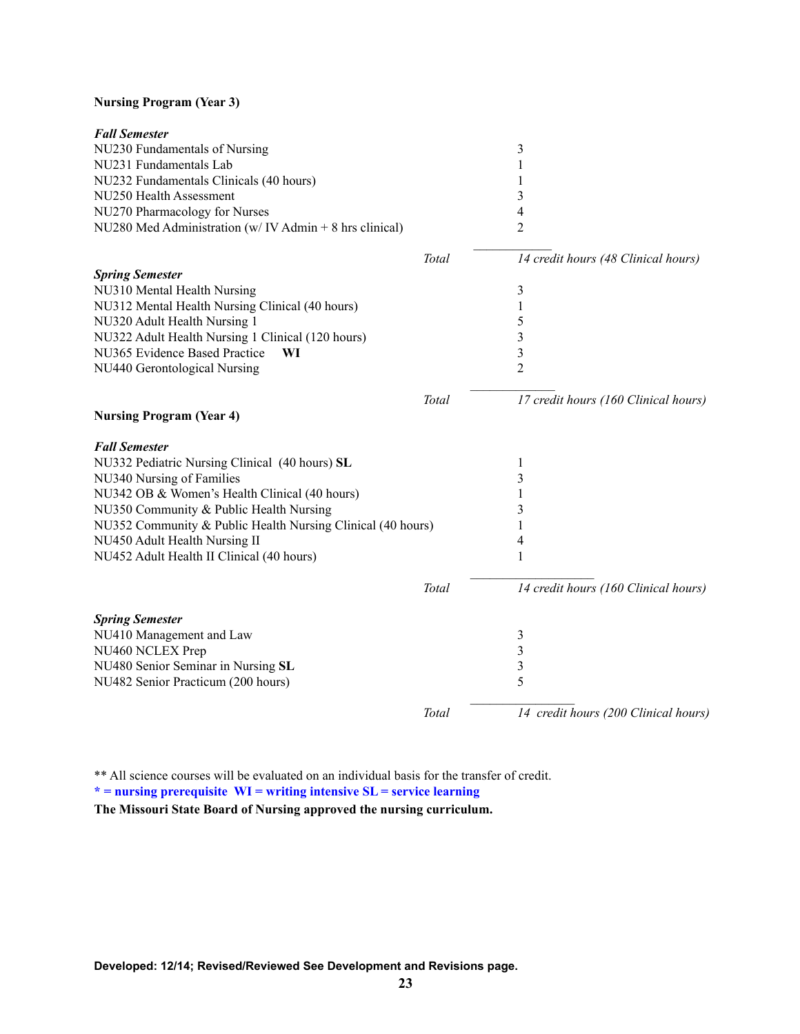**Nursing Program (Year 3)**

***Fall Semester***

| Course | Credits |
|---|---|
| NU230 Fundamentals of Nursing | 3 |
| NU231 Fundamentals Lab | 1 |
| NU232 Fundamentals Clinicals (40 hours) | 1 |
| NU250 Health Assessment | 3 |
| NU270 Pharmacology for Nurses | 4 |
| NU280 Med Administration (w/ IV Admin + 8 hrs clinical) | 2 |
| *Total* | *14 credit hours (48 Clinical hours)* |

***Spring Semester***

| Course | Credits |
|---|---|
| NU310 Mental Health Nursing | 3 |
| NU312 Mental Health Nursing Clinical (40 hours) | 1 |
| NU320 Adult Health Nursing 1 | 5 |
| NU322 Adult Health Nursing 1 Clinical (120 hours) | 3 |
| NU365 Evidence Based Practice **WI** | 3 |
| NU440 Gerontological Nursing | 2 |
| *Total* | *17 credit hours (160 Clinical hours)* |

**Nursing Program (Year 4)**

***Fall Semester***

| Course | Credits |
|---|---|
| NU332 Pediatric Nursing Clinical (40 hours) **SL** | 1 |
| NU340 Nursing of Families | 3 |
| NU342 OB & Women's Health Clinical (40 hours) | 1 |
| NU350 Community & Public Health Nursing | 3 |
| NU352 Community & Public Health Nursing Clinical (40 hours) | 1 |
| NU450 Adult Health Nursing II | 4 |
| NU452 Adult Health II Clinical (40 hours) | 1 |
| *Total* | *14 credit hours (160 Clinical hours)* |

***Spring Semester***

| Course | Credits |
|---|---|
| NU410 Management and Law | 3 |
| NU460 NCLEX Prep | 3 |
| NU480 Senior Seminar in Nursing **SL** | 3 |
| NU482 Senior Practicum (200 hours) | 5 |
| *Total* | *14 credit hours (200 Clinical hours)* |

** All science courses will be evaluated on an individual basis for the transfer of credit.

**\* = nursing prerequisite WI = writing intensive SL = service learning**

**The Missouri State Board of Nursing approved the nursing curriculum.**

**Developed: 12/14; Revised/Reviewed See Development and Revisions page.**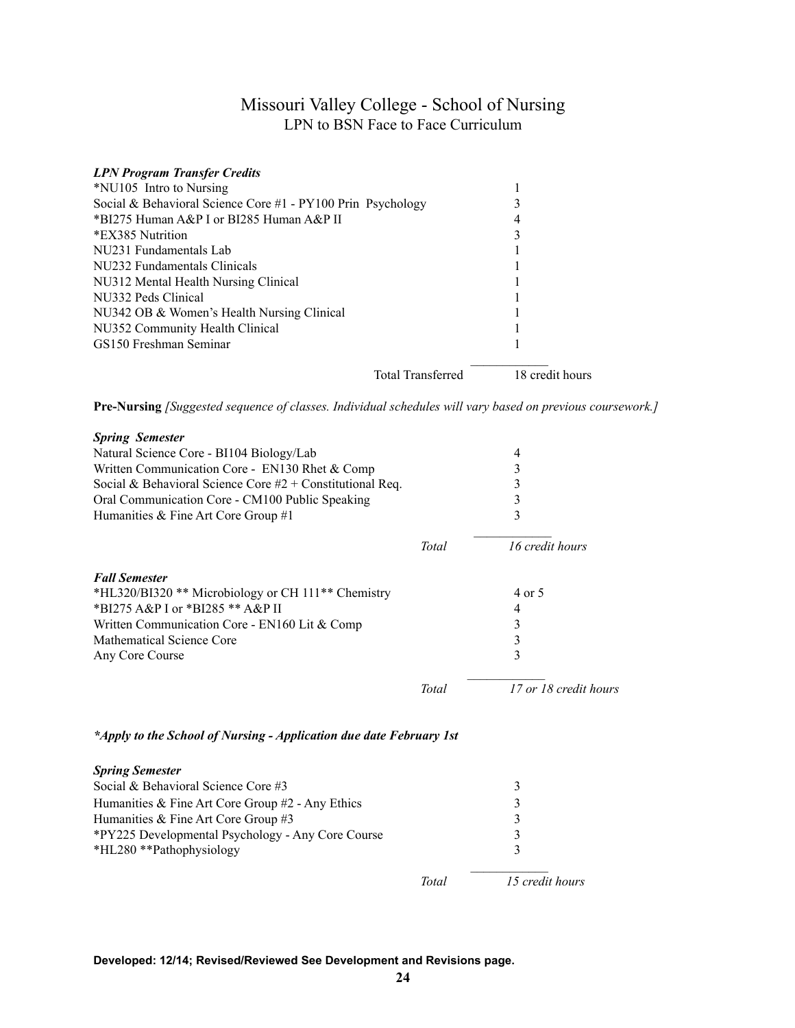# Missouri Valley College - School of Nursing

## LPN to BSN Face to Face Curriculum

***LPN Program Transfer Credits***

| Course | Credits |
|---|---|
| *NU105 Intro to Nursing | 1 |
| Social & Behavioral Science Core #1 - PY100 Prin Psychology | 3 |
| *BI275 Human A&P I or BI285 Human A&P II | 4 |
| *EX385 Nutrition | 3 |
| NU231 Fundamentals Lab | 1 |
| NU232 Fundamentals Clinicals | 1 |
| NU312 Mental Health Nursing Clinical | 1 |
| NU332 Peds Clinical | 1 |
| NU342 OB & Women's Health Nursing Clinical | 1 |
| NU352 Community Health Clinical | 1 |
| GS150 Freshman Seminar | 1 |
| Total Transferred | 18 credit hours |

**Pre-Nursing** *[Suggested sequence of classes. Individual schedules will vary based on previous coursework.]*

***Spring Semester***

| Course | Credits |
|---|---|
| Natural Science Core - BI104 Biology/Lab | 4 |
| Written Communication Core - EN130 Rhet & Comp | 3 |
| Social & Behavioral Science Core #2 + Constitutional Req. | 3 |
| Oral Communication Core - CM100 Public Speaking | 3 |
| Humanities & Fine Art Core Group #1 | 3 |
| *Total* | *16 credit hours* |

***Fall Semester***

| Course | Credits |
|---|---|
| *HL320/BI320 ** Microbiology or CH 111** Chemistry | 4 or 5 |
| *BI275 A&P I or *BI285 ** A&P II | 4 |
| Written Communication Core - EN160 Lit & Comp | 3 |
| Mathematical Science Core | 3 |
| Any Core Course | 3 |
| *Total* | *17 or 18 credit hours* |

***\*Apply to the School of Nursing - Application due date February 1st***

***Spring Semester***

| Course | Credits |
|---|---|
| Social & Behavioral Science Core #3 | 3 |
| Humanities & Fine Art Core Group #2 - Any Ethics | 3 |
| Humanities & Fine Art Core Group #3 | 3 |
| *PY225 Developmental Psychology - Any Core Course | 3 |
| *HL280 **Pathophysiology | 3 |
| *Total* | *15 credit hours* |

**Developed: 12/14; Revised/Reviewed See Development and Revisions page.**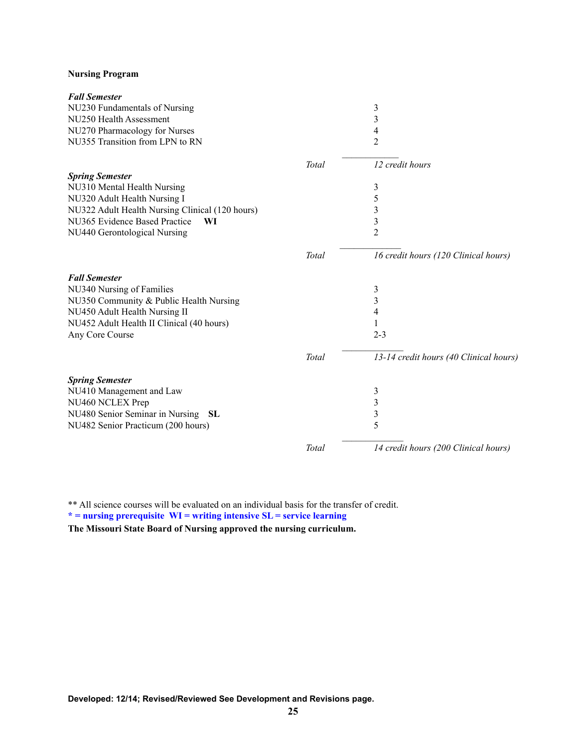**Nursing Program**

| ***Fall Semester*** | | |
|---|---|---|
| NU230 Fundamentals of Nursing | | 3 |
| NU250 Health Assessment | | 3 |
| NU270 Pharmacology for Nurses | | 4 |
| NU355 Transition from LPN to RN | | 2 |
| | *Total* | *12 credit hours* |
| ***Spring Semester*** | | |
| NU310 Mental Health Nursing | | 3 |
| NU320 Adult Health Nursing I | | 5 |
| NU322 Adult Health Nursing Clinical (120 hours) | | 3 |
| NU365 Evidence Based Practice **WI** | | 3 |
| NU440 Gerontological Nursing | | 2 |
| | *Total* | *16 credit hours (120 Clinical hours)* |
| ***Fall Semester*** | | |
| NU340 Nursing of Families | | 3 |
| NU350 Community & Public Health Nursing | | 3 |
| NU450 Adult Health Nursing II | | 4 |
| NU452 Adult Health II Clinical (40 hours) | | 1 |
| Any Core Course | | 2-3 |
| | *Total* | *13-14 credit hours (40 Clinical hours)* |
| ***Spring Semester*** | | |
| NU410 Management and Law | | 3 |
| NU460 NCLEX Prep | | 3 |
| NU480 Senior Seminar in Nursing **SL** | | 3 |
| NU482 Senior Practicum (200 hours) | | 5 |
| | *Total* | *14 credit hours (200 Clinical hours)* |

** All science courses will be evaluated on an individual basis for the transfer of credit.

**\* = nursing prerequisite WI = writing intensive SL = service learning**

**The Missouri State Board of Nursing approved the nursing curriculum.**

**Developed: 12/14; Revised/Reviewed See Development and Revisions page.**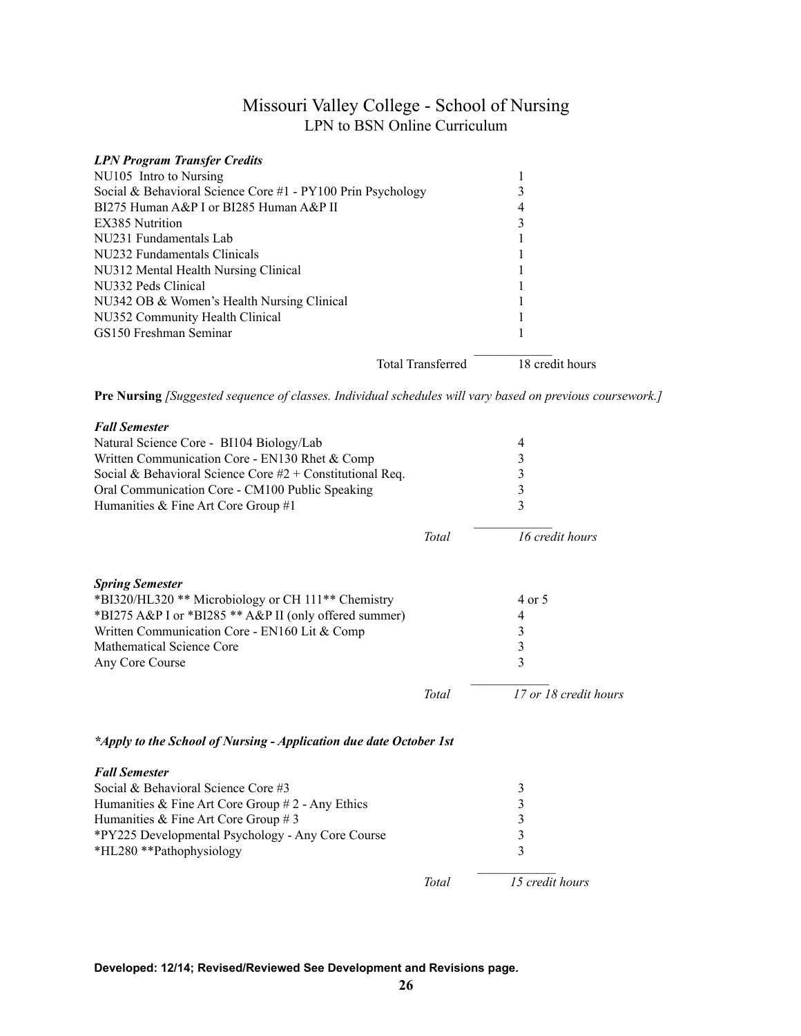# Missouri Valley College - School of Nursing

## LPN to BSN Online Curriculum

***LPN Program Transfer Credits***

| Course | Credits |
|---|---|
| NU105 Intro to Nursing | 1 |
| Social & Behavioral Science Core #1 - PY100 Prin Psychology | 3 |
| BI275 Human A&P I or BI285 Human A&P II | 4 |
| EX385 Nutrition | 3 |
| NU231 Fundamentals Lab | 1 |
| NU232 Fundamentals Clinicals | 1 |
| NU312 Mental Health Nursing Clinical | 1 |
| NU332 Peds Clinical | 1 |
| NU342 OB & Women's Health Nursing Clinical | 1 |
| NU352 Community Health Clinical | 1 |
| GS150 Freshman Seminar | 1 |
| Total Transferred | 18 credit hours |

**Pre Nursing** *[Suggested sequence of classes. Individual schedules will vary based on previous coursework.]*

***Fall Semester***

| Course | Credits |
|---|---|
| Natural Science Core - BI104 Biology/Lab | 4 |
| Written Communication Core - EN130 Rhet & Comp | 3 |
| Social & Behavioral Science Core #2 + Constitutional Req. | 3 |
| Oral Communication Core - CM100 Public Speaking | 3 |
| Humanities & Fine Art Core Group #1 | 3 |
| *Total* | *16 credit hours* |

***Spring Semester***

| Course | Credits |
|---|---|
| *BI320/HL320 ** Microbiology or CH 111** Chemistry | 4 or 5 |
| *BI275 A&P I or *BI285 ** A&P II (only offered summer) | 4 |
| Written Communication Core - EN160 Lit & Comp | 3 |
| Mathematical Science Core | 3 |
| Any Core Course | 3 |
| *Total* | *17 or 18 credit hours* |

***\*Apply to the School of Nursing - Application due date October 1st***

***Fall Semester***

| Course | Credits |
|---|---|
| Social & Behavioral Science Core #3 | 3 |
| Humanities & Fine Art Core Group # 2 - Any Ethics | 3 |
| Humanities & Fine Art Core Group # 3 | 3 |
| *PY225 Developmental Psychology - Any Core Course | 3 |
| *HL280 **Pathophysiology | 3 |
| *Total* | *15 credit hours* |

**Developed: 12/14; Revised/Reviewed See Development and Revisions page.**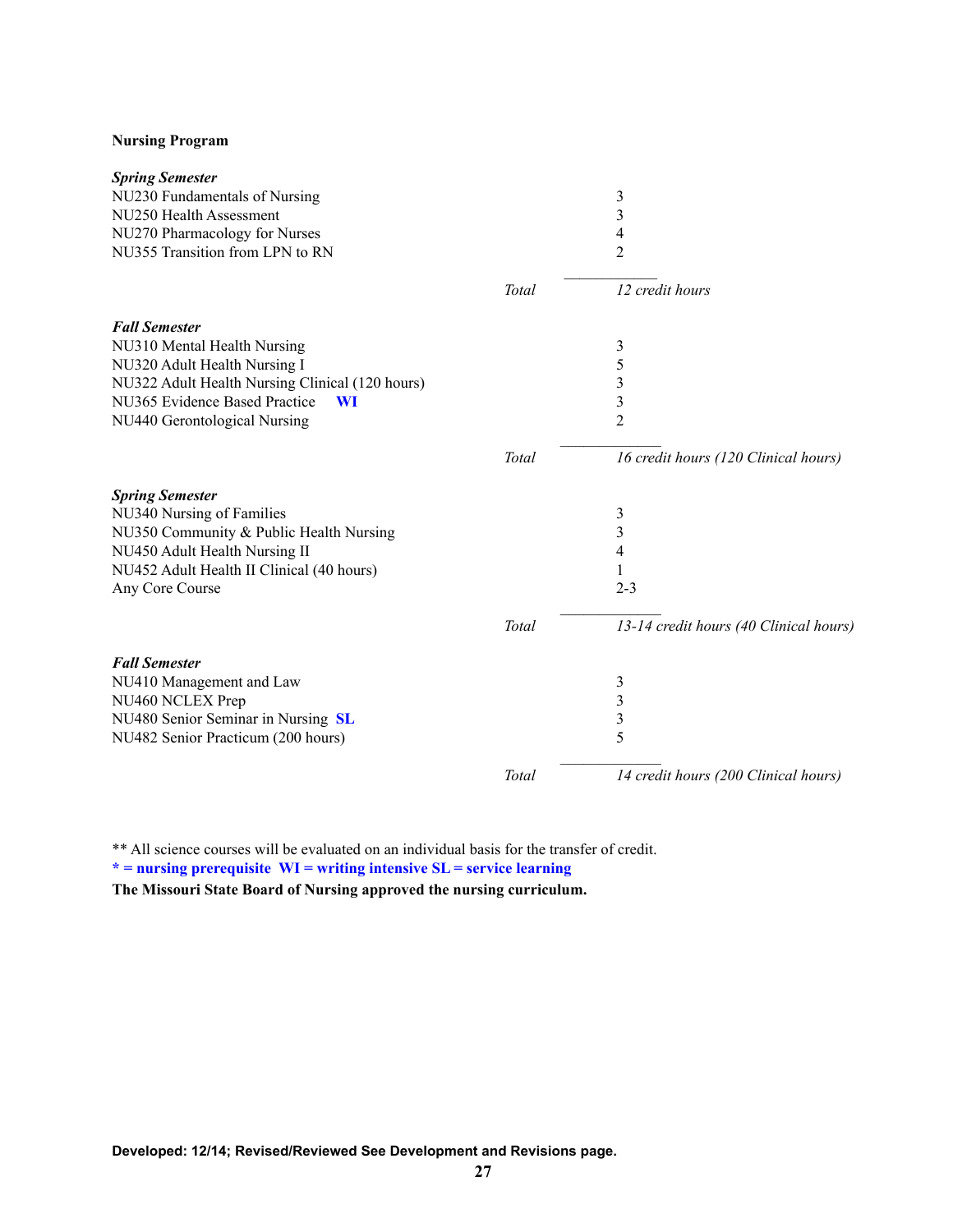**Nursing Program**

| ***Spring Semester*** | | |
|---|---|---|
| NU230 Fundamentals of Nursing | | 3 |
| NU250 Health Assessment | | 3 |
| NU270 Pharmacology for Nurses | | 4 |
| NU355 Transition from LPN to RN | | 2 |
| | *Total* | *12 credit hours* |

| ***Fall Semester*** | | |
|---|---|---|
| NU310 Mental Health Nursing | | 3 |
| NU320 Adult Health Nursing I | | 5 |
| NU322 Adult Health Nursing Clinical (120 hours) | | 3 |
| NU365 Evidence Based Practice **WI** | | 3 |
| NU440 Gerontological Nursing | | 2 |
| | *Total* | *16 credit hours (120 Clinical hours)* |

| ***Spring Semester*** | | |
|---|---|---|
| NU340 Nursing of Families | | 3 |
| NU350 Community & Public Health Nursing | | 3 |
| NU450 Adult Health Nursing II | | 4 |
| NU452 Adult Health II Clinical (40 hours) | | 1 |
| Any Core Course | | 2-3 |
| | *Total* | *13-14 credit hours (40 Clinical hours)* |

| ***Fall Semester*** | | |
|---|---|---|
| NU410 Management and Law | | 3 |
| NU460 NCLEX Prep | | 3 |
| NU480 Senior Seminar in Nursing **SL** | | 3 |
| NU482 Senior Practicum (200 hours) | | 5 |
| | *Total* | *14 credit hours (200 Clinical hours)* |

** All science courses will be evaluated on an individual basis for the transfer of credit.

**\* = nursing prerequisite WI = writing intensive SL = service learning**

**The Missouri State Board of Nursing approved the nursing curriculum.**

**Developed: 12/14; Revised/Reviewed See Development and Revisions page.**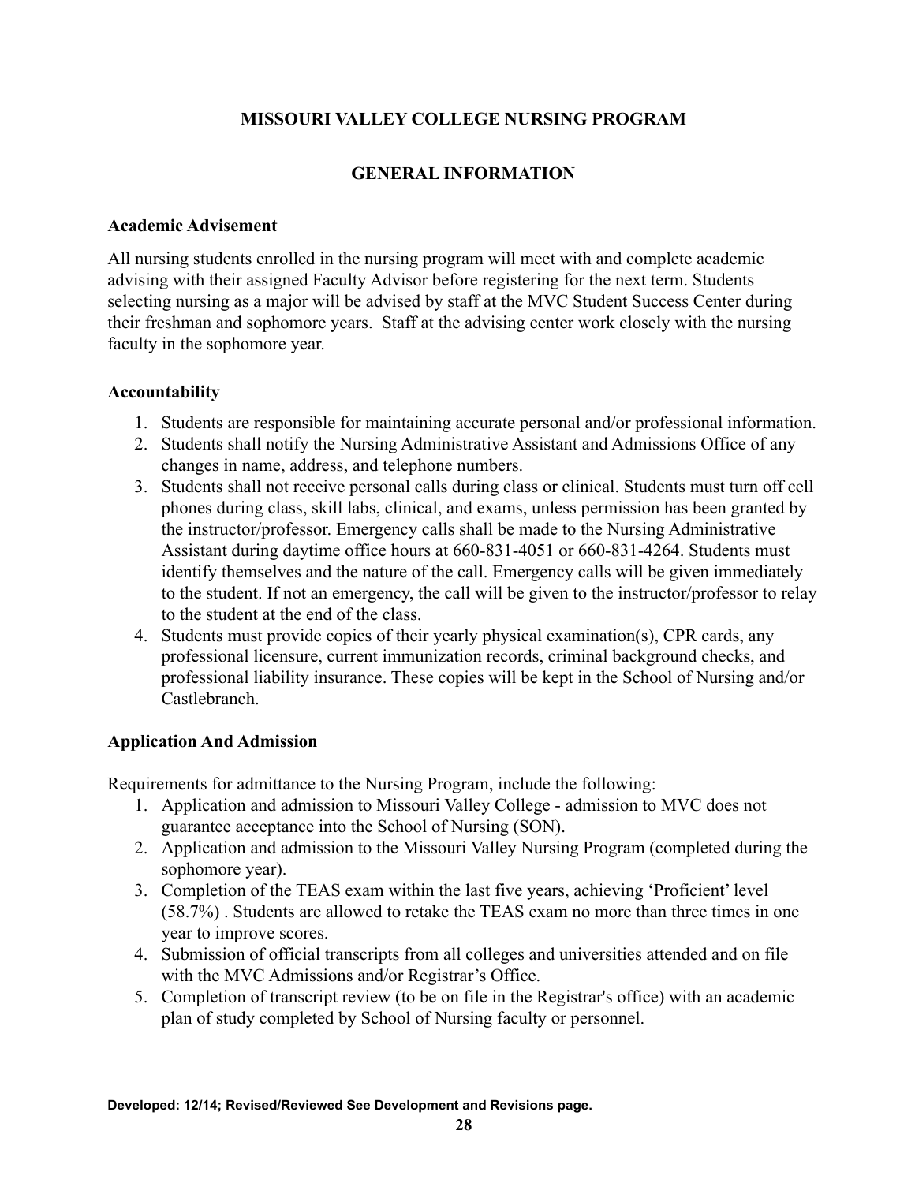# MISSOURI VALLEY COLLEGE NURSING PROGRAM

## GENERAL INFORMATION

### Academic Advisement

All nursing students enrolled in the nursing program will meet with and complete academic advising with their assigned Faculty Advisor before registering for the next term. Students selecting nursing as a major will be advised by staff at the MVC Student Success Center during their freshman and sophomore years. Staff at the advising center work closely with the nursing faculty in the sophomore year.

### Accountability

1. Students are responsible for maintaining accurate personal and/or professional information.
2. Students shall notify the Nursing Administrative Assistant and Admissions Office of any changes in name, address, and telephone numbers.
3. Students shall not receive personal calls during class or clinical. Students must turn off cell phones during class, skill labs, clinical, and exams, unless permission has been granted by the instructor/professor. Emergency calls shall be made to the Nursing Administrative Assistant during daytime office hours at 660-831-4051 or 660-831-4264. Students must identify themselves and the nature of the call. Emergency calls will be given immediately to the student. If not an emergency, the call will be given to the instructor/professor to relay to the student at the end of the class.
4. Students must provide copies of their yearly physical examination(s), CPR cards, any professional licensure, current immunization records, criminal background checks, and professional liability insurance. These copies will be kept in the School of Nursing and/or Castlebranch.

### Application And Admission

Requirements for admittance to the Nursing Program, include the following:

1. Application and admission to Missouri Valley College - admission to MVC does not guarantee acceptance into the School of Nursing (SON).
2. Application and admission to the Missouri Valley Nursing Program (completed during the sophomore year).
3. Completion of the TEAS exam within the last five years, achieving 'Proficient' level (58.7%) . Students are allowed to retake the TEAS exam no more than three times in one year to improve scores.
4. Submission of official transcripts from all colleges and universities attended and on file with the MVC Admissions and/or Registrar's Office.
5. Completion of transcript review (to be on file in the Registrar's office) with an academic plan of study completed by School of Nursing faculty or personnel.

**Developed: 12/14; Revised/Reviewed See Development and Revisions page.**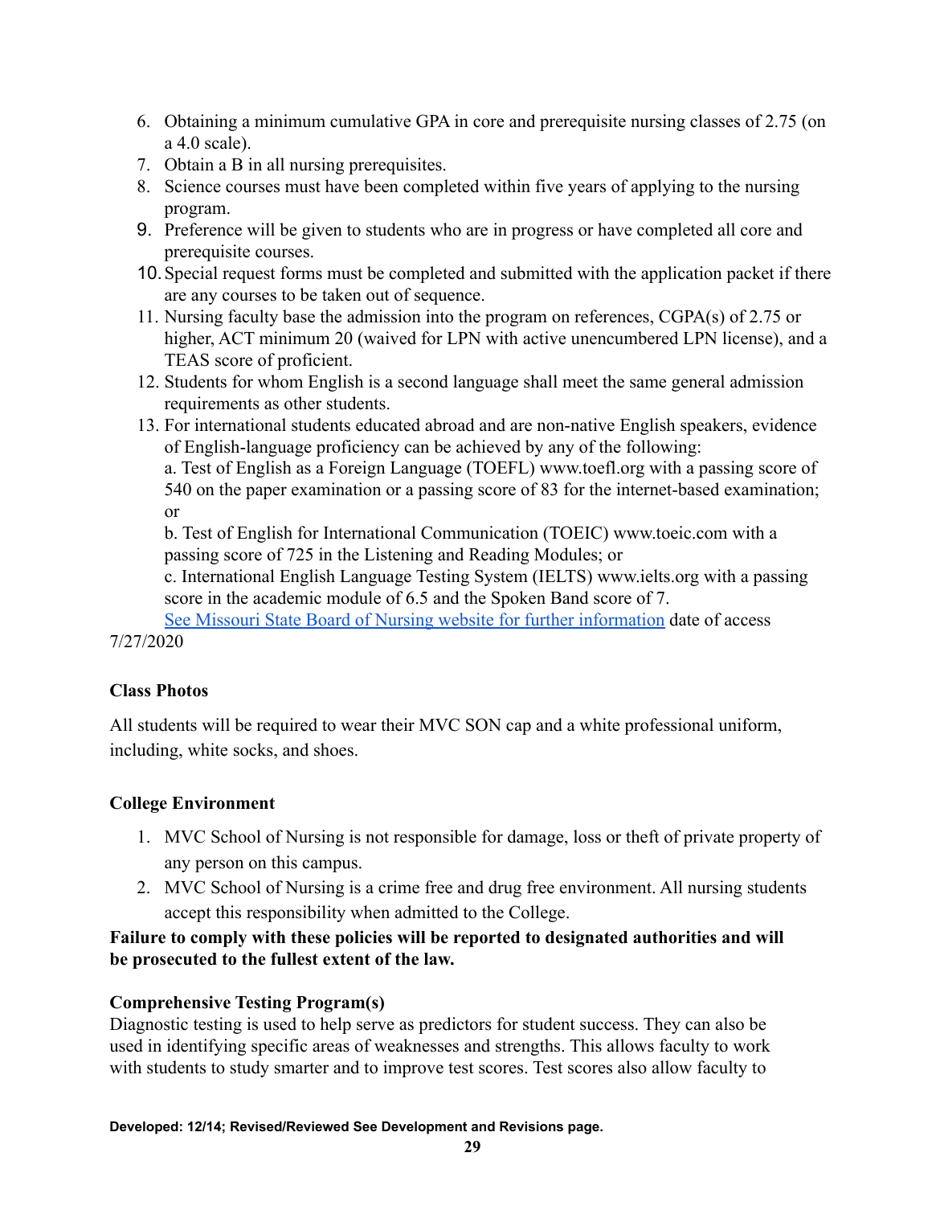6. Obtaining a minimum cumulative GPA in core and prerequisite nursing classes of 2.75 (on a 4.0 scale).
7. Obtain a B in all nursing prerequisites.
8. Science courses must have been completed within five years of applying to the nursing program.
9. Preference will be given to students who are in progress or have completed all core and prerequisite courses.
10. Special request forms must be completed and submitted with the application packet if there are any courses to be taken out of sequence.
11. Nursing faculty base the admission into the program on references, CGPA(s) of 2.75 or higher, ACT minimum 20 (waived for LPN with active unencumbered LPN license), and a TEAS score of proficient.
12. Students for whom English is a second language shall meet the same general admission requirements as other students.
13. For international students educated abroad and are non-native English speakers, evidence of English-language proficiency can be achieved by any of the following:
    a. Test of English as a Foreign Language (TOEFL) www.toefl.org with a passing score of 540 on the paper examination or a passing score of 83 for the internet-based examination; or
    b. Test of English for International Communication (TOEIC) www.toeic.com with a passing score of 725 in the Listening and Reading Modules; or
    c. International English Language Testing System (IELTS) www.ielts.org with a passing score in the academic module of 6.5 and the Spoken Band score of 7.
    See Missouri State Board of Nursing website for further information date of access 7/27/2020

**Class Photos**

All students will be required to wear their MVC SON cap and a white professional uniform, including, white socks, and shoes.

**College Environment**

1. MVC School of Nursing is not responsible for damage, loss or theft of private property of any person on this campus.
2. MVC School of Nursing is a crime free and drug free environment. All nursing students accept this responsibility when admitted to the College.

**Failure to comply with these policies will be reported to designated authorities and will be prosecuted to the fullest extent of the law.**

**Comprehensive Testing Program(s)**

Diagnostic testing is used to help serve as predictors for student success. They can also be used in identifying specific areas of weaknesses and strengths. This allows faculty to work with students to study smarter and to improve test scores. Test scores also allow faculty to

**Developed: 12/14; Revised/Reviewed See Development and Revisions page.**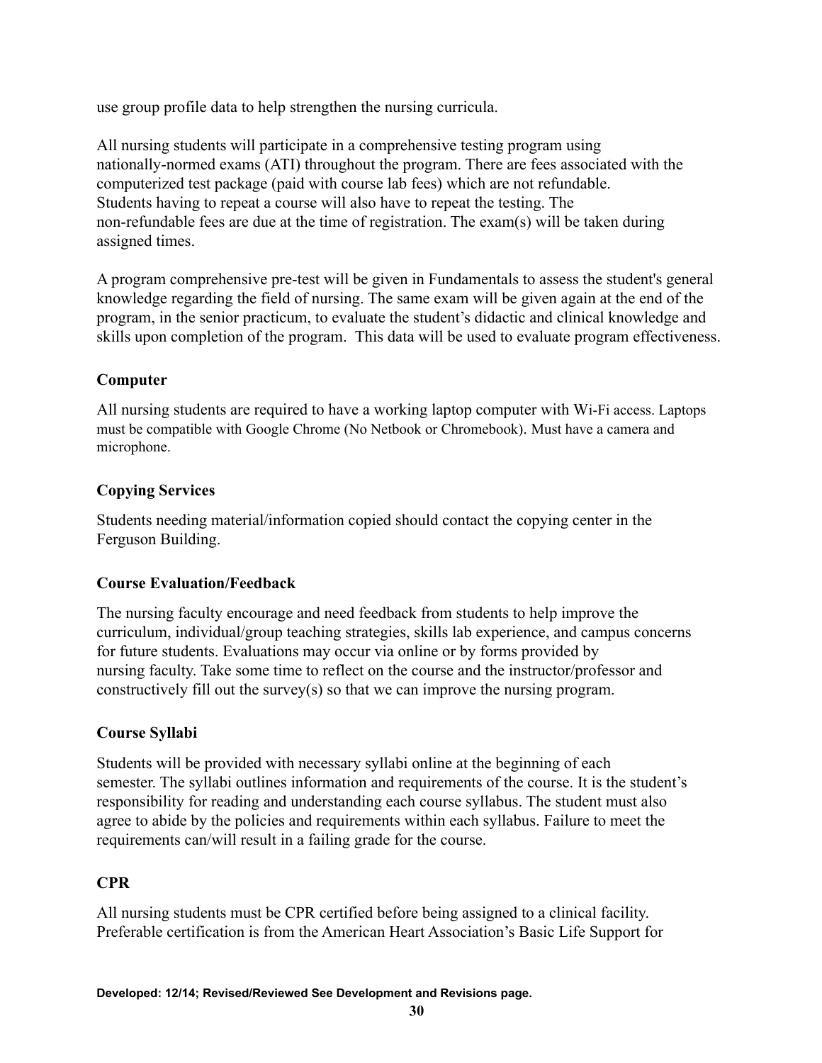use group profile data to help strengthen the nursing curricula.

All nursing students will participate in a comprehensive testing program using nationally-normed exams (ATI) throughout the program. There are fees associated with the computerized test package (paid with course lab fees) which are not refundable. Students having to repeat a course will also have to repeat the testing. The non-refundable fees are due at the time of registration. The exam(s) will be taken during assigned times.

A program comprehensive pre-test will be given in Fundamentals to assess the student's general knowledge regarding the field of nursing. The same exam will be given again at the end of the program, in the senior practicum, to evaluate the student's didactic and clinical knowledge and skills upon completion of the program. This data will be used to evaluate program effectiveness.

### Computer

All nursing students are required to have a working laptop computer with Wi-Fi access. Laptops must be compatible with Google Chrome (No Netbook or Chromebook). Must have a camera and microphone.

### Copying Services

Students needing material/information copied should contact the copying center in the Ferguson Building.

### Course Evaluation/Feedback

The nursing faculty encourage and need feedback from students to help improve the curriculum, individual/group teaching strategies, skills lab experience, and campus concerns for future students. Evaluations may occur via online or by forms provided by nursing faculty. Take some time to reflect on the course and the instructor/professor and constructively fill out the survey(s) so that we can improve the nursing program.

### Course Syllabi

Students will be provided with necessary syllabi online at the beginning of each semester. The syllabi outlines information and requirements of the course. It is the student's responsibility for reading and understanding each course syllabus. The student must also agree to abide by the policies and requirements within each syllabus. Failure to meet the requirements can/will result in a failing grade for the course.

### CPR

All nursing students must be CPR certified before being assigned to a clinical facility. Preferable certification is from the American Heart Association's Basic Life Support for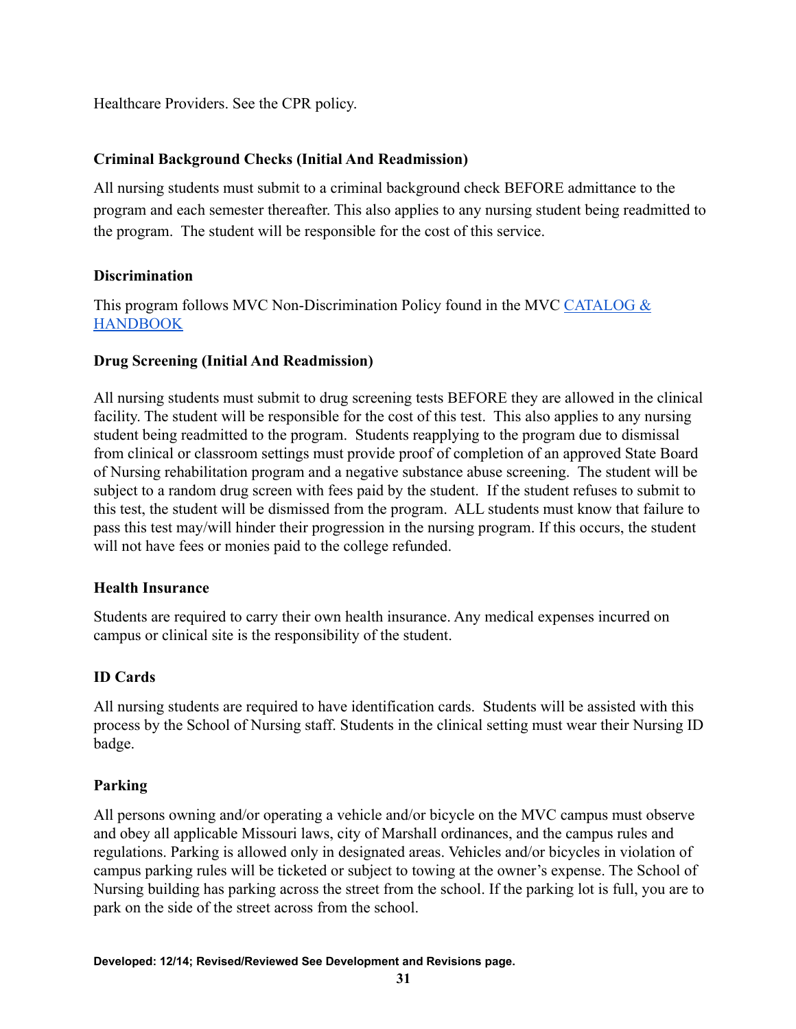Healthcare Providers. See the CPR policy.

**Criminal Background Checks (Initial And Readmission)**

All nursing students must submit to a criminal background check BEFORE admittance to the program and each semester thereafter. This also applies to any nursing student being readmitted to the program. The student will be responsible for the cost of this service.

**Discrimination**

This program follows MVC Non-Discrimination Policy found in the MVC [CATALOG & HANDBOOK]

**Drug Screening (Initial And Readmission)**

All nursing students must submit to drug screening tests BEFORE they are allowed in the clinical facility. The student will be responsible for the cost of this test. This also applies to any nursing student being readmitted to the program. Students reapplying to the program due to dismissal from clinical or classroom settings must provide proof of completion of an approved State Board of Nursing rehabilitation program and a negative substance abuse screening. The student will be subject to a random drug screen with fees paid by the student. If the student refuses to submit to this test, the student will be dismissed from the program. ALL students must know that failure to pass this test may/will hinder their progression in the nursing program. If this occurs, the student will not have fees or monies paid to the college refunded.

**Health Insurance**

Students are required to carry their own health insurance. Any medical expenses incurred on campus or clinical site is the responsibility of the student.

**ID Cards**

All nursing students are required to have identification cards. Students will be assisted with this process by the School of Nursing staff. Students in the clinical setting must wear their Nursing ID badge.

**Parking**

All persons owning and/or operating a vehicle and/or bicycle on the MVC campus must observe and obey all applicable Missouri laws, city of Marshall ordinances, and the campus rules and regulations. Parking is allowed only in designated areas. Vehicles and/or bicycles in violation of campus parking rules will be ticketed or subject to towing at the owner's expense. The School of Nursing building has parking across the street from the school. If the parking lot is full, you are to park on the side of the street across from the school.

**Developed: 12/14; Revised/Reviewed See Development and Revisions page.**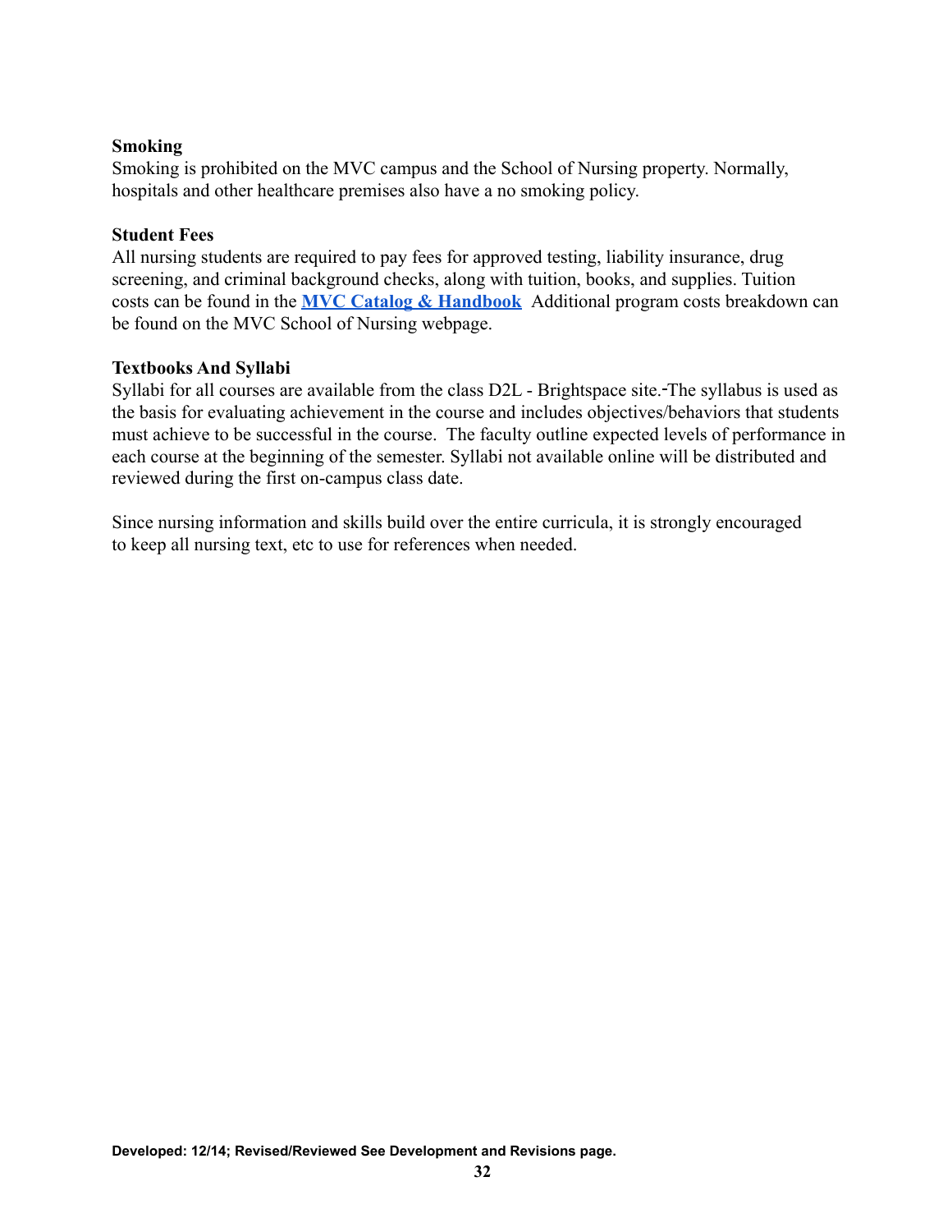**Smoking**
Smoking is prohibited on the MVC campus and the School of Nursing property. Normally, hospitals and other healthcare premises also have a no smoking policy.

**Student Fees**
All nursing students are required to pay fees for approved testing, liability insurance, drug screening, and criminal background checks, along with tuition, books, and supplies. Tuition costs can be found in the **MVC Catalog & Handbook** Additional program costs breakdown can be found on the MVC School of Nursing webpage.

**Textbooks And Syllabi**
Syllabi for all courses are available from the class D2L - Brightspace site. The syllabus is used as the basis for evaluating achievement in the course and includes objectives/behaviors that students must achieve to be successful in the course. The faculty outline expected levels of performance in each course at the beginning of the semester. Syllabi not available online will be distributed and reviewed during the first on-campus class date.

Since nursing information and skills build over the entire curricula, it is strongly encouraged to keep all nursing text, etc to use for references when needed.

**Developed: 12/14; Revised/Reviewed See Development and Revisions page.**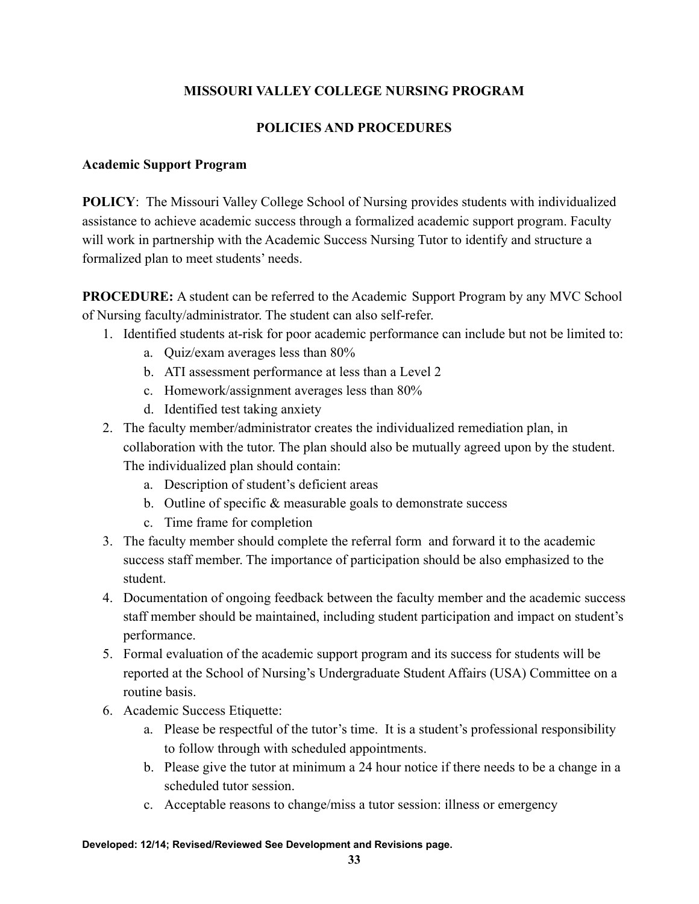**MISSOURI VALLEY COLLEGE NURSING PROGRAM**

**POLICIES AND PROCEDURES**

**Academic Support Program**

**POLICY**: The Missouri Valley College School of Nursing provides students with individualized assistance to achieve academic success through a formalized academic support program. Faculty will work in partnership with the Academic Success Nursing Tutor to identify and structure a formalized plan to meet students' needs.

**PROCEDURE:** A student can be referred to the Academic Support Program by any MVC School of Nursing faculty/administrator. The student can also self-refer.

1. Identified students at-risk for poor academic performance can include but not be limited to:
   a. Quiz/exam averages less than 80%
   b. ATI assessment performance at less than a Level 2
   c. Homework/assignment averages less than 80%
   d. Identified test taking anxiety
2. The faculty member/administrator creates the individualized remediation plan, in collaboration with the tutor. The plan should also be mutually agreed upon by the student. The individualized plan should contain:
   a. Description of student's deficient areas
   b. Outline of specific & measurable goals to demonstrate success
   c. Time frame for completion
3. The faculty member should complete the referral form and forward it to the academic success staff member. The importance of participation should be also emphasized to the student.
4. Documentation of ongoing feedback between the faculty member and the academic success staff member should be maintained, including student participation and impact on student's performance.
5. Formal evaluation of the academic support program and its success for students will be reported at the School of Nursing's Undergraduate Student Affairs (USA) Committee on a routine basis.
6. Academic Success Etiquette:
   a. Please be respectful of the tutor's time. It is a student's professional responsibility to follow through with scheduled appointments.
   b. Please give the tutor at minimum a 24 hour notice if there needs to be a change in a scheduled tutor session.
   c. Acceptable reasons to change/miss a tutor session: illness or emergency

**Developed: 12/14; Revised/Reviewed See Development and Revisions page.**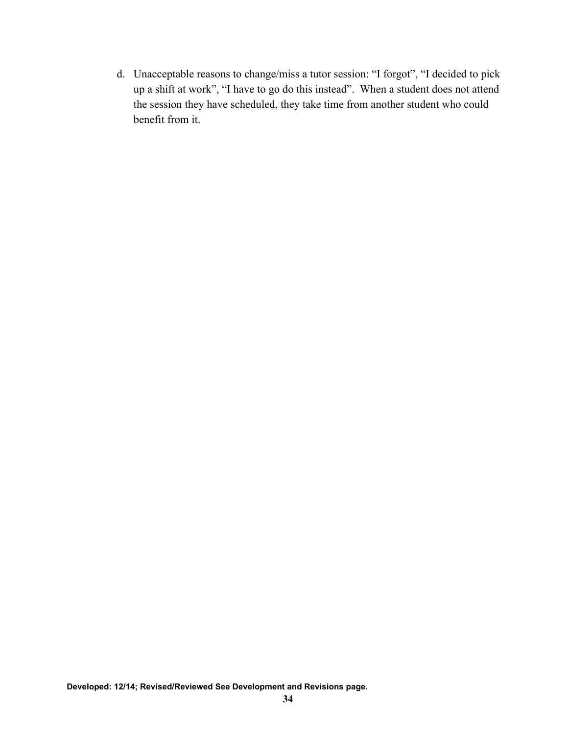d. Unacceptable reasons to change/miss a tutor session: “I forgot”, “I decided to pick up a shift at work”, “I have to go do this instead”.  When a student does not attend the session they have scheduled, they take time from another student who could benefit from it.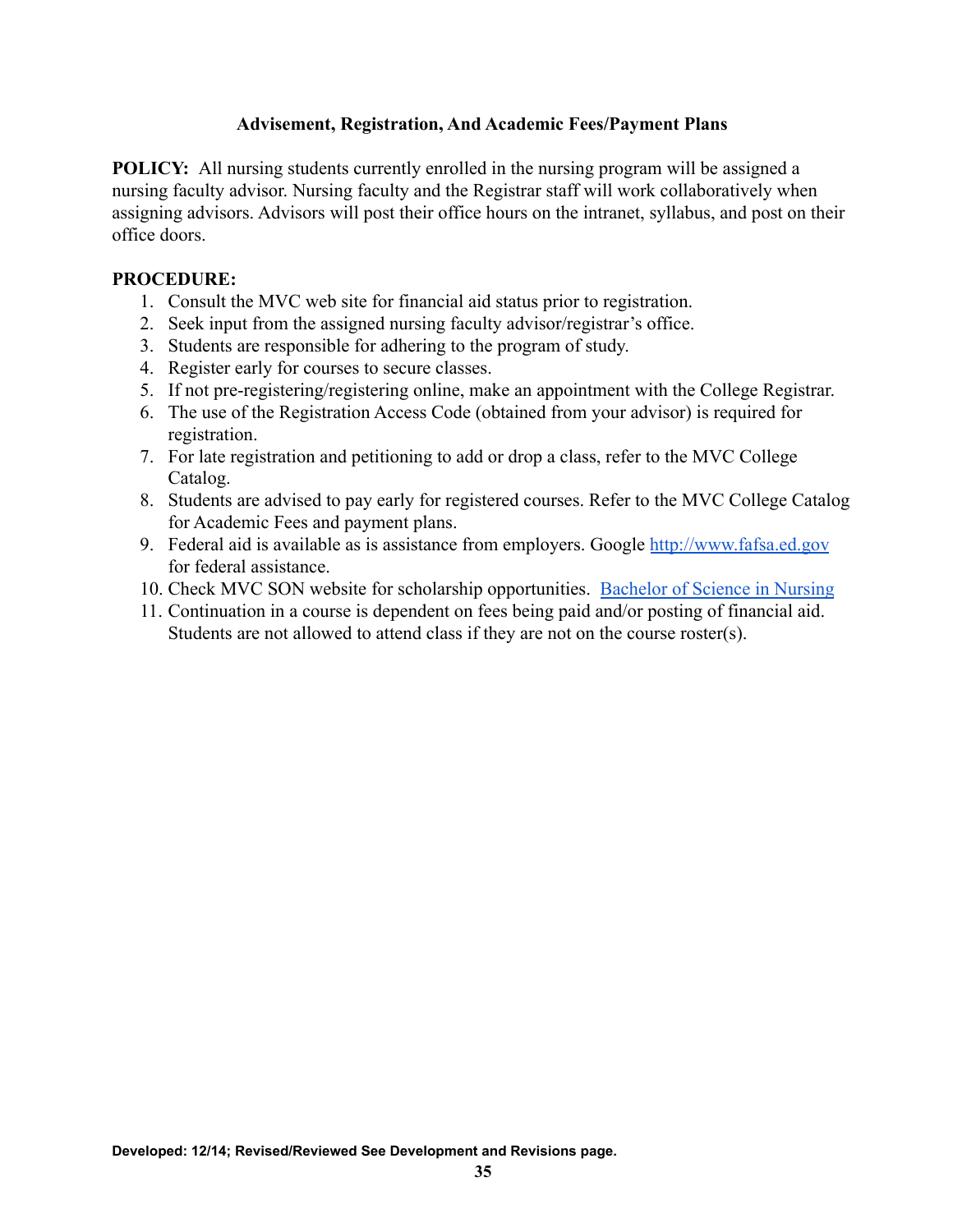## Advisement, Registration, And Academic Fees/Payment Plans

**POLICY:** All nursing students currently enrolled in the nursing program will be assigned a nursing faculty advisor. Nursing faculty and the Registrar staff will work collaboratively when assigning advisors. Advisors will post their office hours on the intranet, syllabus, and post on their office doors.

**PROCEDURE:**

1. Consult the MVC web site for financial aid status prior to registration.
2. Seek input from the assigned nursing faculty advisor/registrar's office.
3. Students are responsible for adhering to the program of study.
4. Register early for courses to secure classes.
5. If not pre-registering/registering online, make an appointment with the College Registrar.
6. The use of the Registration Access Code (obtained from your advisor) is required for registration.
7. For late registration and petitioning to add or drop a class, refer to the MVC College Catalog.
8. Students are advised to pay early for registered courses. Refer to the MVC College Catalog for Academic Fees and payment plans.
9. Federal aid is available as is assistance from employers. Google [http://www.fafsa.ed.gov](http://www.fafsa.ed.gov) for federal assistance.
10. Check MVC SON website for scholarship opportunities. [Bachelor of Science in Nursing]
11. Continuation in a course is dependent on fees being paid and/or posting of financial aid. Students are not allowed to attend class if they are not on the course roster(s).

**Developed: 12/14; Revised/Reviewed See Development and Revisions page.**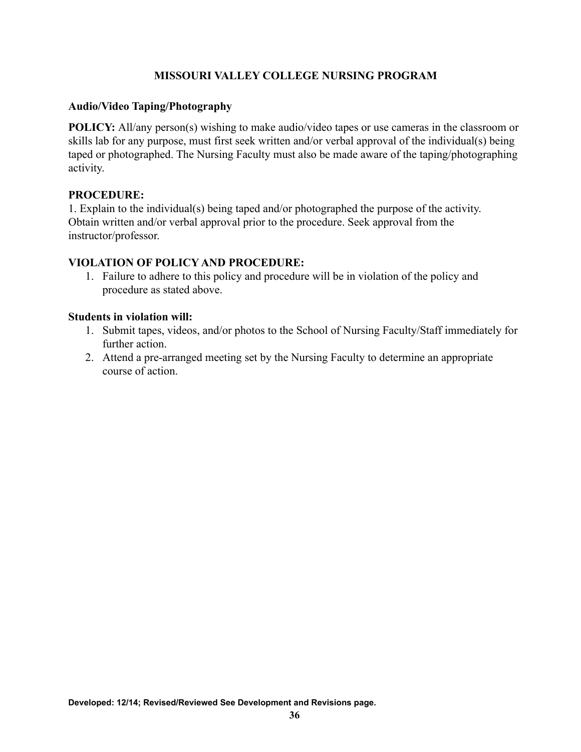## MISSOURI VALLEY COLLEGE NURSING PROGRAM

### Audio/Video Taping/Photography

**POLICY:** All/any person(s) wishing to make audio/video tapes or use cameras in the classroom or skills lab for any purpose, must first seek written and/or verbal approval of the individual(s) being taped or photographed. The Nursing Faculty must also be made aware of the taping/photographing activity.

**PROCEDURE:**

1. Explain to the individual(s) being taped and/or photographed the purpose of the activity. Obtain written and/or verbal approval prior to the procedure. Seek approval from the instructor/professor.

**VIOLATION OF POLICY AND PROCEDURE:**

1. Failure to adhere to this policy and procedure will be in violation of the policy and procedure as stated above.

**Students in violation will:**

1. Submit tapes, videos, and/or photos to the School of Nursing Faculty/Staff immediately for further action.
2. Attend a pre-arranged meeting set by the Nursing Faculty to determine an appropriate course of action.

**Developed: 12/14; Revised/Reviewed See Development and Revisions page.**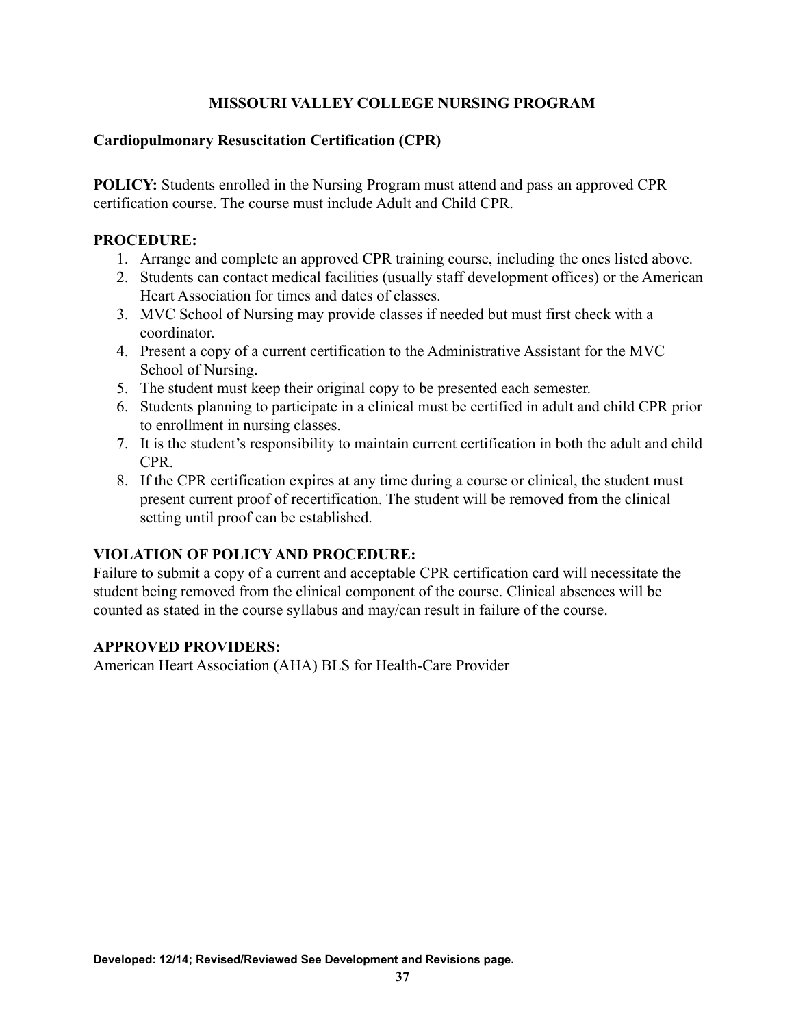## MISSOURI VALLEY COLLEGE NURSING PROGRAM

### Cardiopulmonary Resuscitation Certification (CPR)

**POLICY:** Students enrolled in the Nursing Program must attend and pass an approved CPR certification course. The course must include Adult and Child CPR.

**PROCEDURE:**

1. Arrange and complete an approved CPR training course, including the ones listed above.
2. Students can contact medical facilities (usually staff development offices) or the American Heart Association for times and dates of classes.
3. MVC School of Nursing may provide classes if needed but must first check with a coordinator.
4. Present a copy of a current certification to the Administrative Assistant for the MVC School of Nursing.
5. The student must keep their original copy to be presented each semester.
6. Students planning to participate in a clinical must be certified in adult and child CPR prior to enrollment in nursing classes.
7. It is the student's responsibility to maintain current certification in both the adult and child CPR.
8. If the CPR certification expires at any time during a course or clinical, the student must present current proof of recertification. The student will be removed from the clinical setting until proof can be established.

**VIOLATION OF POLICY AND PROCEDURE:**
Failure to submit a copy of a current and acceptable CPR certification card will necessitate the student being removed from the clinical component of the course. Clinical absences will be counted as stated in the course syllabus and may/can result in failure of the course.

**APPROVED PROVIDERS:**
American Heart Association (AHA) BLS for Health-Care Provider

**Developed: 12/14; Revised/Reviewed See Development and Revisions page.**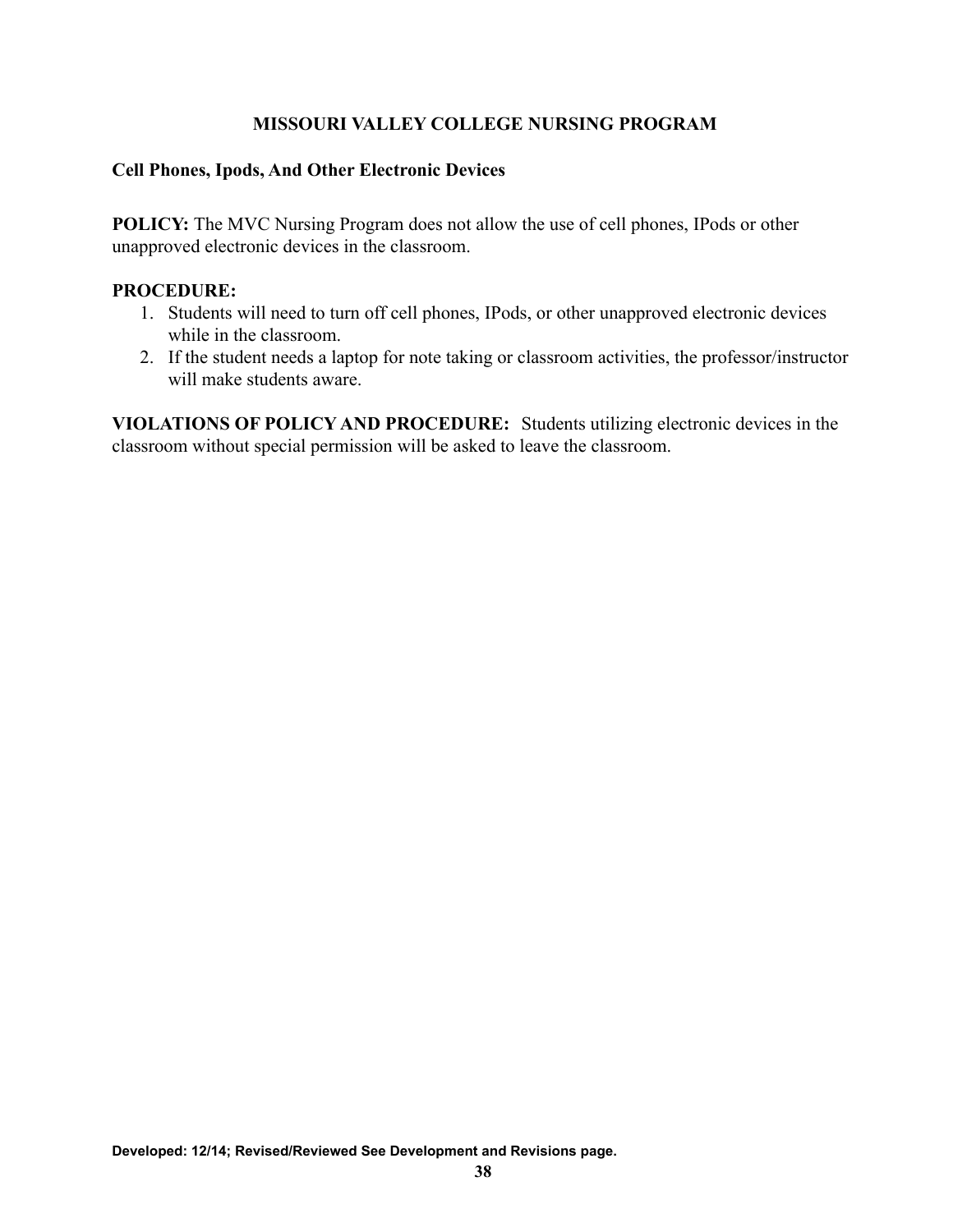# MISSOURI VALLEY COLLEGE NURSING PROGRAM

## Cell Phones, Ipods, And Other Electronic Devices

**POLICY:** The MVC Nursing Program does not allow the use of cell phones, IPods or other unapproved electronic devices in the classroom.

**PROCEDURE:**

1. Students will need to turn off cell phones, IPods, or other unapproved electronic devices while in the classroom.
2. If the student needs a laptop for note taking or classroom activities, the professor/instructor will make students aware.

**VIOLATIONS OF POLICY AND PROCEDURE:** Students utilizing electronic devices in the classroom without special permission will be asked to leave the classroom.

**Developed: 12/14; Revised/Reviewed See Development and Revisions page.**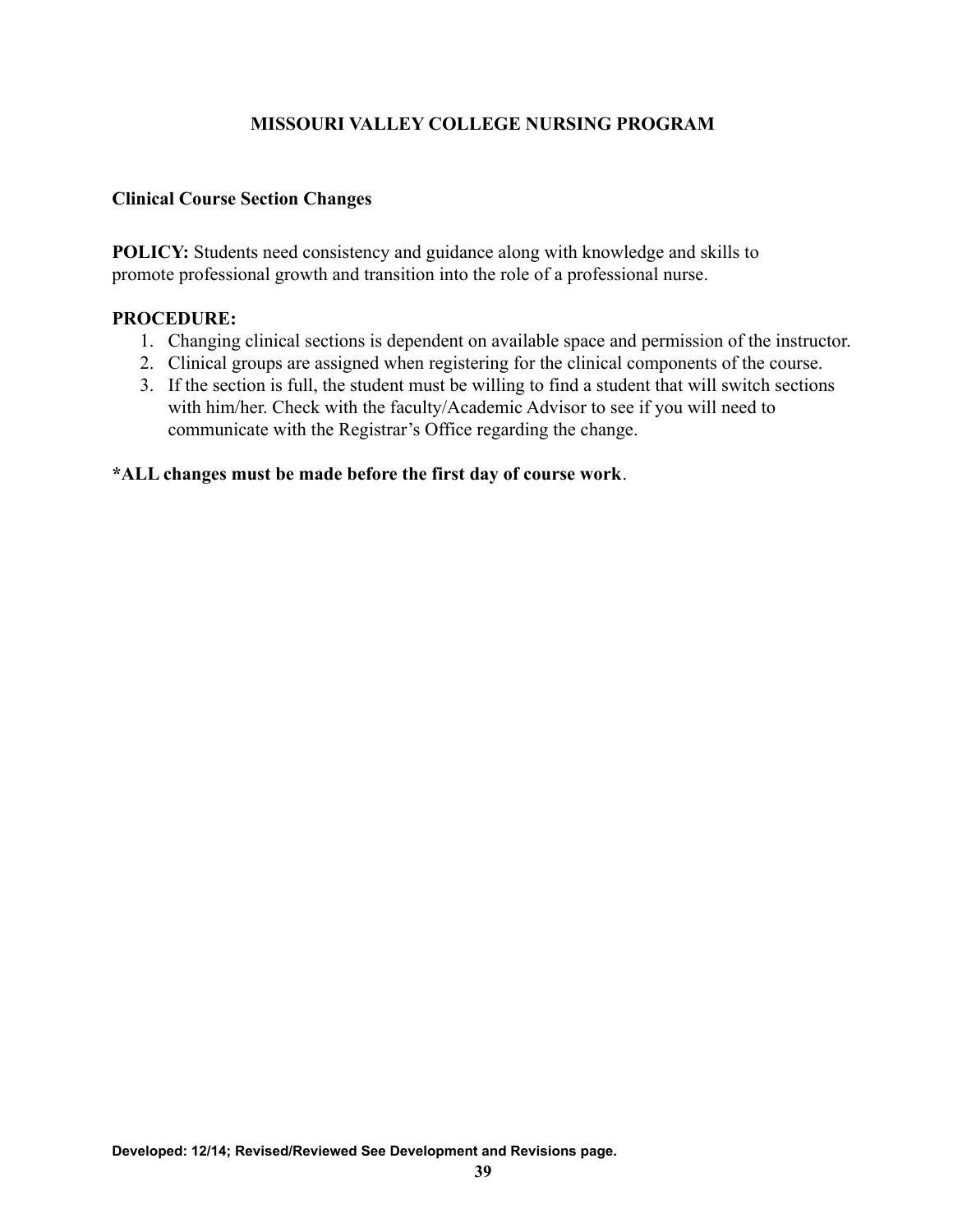**MISSOURI VALLEY COLLEGE NURSING PROGRAM**

## Clinical Course Section Changes

**POLICY:** Students need consistency and guidance along with knowledge and skills to promote professional growth and transition into the role of a professional nurse.

**PROCEDURE:**

1. Changing clinical sections is dependent on available space and permission of the instructor.
2. Clinical groups are assigned when registering for the clinical components of the course.
3. If the section is full, the student must be willing to find a student that will switch sections with him/her. Check with the faculty/Academic Advisor to see if you will need to communicate with the Registrar's Office regarding the change.

***ALL changes must be made before the first day of course work**.

**Developed: 12/14; Revised/Reviewed See Development and Revisions page.**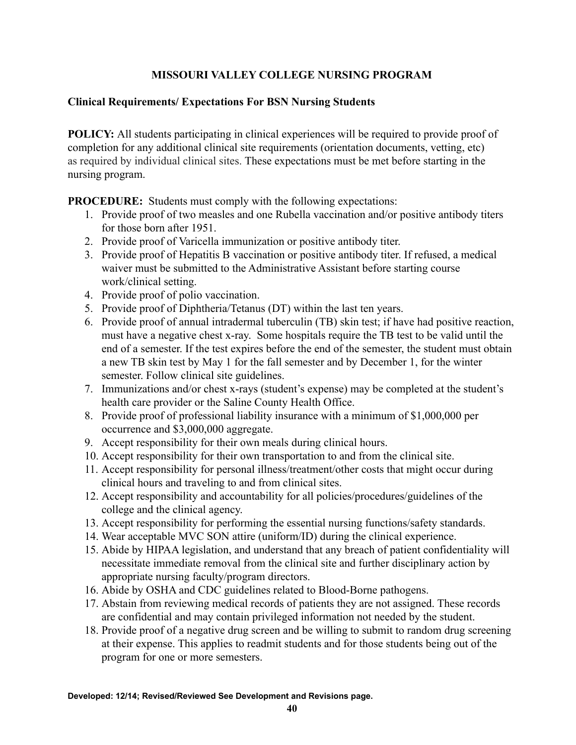# MISSOURI VALLEY COLLEGE NURSING PROGRAM

## Clinical Requirements/ Expectations For BSN Nursing Students

**POLICY:** All students participating in clinical experiences will be required to provide proof of completion for any additional clinical site requirements (orientation documents, vetting, etc) as required by individual clinical sites. These expectations must be met before starting in the nursing program.

**PROCEDURE:** Students must comply with the following expectations:

1. Provide proof of two measles and one Rubella vaccination and/or positive antibody titers for those born after 1951.
2. Provide proof of Varicella immunization or positive antibody titer.
3. Provide proof of Hepatitis B vaccination or positive antibody titer. If refused, a medical waiver must be submitted to the Administrative Assistant before starting course work/clinical setting.
4. Provide proof of polio vaccination.
5. Provide proof of Diphtheria/Tetanus (DT) within the last ten years.
6. Provide proof of annual intradermal tuberculin (TB) skin test; if have had positive reaction, must have a negative chest x-ray. Some hospitals require the TB test to be valid until the end of a semester. If the test expires before the end of the semester, the student must obtain a new TB skin test by May 1 for the fall semester and by December 1, for the winter semester. Follow clinical site guidelines.
7. Immunizations and/or chest x-rays (student's expense) may be completed at the student's health care provider or the Saline County Health Office.
8. Provide proof of professional liability insurance with a minimum of $1,000,000 per occurrence and $3,000,000 aggregate.
9. Accept responsibility for their own meals during clinical hours.
10. Accept responsibility for their own transportation to and from the clinical site.
11. Accept responsibility for personal illness/treatment/other costs that might occur during clinical hours and traveling to and from clinical sites.
12. Accept responsibility and accountability for all policies/procedures/guidelines of the college and the clinical agency.
13. Accept responsibility for performing the essential nursing functions/safety standards.
14. Wear acceptable MVC SON attire (uniform/ID) during the clinical experience.
15. Abide by HIPAA legislation, and understand that any breach of patient confidentiality will necessitate immediate removal from the clinical site and further disciplinary action by appropriate nursing faculty/program directors.
16. Abide by OSHA and CDC guidelines related to Blood-Borne pathogens.
17. Abstain from reviewing medical records of patients they are not assigned. These records are confidential and may contain privileged information not needed by the student.
18. Provide proof of a negative drug screen and be willing to submit to random drug screening at their expense. This applies to readmit students and for those students being out of the program for one or more semesters.

**Developed: 12/14; Revised/Reviewed See Development and Revisions page.**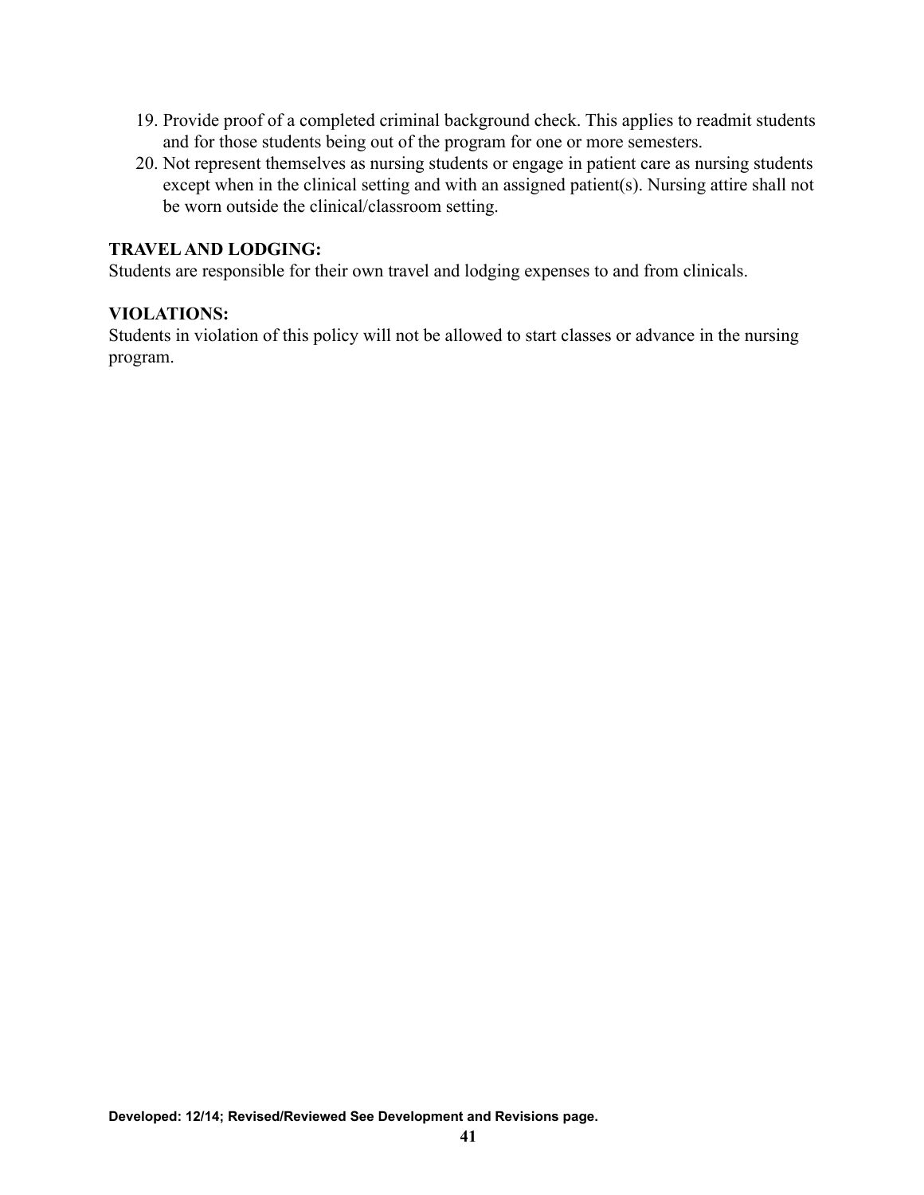19. Provide proof of a completed criminal background check. This applies to readmit students and for those students being out of the program for one or more semesters.
20. Not represent themselves as nursing students or engage in patient care as nursing students except when in the clinical setting and with an assigned patient(s). Nursing attire shall not be worn outside the clinical/classroom setting.

**TRAVEL AND LODGING:**
Students are responsible for their own travel and lodging expenses to and from clinicals.

**VIOLATIONS:**
Students in violation of this policy will not be allowed to start classes or advance in the nursing program.

**Developed: 12/14; Revised/Reviewed See Development and Revisions page.**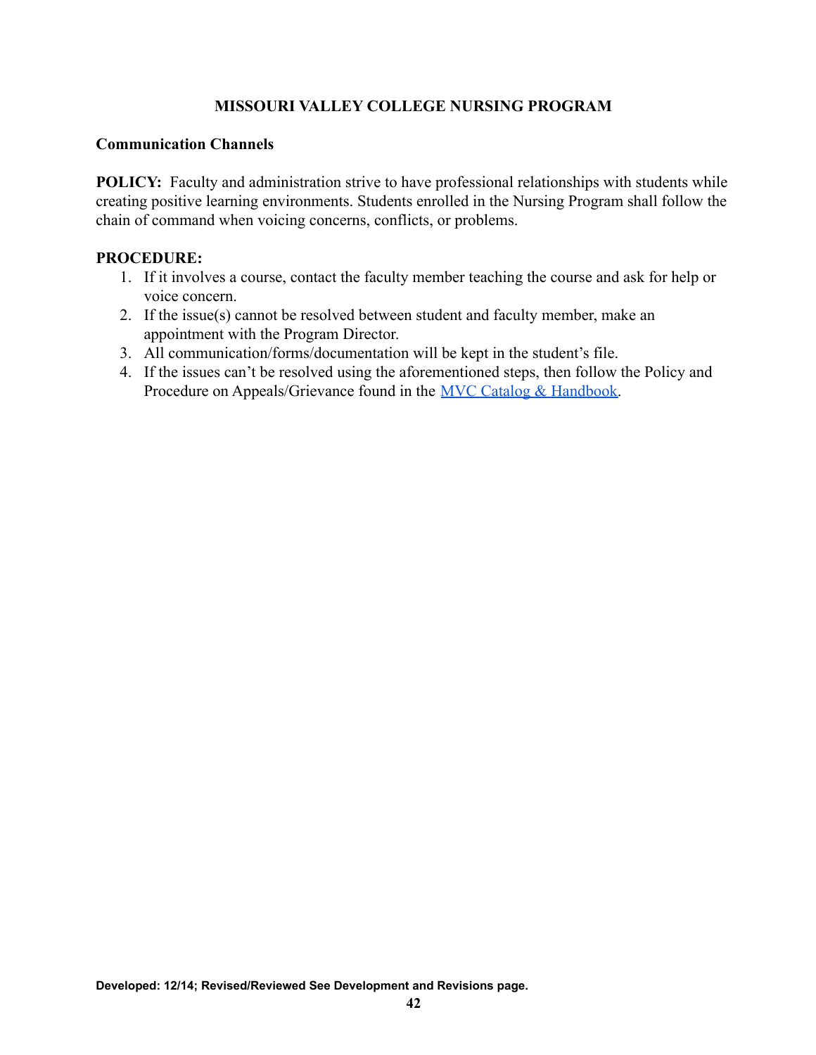**MISSOURI VALLEY COLLEGE NURSING PROGRAM**

**Communication Channels**

**POLICY:** Faculty and administration strive to have professional relationships with students while creating positive learning environments. Students enrolled in the Nursing Program shall follow the chain of command when voicing concerns, conflicts, or problems.

**PROCEDURE:**

1. If it involves a course, contact the faculty member teaching the course and ask for help or voice concern.
2. If the issue(s) cannot be resolved between student and faculty member, make an appointment with the Program Director.
3. All communication/forms/documentation will be kept in the student's file.
4. If the issues can't be resolved using the aforementioned steps, then follow the Policy and Procedure on Appeals/Grievance found in the MVC Catalog & Handbook.

**Developed: 12/14; Revised/Reviewed See Development and Revisions page.**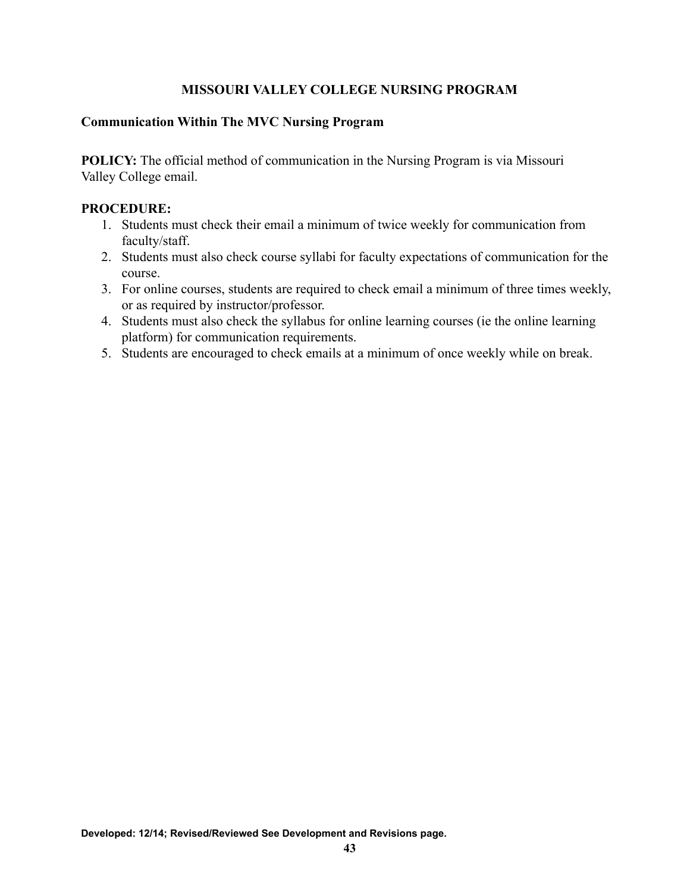# MISSOURI VALLEY COLLEGE NURSING PROGRAM

## Communication Within The MVC Nursing Program

**POLICY:** The official method of communication in the Nursing Program is via Missouri Valley College email.

**PROCEDURE:**

1. Students must check their email a minimum of twice weekly for communication from faculty/staff.
2. Students must also check course syllabi for faculty expectations of communication for the course.
3. For online courses, students are required to check email a minimum of three times weekly, or as required by instructor/professor.
4. Students must also check the syllabus for online learning courses (ie the online learning platform) for communication requirements.
5. Students are encouraged to check emails at a minimum of once weekly while on break.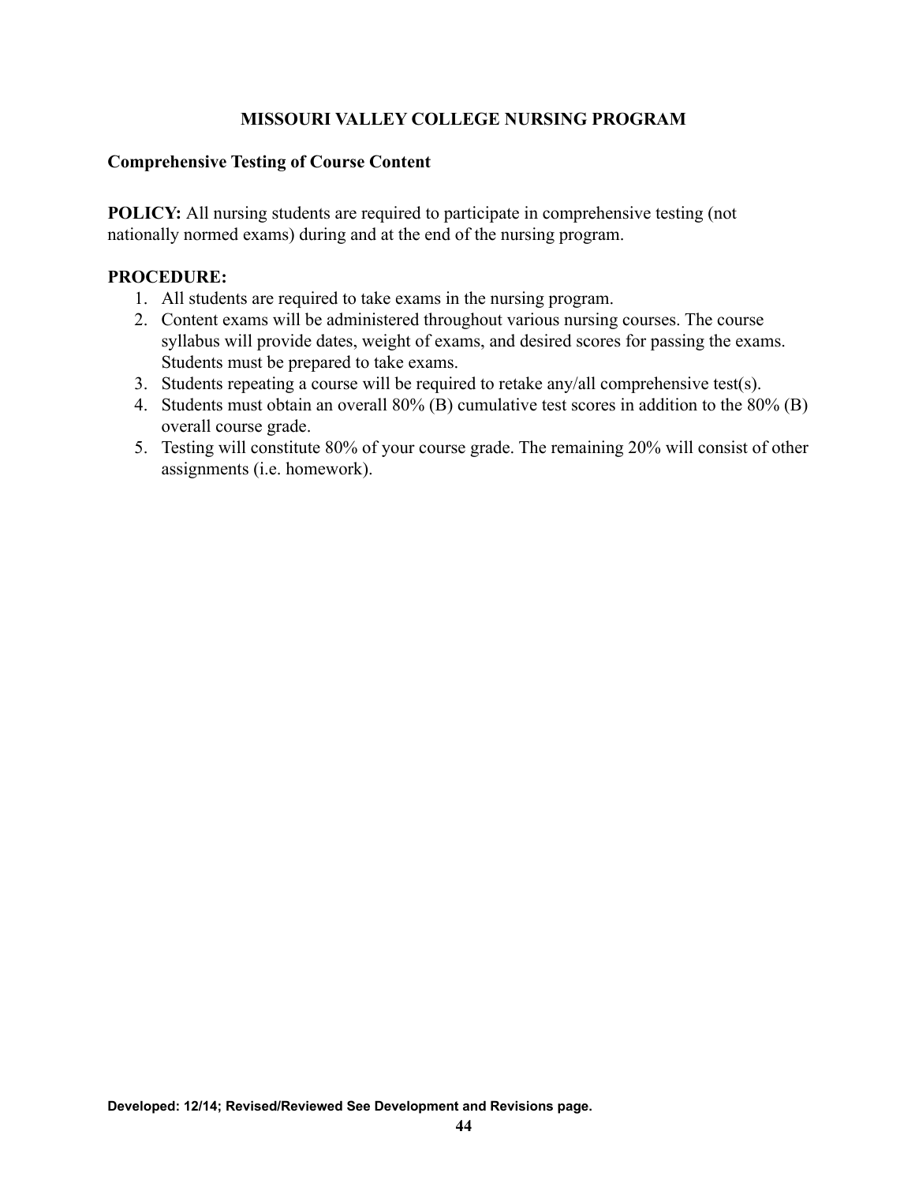**MISSOURI VALLEY COLLEGE NURSING PROGRAM**

**Comprehensive Testing of Course Content**

**POLICY:** All nursing students are required to participate in comprehensive testing (not nationally normed exams) during and at the end of the nursing program.

**PROCEDURE:**

1. All students are required to take exams in the nursing program.
2. Content exams will be administered throughout various nursing courses. The course syllabus will provide dates, weight of exams, and desired scores for passing the exams. Students must be prepared to take exams.
3. Students repeating a course will be required to retake any/all comprehensive test(s).
4. Students must obtain an overall 80% (B) cumulative test scores in addition to the 80% (B) overall course grade.
5. Testing will constitute 80% of your course grade. The remaining 20% will consist of other assignments (i.e. homework).

**Developed: 12/14; Revised/Reviewed See Development and Revisions page.**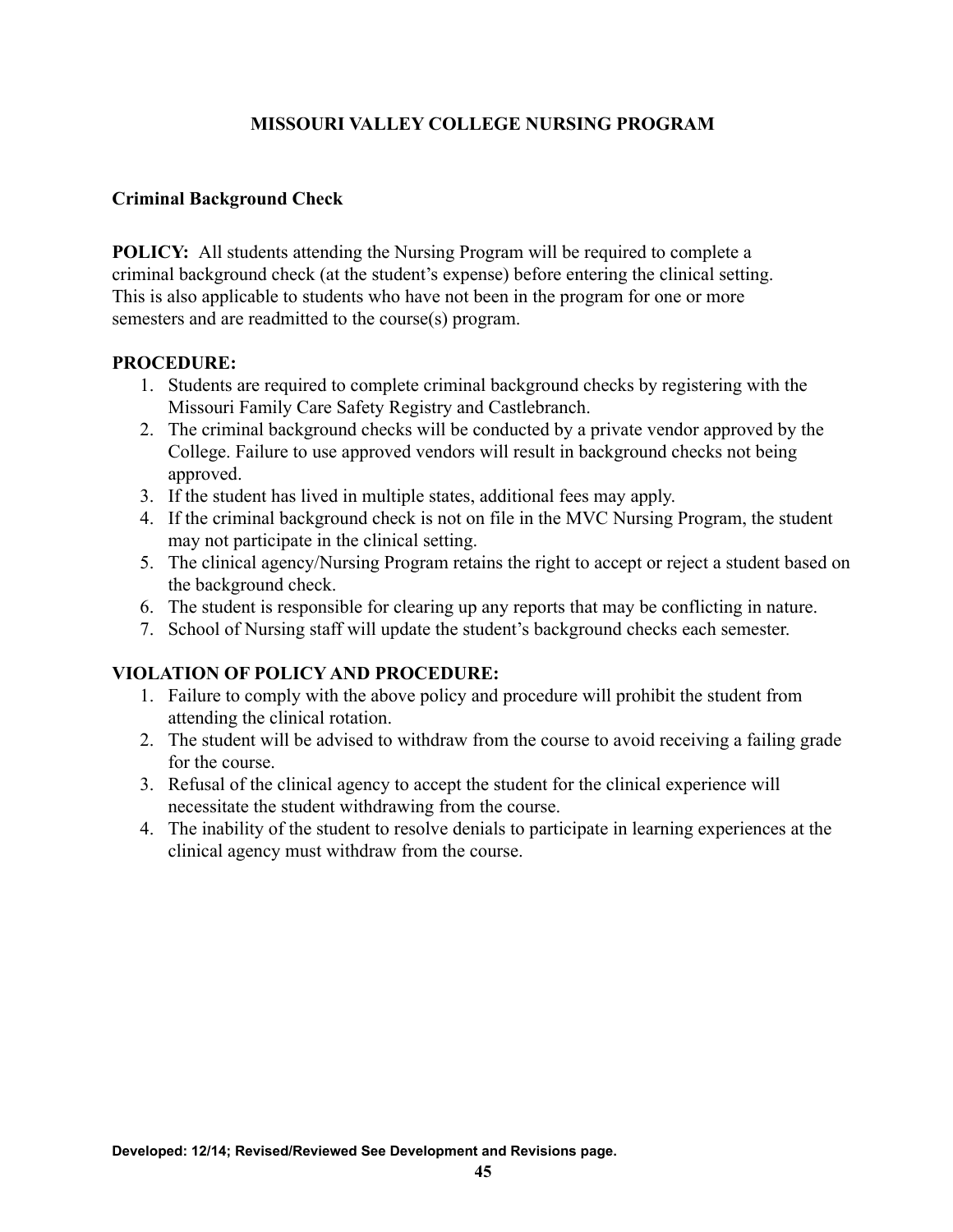# MISSOURI VALLEY COLLEGE NURSING PROGRAM

## Criminal Background Check

**POLICY:** All students attending the Nursing Program will be required to complete a criminal background check (at the student's expense) before entering the clinical setting. This is also applicable to students who have not been in the program for one or more semesters and are readmitted to the course(s) program.

**PROCEDURE:**

1. Students are required to complete criminal background checks by registering with the Missouri Family Care Safety Registry and Castlebranch.
2. The criminal background checks will be conducted by a private vendor approved by the College. Failure to use approved vendors will result in background checks not being approved.
3. If the student has lived in multiple states, additional fees may apply.
4. If the criminal background check is not on file in the MVC Nursing Program, the student may not participate in the clinical setting.
5. The clinical agency/Nursing Program retains the right to accept or reject a student based on the background check.
6. The student is responsible for clearing up any reports that may be conflicting in nature.
7. School of Nursing staff will update the student's background checks each semester.

**VIOLATION OF POLICY AND PROCEDURE:**

1. Failure to comply with the above policy and procedure will prohibit the student from attending the clinical rotation.
2. The student will be advised to withdraw from the course to avoid receiving a failing grade for the course.
3. Refusal of the clinical agency to accept the student for the clinical experience will necessitate the student withdrawing from the course.
4. The inability of the student to resolve denials to participate in learning experiences at the clinical agency must withdraw from the course.

**Developed: 12/14; Revised/Reviewed See Development and Revisions page.**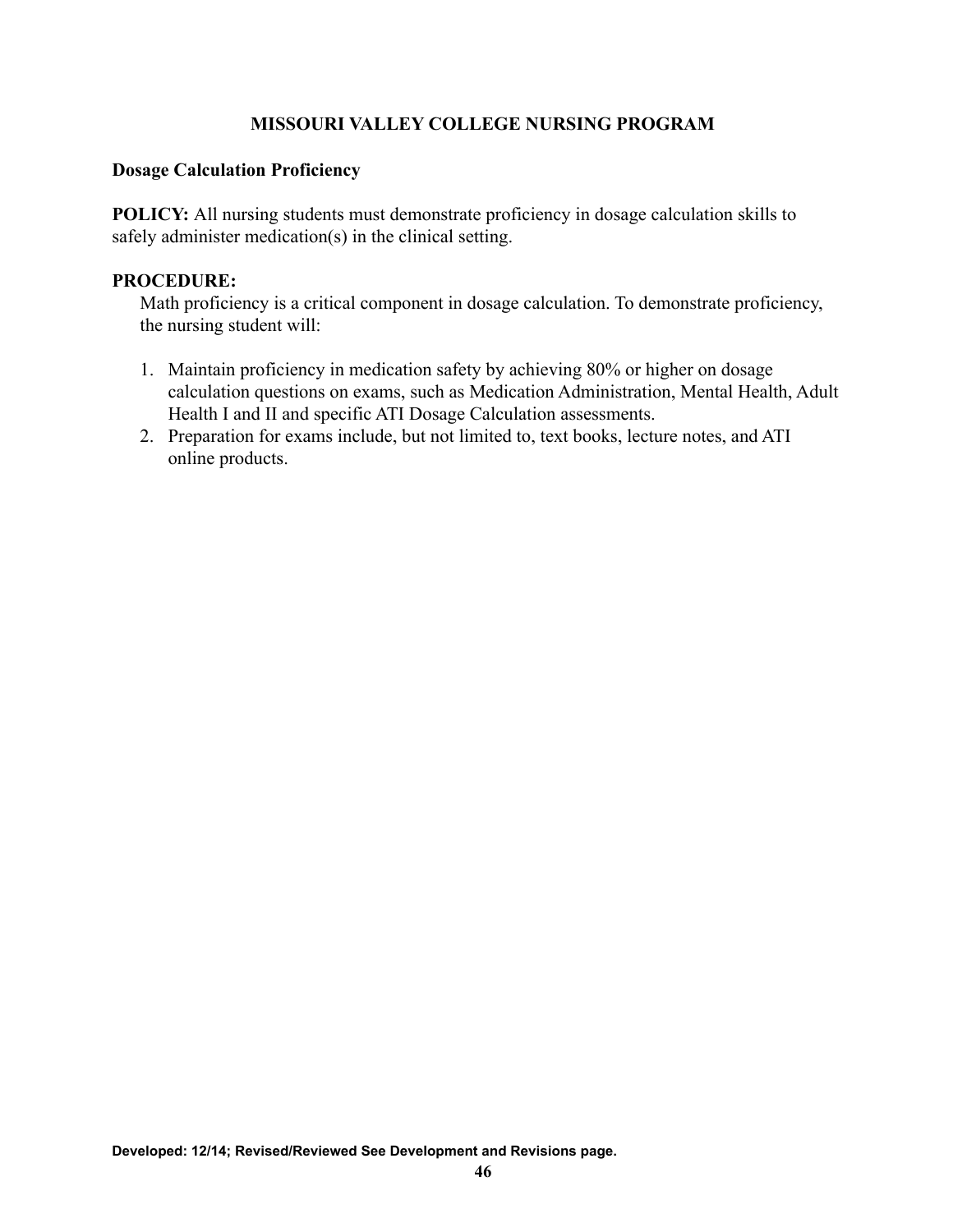# MISSOURI VALLEY COLLEGE NURSING PROGRAM

## Dosage Calculation Proficiency

**POLICY:** All nursing students must demonstrate proficiency in dosage calculation skills to safely administer medication(s) in the clinical setting.

**PROCEDURE:**

Math proficiency is a critical component in dosage calculation. To demonstrate proficiency, the nursing student will:

1. Maintain proficiency in medication safety by achieving 80% or higher on dosage calculation questions on exams, such as Medication Administration, Mental Health, Adult Health I and II and specific ATI Dosage Calculation assessments.
2. Preparation for exams include, but not limited to, text books, lecture notes, and ATI online products.

**Developed: 12/14; Revised/Reviewed See Development and Revisions page.**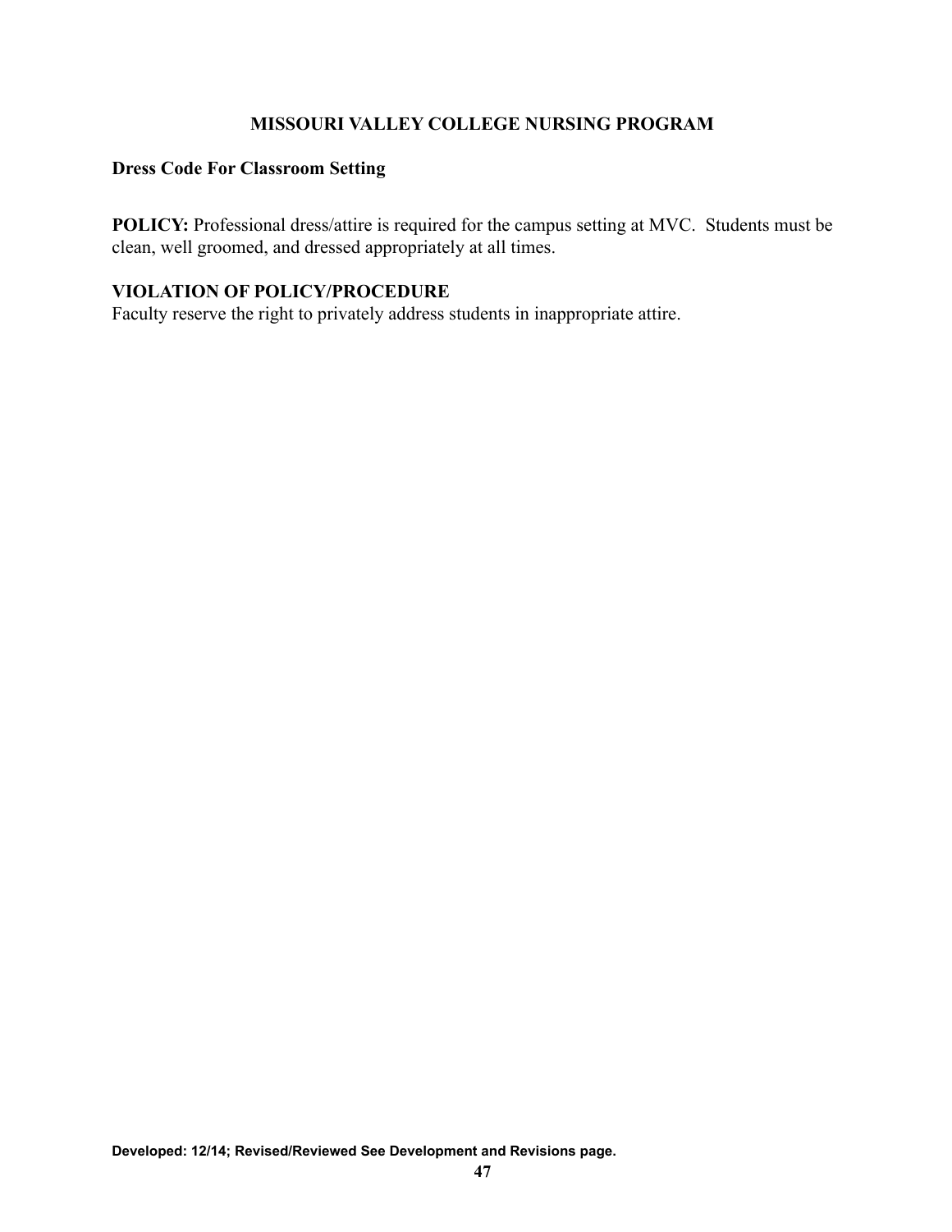## MISSOURI VALLEY COLLEGE NURSING PROGRAM

**Dress Code For Classroom Setting**

**POLICY:** Professional dress/attire is required for the campus setting at MVC. Students must be clean, well groomed, and dressed appropriately at all times.

**VIOLATION OF POLICY/PROCEDURE**
Faculty reserve the right to privately address students in inappropriate attire.

**Developed: 12/14; Revised/Reviewed See Development and Revisions page.**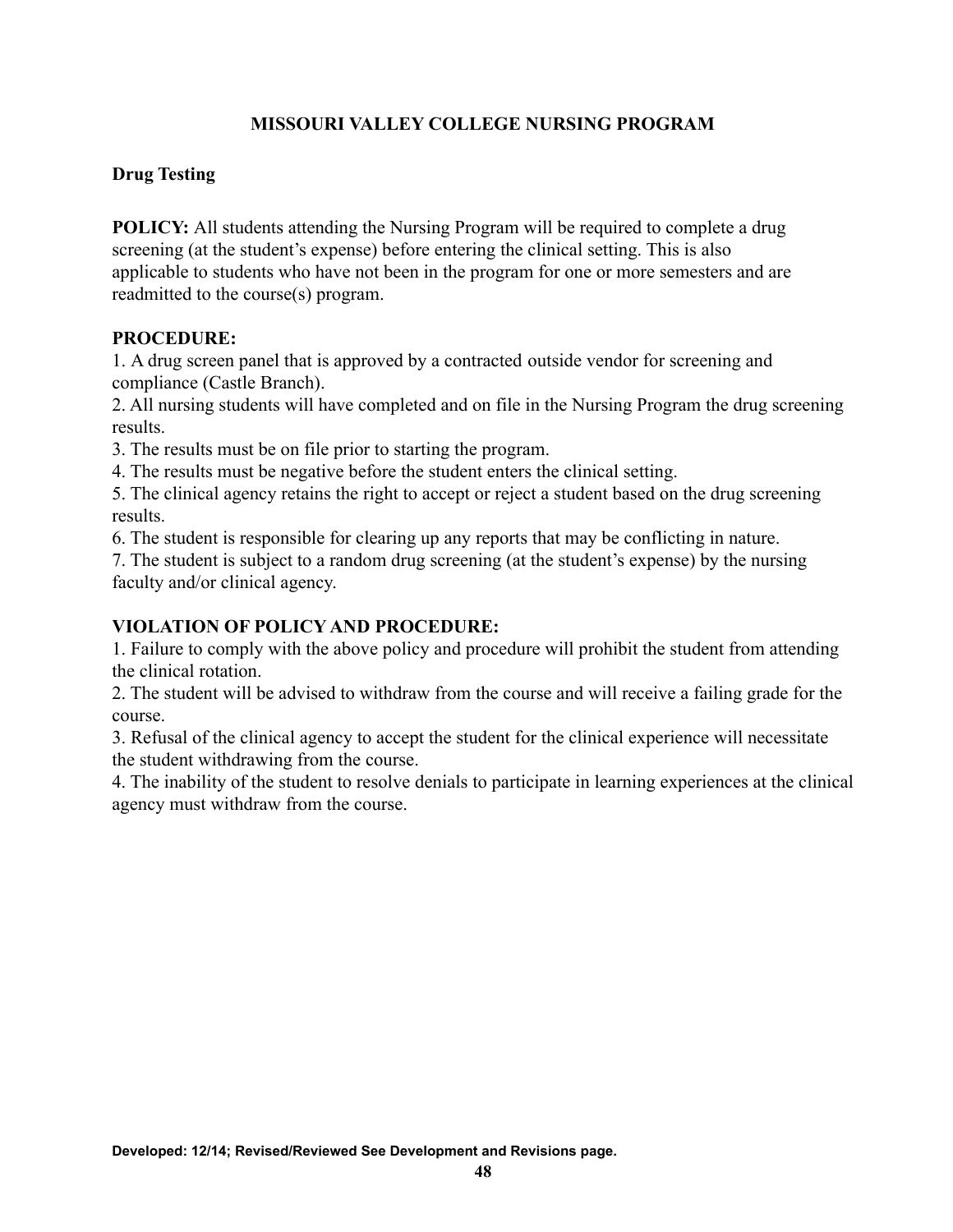# MISSOURI VALLEY COLLEGE NURSING PROGRAM

## Drug Testing

**POLICY:** All students attending the Nursing Program will be required to complete a drug screening (at the student's expense) before entering the clinical setting. This is also applicable to students who have not been in the program for one or more semesters and are readmitted to the course(s) program.

**PROCEDURE:**

1. A drug screen panel that is approved by a contracted outside vendor for screening and compliance (Castle Branch).
2. All nursing students will have completed and on file in the Nursing Program the drug screening results.
3. The results must be on file prior to starting the program.
4. The results must be negative before the student enters the clinical setting.
5. The clinical agency retains the right to accept or reject a student based on the drug screening results.
6. The student is responsible for clearing up any reports that may be conflicting in nature.
7. The student is subject to a random drug screening (at the student's expense) by the nursing faculty and/or clinical agency.

**VIOLATION OF POLICY AND PROCEDURE:**

1. Failure to comply with the above policy and procedure will prohibit the student from attending the clinical rotation.
2. The student will be advised to withdraw from the course and will receive a failing grade for the course.
3. Refusal of the clinical agency to accept the student for the clinical experience will necessitate the student withdrawing from the course.
4. The inability of the student to resolve denials to participate in learning experiences at the clinical agency must withdraw from the course.

**Developed: 12/14; Revised/Reviewed See Development and Revisions page.**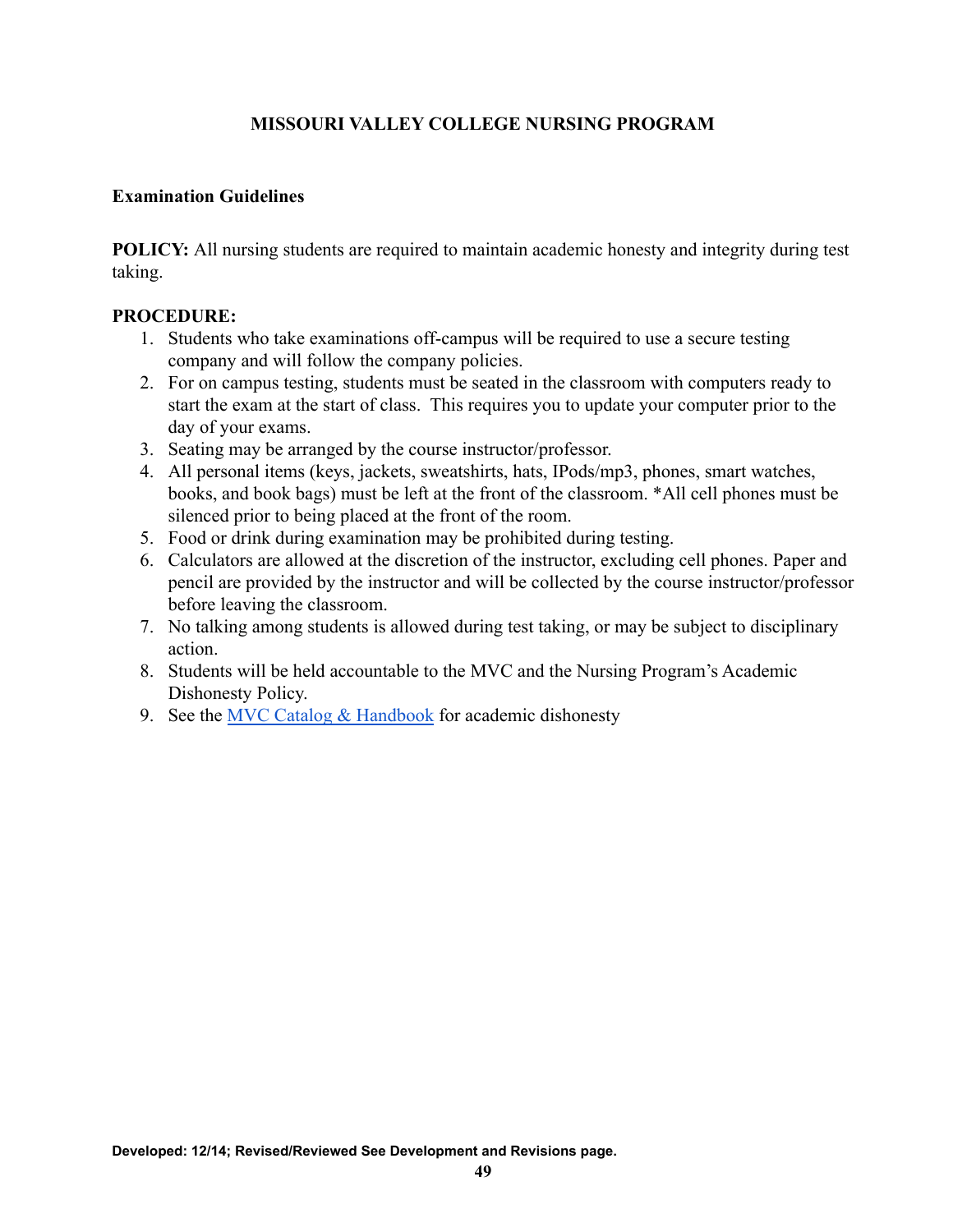# MISSOURI VALLEY COLLEGE NURSING PROGRAM

**Examination Guidelines**

**POLICY:** All nursing students are required to maintain academic honesty and integrity during test taking.

**PROCEDURE:**

1. Students who take examinations off-campus will be required to use a secure testing company and will follow the company policies.
2. For on campus testing, students must be seated in the classroom with computers ready to start the exam at the start of class. This requires you to update your computer prior to the day of your exams.
3. Seating may be arranged by the course instructor/professor.
4. All personal items (keys, jackets, sweatshirts, hats, IPods/mp3, phones, smart watches, books, and book bags) must be left at the front of the classroom. *All cell phones must be silenced prior to being placed at the front of the room.
5. Food or drink during examination may be prohibited during testing.
6. Calculators are allowed at the discretion of the instructor, excluding cell phones. Paper and pencil are provided by the instructor and will be collected by the course instructor/professor before leaving the classroom.
7. No talking among students is allowed during test taking, or may be subject to disciplinary action.
8. Students will be held accountable to the MVC and the Nursing Program's Academic Dishonesty Policy.
9. See the MVC Catalog & Handbook for academic dishonesty

**Developed: 12/14; Revised/Reviewed See Development and Revisions page.**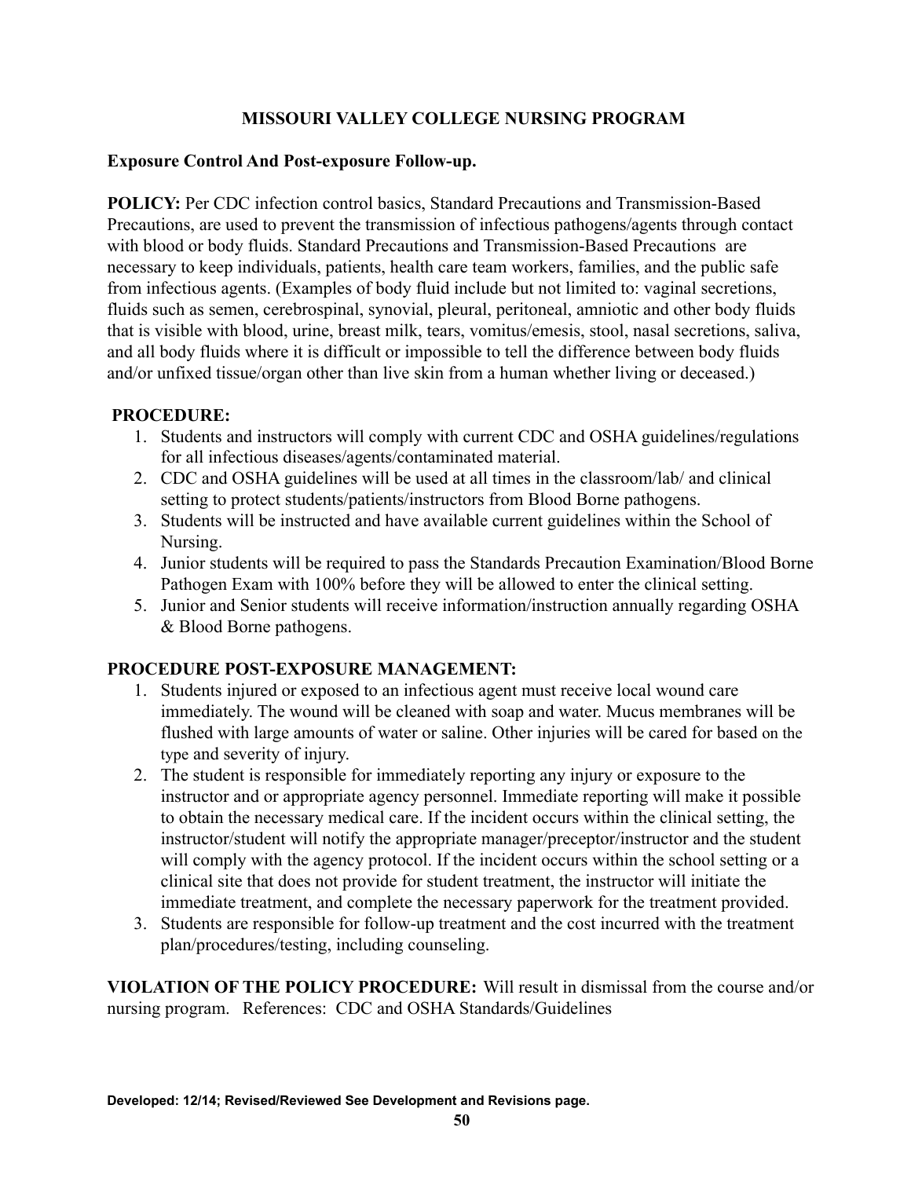# MISSOURI VALLEY COLLEGE NURSING PROGRAM

**Exposure Control And Post-exposure Follow-up.**

**POLICY:** Per CDC infection control basics, Standard Precautions and Transmission-Based Precautions, are used to prevent the transmission of infectious pathogens/agents through contact with blood or body fluids. Standard Precautions and Transmission-Based Precautions are necessary to keep individuals, patients, health care team workers, families, and the public safe from infectious agents. (Examples of body fluid include but not limited to: vaginal secretions, fluids such as semen, cerebrospinal, synovial, pleural, peritoneal, amniotic and other body fluids that is visible with blood, urine, breast milk, tears, vomitus/emesis, stool, nasal secretions, saliva, and all body fluids where it is difficult or impossible to tell the difference between body fluids and/or unfixed tissue/organ other than live skin from a human whether living or deceased.)

**PROCEDURE:**

1. Students and instructors will comply with current CDC and OSHA guidelines/regulations for all infectious diseases/agents/contaminated material.
2. CDC and OSHA guidelines will be used at all times in the classroom/lab/ and clinical setting to protect students/patients/instructors from Blood Borne pathogens.
3. Students will be instructed and have available current guidelines within the School of Nursing.
4. Junior students will be required to pass the Standards Precaution Examination/Blood Borne Pathogen Exam with 100% before they will be allowed to enter the clinical setting.
5. Junior and Senior students will receive information/instruction annually regarding OSHA & Blood Borne pathogens.

**PROCEDURE POST-EXPOSURE MANAGEMENT:**

1. Students injured or exposed to an infectious agent must receive local wound care immediately. The wound will be cleaned with soap and water. Mucus membranes will be flushed with large amounts of water or saline. Other injuries will be cared for based on the type and severity of injury.
2. The student is responsible for immediately reporting any injury or exposure to the instructor and or appropriate agency personnel. Immediate reporting will make it possible to obtain the necessary medical care. If the incident occurs within the clinical setting, the instructor/student will notify the appropriate manager/preceptor/instructor and the student will comply with the agency protocol. If the incident occurs within the school setting or a clinical site that does not provide for student treatment, the instructor will initiate the immediate treatment, and complete the necessary paperwork for the treatment provided.
3. Students are responsible for follow-up treatment and the cost incurred with the treatment plan/procedures/testing, including counseling.

**VIOLATION OF THE POLICY PROCEDURE:** Will result in dismissal from the course and/or nursing program. References: CDC and OSHA Standards/Guidelines

**Developed: 12/14; Revised/Reviewed See Development and Revisions page.**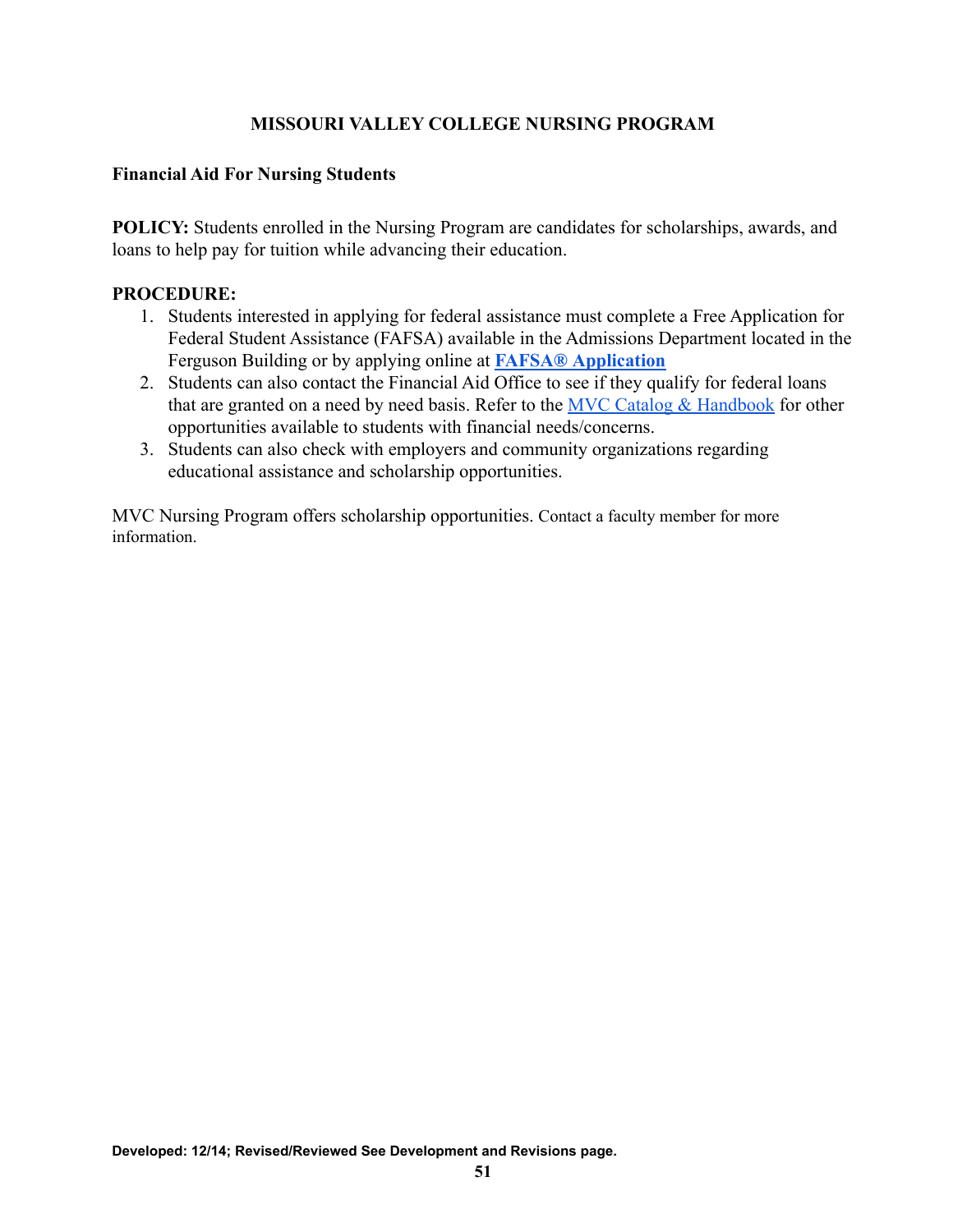# MISSOURI VALLEY COLLEGE NURSING PROGRAM

## Financial Aid For Nursing Students

**POLICY:** Students enrolled in the Nursing Program are candidates for scholarships, awards, and loans to help pay for tuition while advancing their education.

**PROCEDURE:**

1. Students interested in applying for federal assistance must complete a Free Application for Federal Student Assistance (FAFSA) available in the Admissions Department located in the Ferguson Building or by applying online at **FAFSA® Application**
2. Students can also contact the Financial Aid Office to see if they qualify for federal loans that are granted on a need by need basis. Refer to the MVC Catalog & Handbook for other opportunities available to students with financial needs/concerns.
3. Students can also check with employers and community organizations regarding educational assistance and scholarship opportunities.

MVC Nursing Program offers scholarship opportunities. Contact a faculty member for more information.

**Developed: 12/14; Revised/Reviewed See Development and Revisions page.**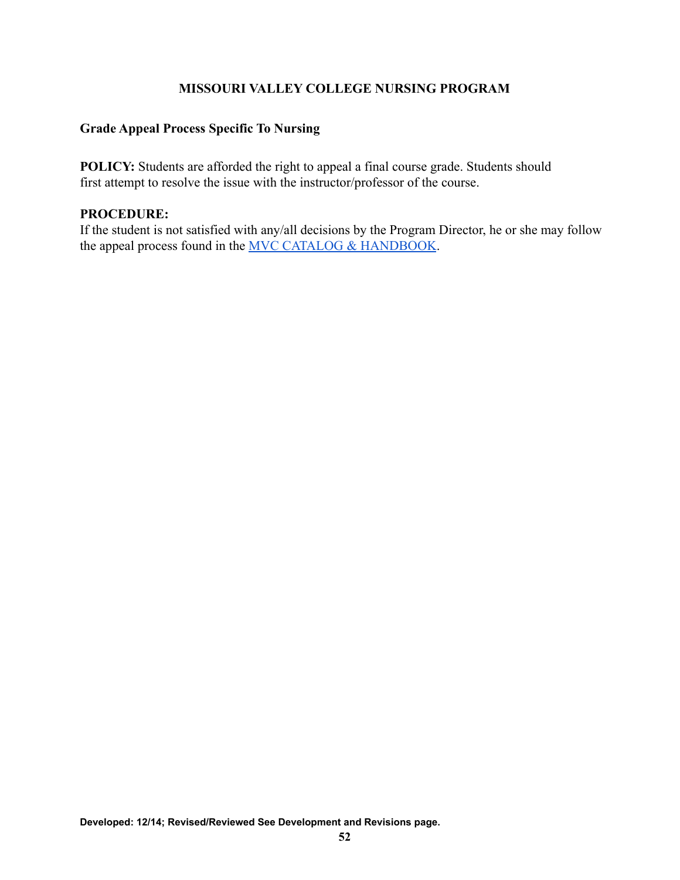# MISSOURI VALLEY COLLEGE NURSING PROGRAM

## Grade Appeal Process Specific To Nursing

**POLICY:** Students are afforded the right to appeal a final course grade. Students should first attempt to resolve the issue with the instructor/professor of the course.

**PROCEDURE:**
If the student is not satisfied with any/all decisions by the Program Director, he or she may follow the appeal process found in the MVC CATALOG & HANDBOOK.

**Developed: 12/14; Revised/Reviewed See Development and Revisions page.**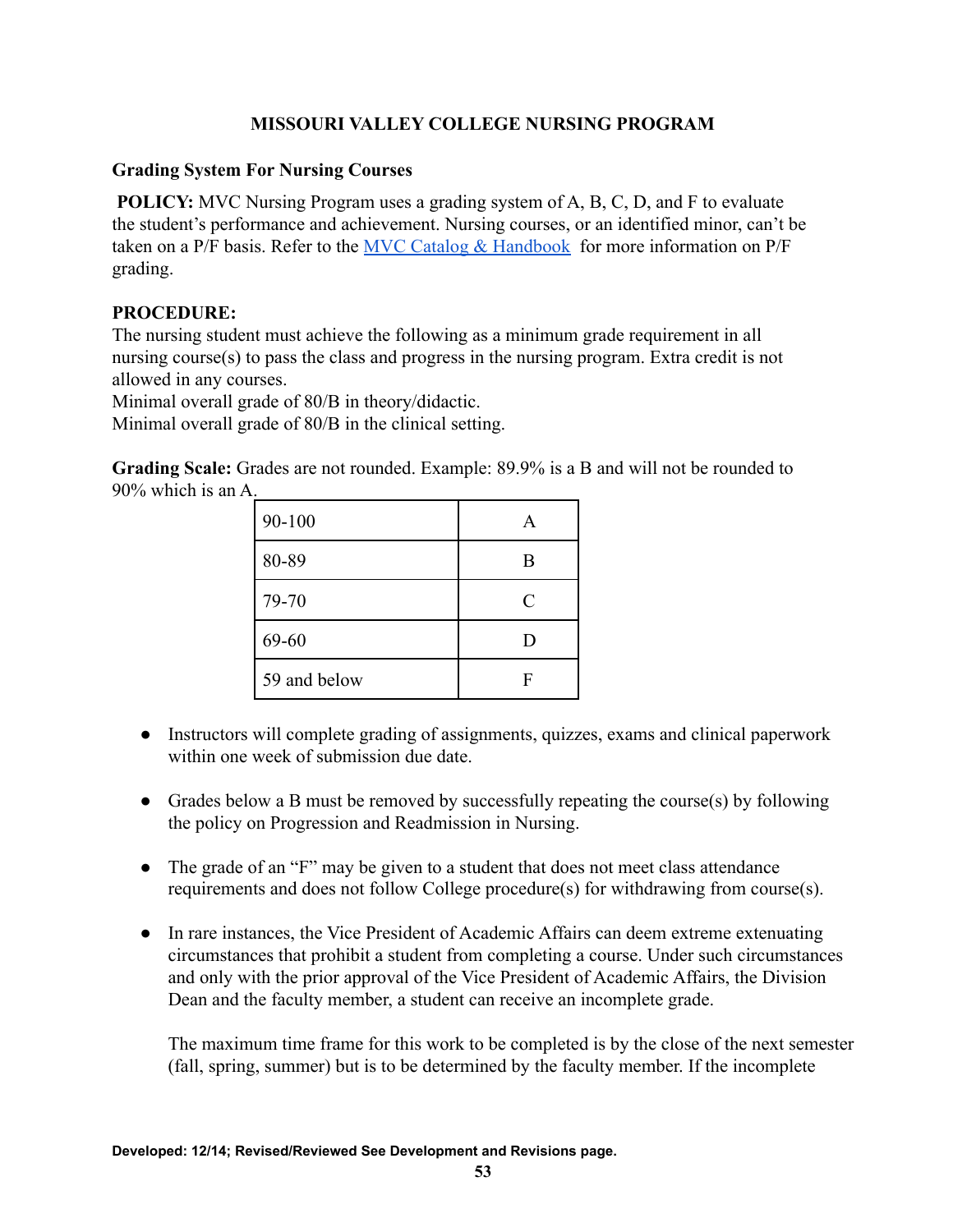## MISSOURI VALLEY COLLEGE NURSING PROGRAM

### Grading System For Nursing Courses

**POLICY:** MVC Nursing Program uses a grading system of A, B, C, D, and F to evaluate the student's performance and achievement. Nursing courses, or an identified minor, can't be taken on a P/F basis. Refer to the MVC Catalog & Handbook for more information on P/F grading.

**PROCEDURE:**
The nursing student must achieve the following as a minimum grade requirement in all nursing course(s) to pass the class and progress in the nursing program. Extra credit is not allowed in any courses.
Minimal overall grade of 80/B in theory/didactic.
Minimal overall grade of 80/B in the clinical setting.

**Grading Scale:** Grades are not rounded. Example: 89.9% is a B and will not be rounded to 90% which is an A.

| Range | Grade |
|---|---|
| 90-100 | A |
| 80-89 | B |
| 79-70 | C |
| 69-60 | D |
| 59 and below | F |

- Instructors will complete grading of assignments, quizzes, exams and clinical paperwork within one week of submission due date.

- Grades below a B must be removed by successfully repeating the course(s) by following the policy on Progression and Readmission in Nursing.

- The grade of an "F" may be given to a student that does not meet class attendance requirements and does not follow College procedure(s) for withdrawing from course(s).

- In rare instances, the Vice President of Academic Affairs can deem extreme extenuating circumstances that prohibit a student from completing a course. Under such circumstances and only with the prior approval of the Vice President of Academic Affairs, the Division Dean and the faculty member, a student can receive an incomplete grade.

  The maximum time frame for this work to be completed is by the close of the next semester (fall, spring, summer) but is to be determined by the faculty member. If the incomplete

Developed: 12/14; Revised/Reviewed See Development and Revisions page.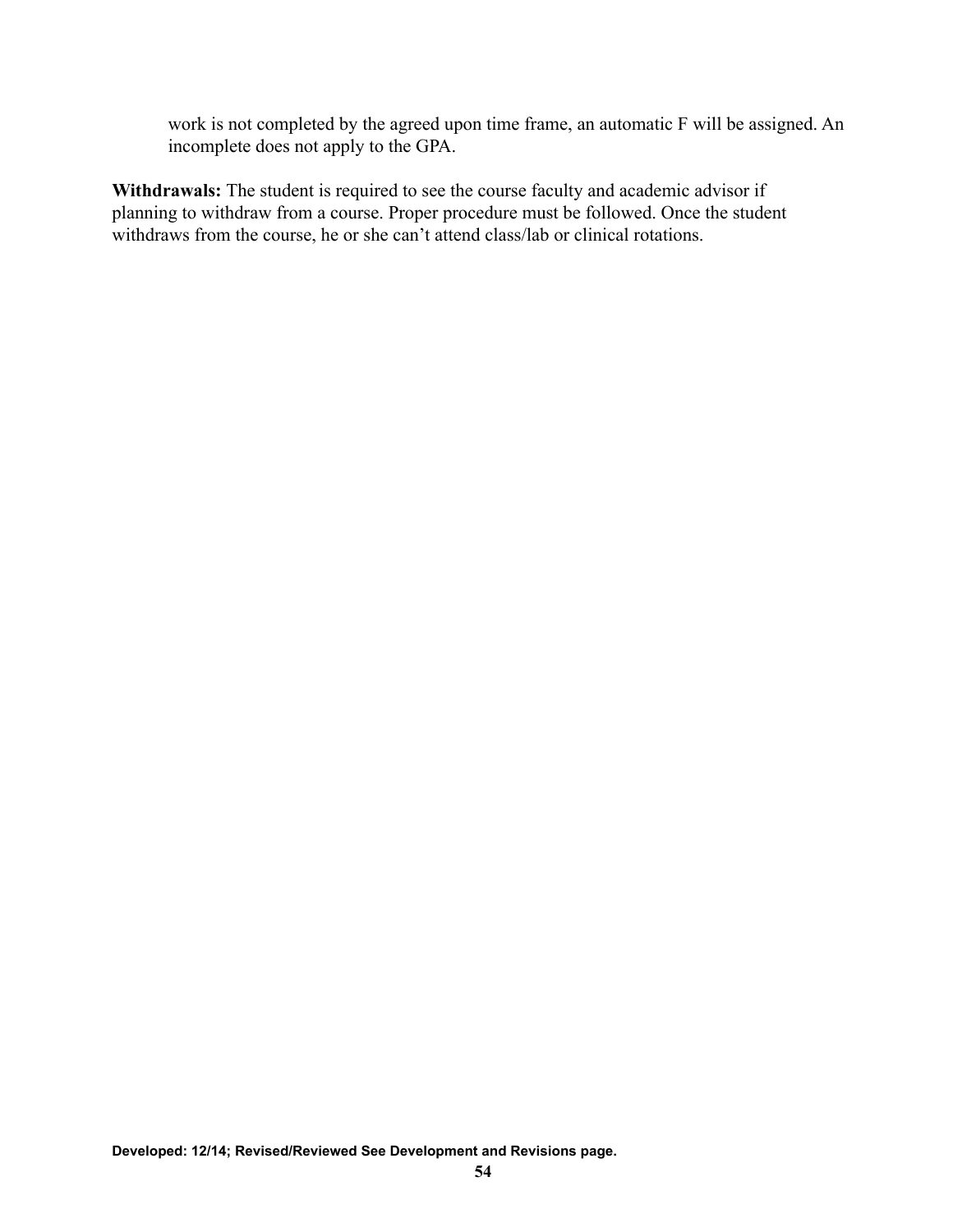work is not completed by the agreed upon time frame, an automatic F will be assigned. An incomplete does not apply to the GPA.

**Withdrawals:** The student is required to see the course faculty and academic advisor if planning to withdraw from a course. Proper procedure must be followed. Once the student withdraws from the course, he or she can't attend class/lab or clinical rotations.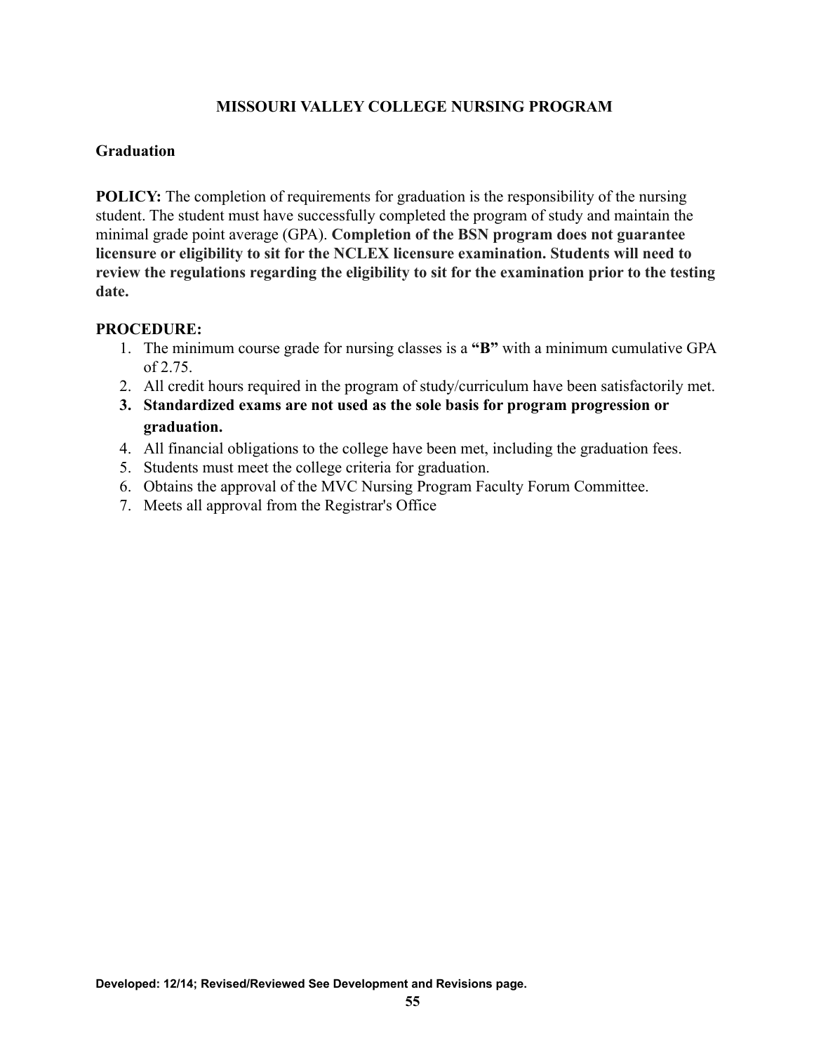**MISSOURI VALLEY COLLEGE NURSING PROGRAM**

## Graduation

**POLICY:** The completion of requirements for graduation is the responsibility of the nursing student. The student must have successfully completed the program of study and maintain the minimal grade point average (GPA). **Completion of the BSN program does not guarantee licensure or eligibility to sit for the NCLEX licensure examination. Students will need to review the regulations regarding the eligibility to sit for the examination prior to the testing date.**

**PROCEDURE:**

1. The minimum course grade for nursing classes is a **"B"** with a minimum cumulative GPA of 2.75.
2. All credit hours required in the program of study/curriculum have been satisfactorily met.
3. **Standardized exams are not used as the sole basis for program progression or graduation.**
4. All financial obligations to the college have been met, including the graduation fees.
5. Students must meet the college criteria for graduation.
6. Obtains the approval of the MVC Nursing Program Faculty Forum Committee.
7. Meets all approval from the Registrar's Office

**Developed: 12/14; Revised/Reviewed See Development and Revisions page.**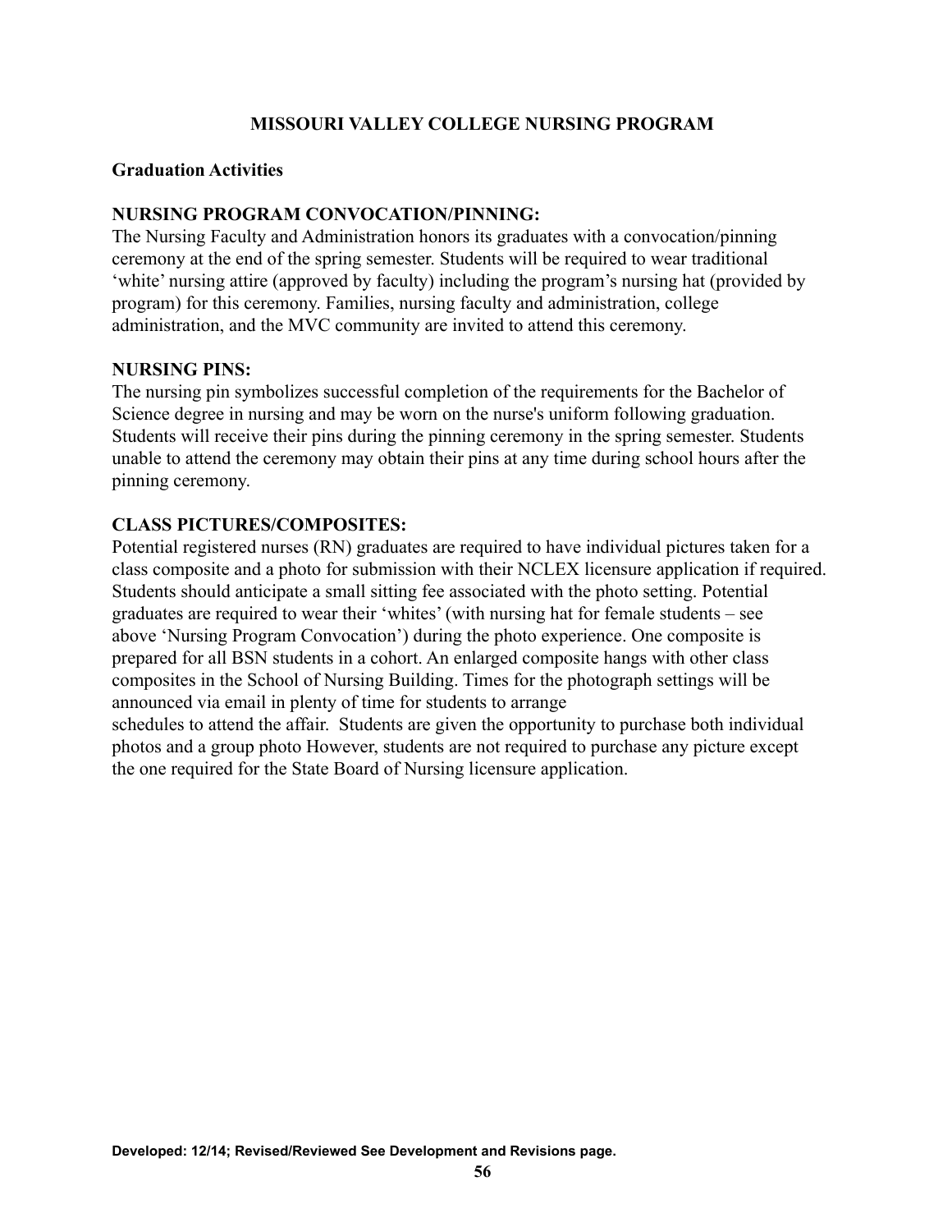## MISSOURI VALLEY COLLEGE NURSING PROGRAM

### Graduation Activities

**NURSING PROGRAM CONVOCATION/PINNING:**
The Nursing Faculty and Administration honors its graduates with a convocation/pinning ceremony at the end of the spring semester. Students will be required to wear traditional 'white' nursing attire (approved by faculty) including the program's nursing hat (provided by program) for this ceremony. Families, nursing faculty and administration, college administration, and the MVC community are invited to attend this ceremony.

**NURSING PINS:**
The nursing pin symbolizes successful completion of the requirements for the Bachelor of Science degree in nursing and may be worn on the nurse's uniform following graduation. Students will receive their pins during the pinning ceremony in the spring semester. Students unable to attend the ceremony may obtain their pins at any time during school hours after the pinning ceremony.

**CLASS PICTURES/COMPOSITES:**
Potential registered nurses (RN) graduates are required to have individual pictures taken for a class composite and a photo for submission with their NCLEX licensure application if required. Students should anticipate a small sitting fee associated with the photo setting. Potential graduates are required to wear their 'whites' (with nursing hat for female students – see above 'Nursing Program Convocation') during the photo experience. One composite is prepared for all BSN students in a cohort. An enlarged composite hangs with other class composites in the School of Nursing Building. Times for the photograph settings will be announced via email in plenty of time for students to arrange schedules to attend the affair. Students are given the opportunity to purchase both individual photos and a group photo However, students are not required to purchase any picture except the one required for the State Board of Nursing licensure application.

**Developed: 12/14; Revised/Reviewed See Development and Revisions page.**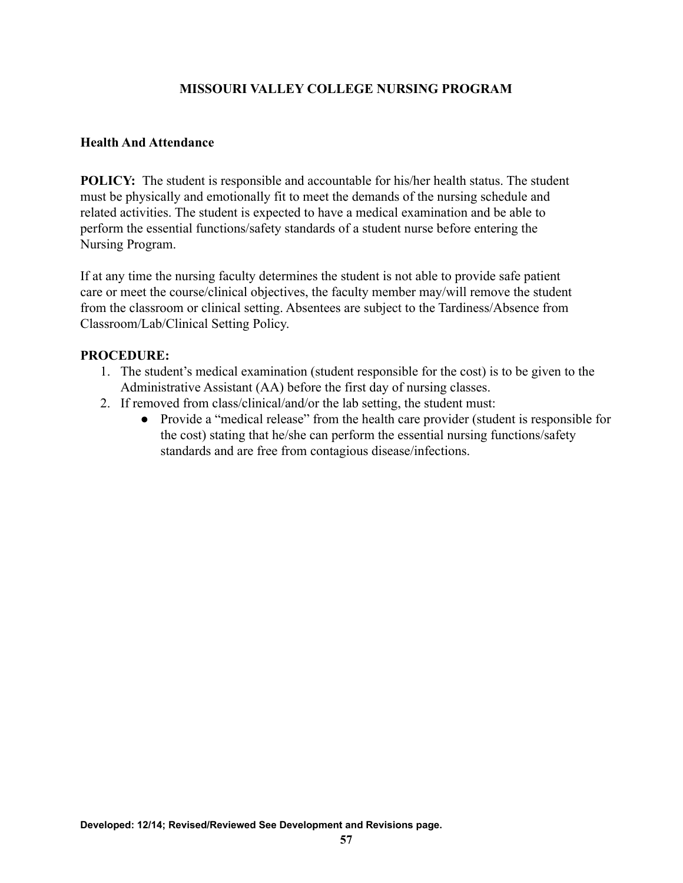## MISSOURI VALLEY COLLEGE NURSING PROGRAM

### Health And Attendance

**POLICY:** The student is responsible and accountable for his/her health status. The student must be physically and emotionally fit to meet the demands of the nursing schedule and related activities. The student is expected to have a medical examination and be able to perform the essential functions/safety standards of a student nurse before entering the Nursing Program.

If at any time the nursing faculty determines the student is not able to provide safe patient care or meet the course/clinical objectives, the faculty member may/will remove the student from the classroom or clinical setting. Absentees are subject to the Tardiness/Absence from Classroom/Lab/Clinical Setting Policy.

**PROCEDURE:**

1. The student's medical examination (student responsible for the cost) is to be given to the Administrative Assistant (AA) before the first day of nursing classes.
2. If removed from class/clinical/and/or the lab setting, the student must:
   - Provide a "medical release" from the health care provider (student is responsible for the cost) stating that he/she can perform the essential nursing functions/safety standards and are free from contagious disease/infections.

**Developed: 12/14; Revised/Reviewed See Development and Revisions page.**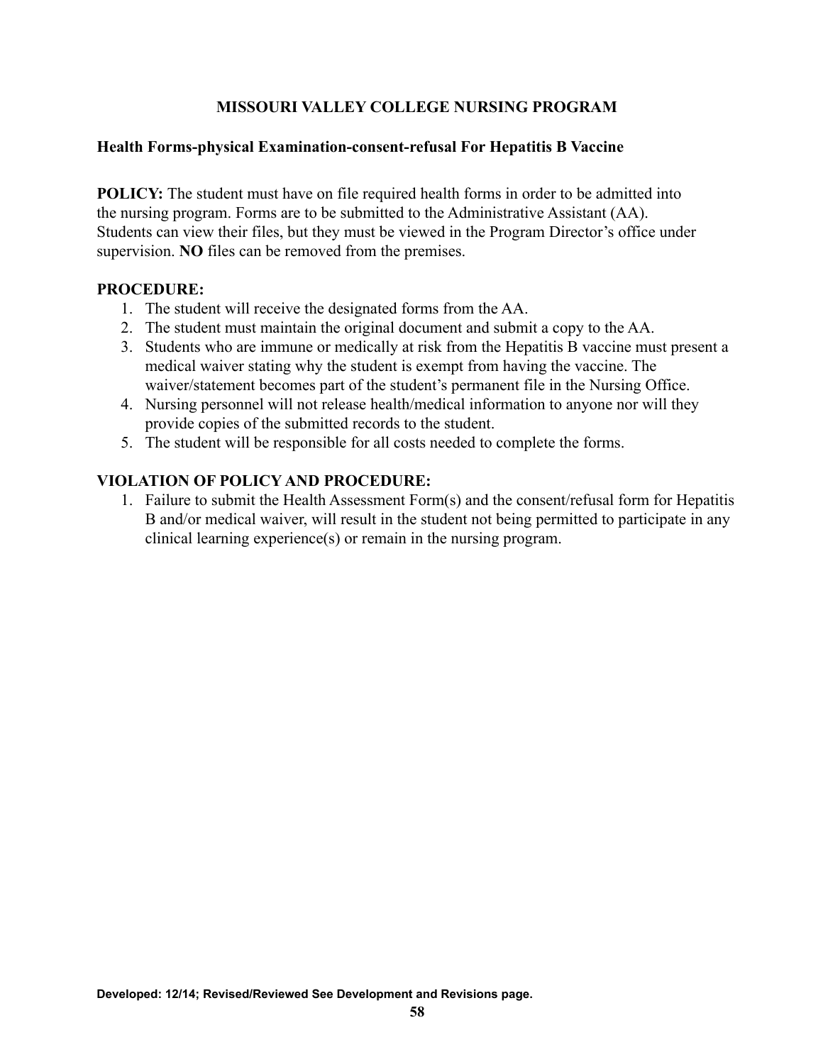# MISSOURI VALLEY COLLEGE NURSING PROGRAM

## Health Forms-physical Examination-consent-refusal For Hepatitis B Vaccine

**POLICY:** The student must have on file required health forms in order to be admitted into the nursing program. Forms are to be submitted to the Administrative Assistant (AA). Students can view their files, but they must be viewed in the Program Director's office under supervision. **NO** files can be removed from the premises.

**PROCEDURE:**

1. The student will receive the designated forms from the AA.
2. The student must maintain the original document and submit a copy to the AA.
3. Students who are immune or medically at risk from the Hepatitis B vaccine must present a medical waiver stating why the student is exempt from having the vaccine. The waiver/statement becomes part of the student's permanent file in the Nursing Office.
4. Nursing personnel will not release health/medical information to anyone nor will they provide copies of the submitted records to the student.
5. The student will be responsible for all costs needed to complete the forms.

**VIOLATION OF POLICY AND PROCEDURE:**

1. Failure to submit the Health Assessment Form(s) and the consent/refusal form for Hepatitis B and/or medical waiver, will result in the student not being permitted to participate in any clinical learning experience(s) or remain in the nursing program.

**Developed: 12/14; Revised/Reviewed See Development and Revisions page.**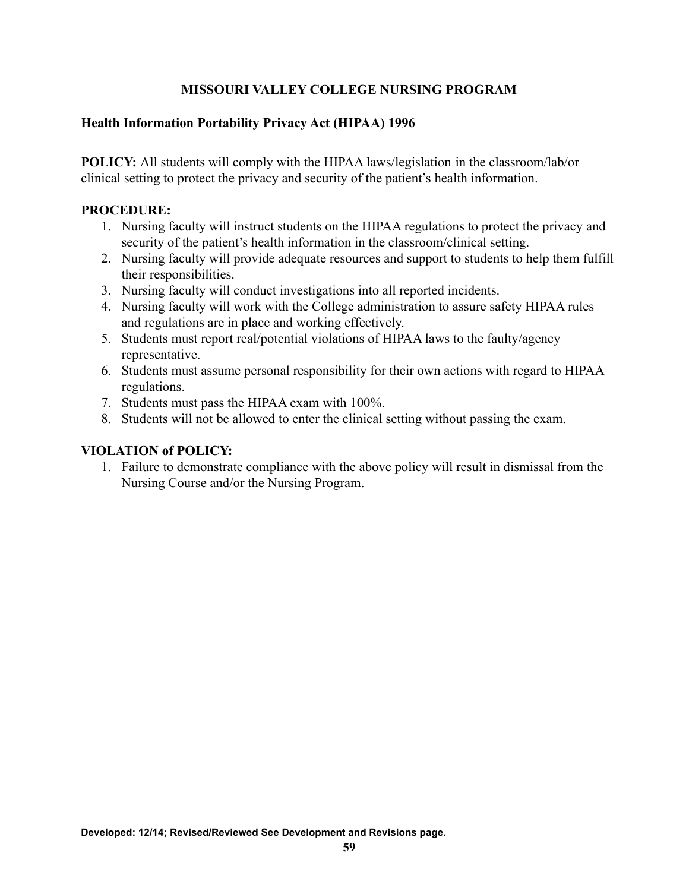# MISSOURI VALLEY COLLEGE NURSING PROGRAM

## Health Information Portability Privacy Act (HIPAA) 1996

**POLICY:** All students will comply with the HIPAA laws/legislation in the classroom/lab/or clinical setting to protect the privacy and security of the patient's health information.

**PROCEDURE:**

1. Nursing faculty will instruct students on the HIPAA regulations to protect the privacy and security of the patient's health information in the classroom/clinical setting.
2. Nursing faculty will provide adequate resources and support to students to help them fulfill their responsibilities.
3. Nursing faculty will conduct investigations into all reported incidents.
4. Nursing faculty will work with the College administration to assure safety HIPAA rules and regulations are in place and working effectively.
5. Students must report real/potential violations of HIPAA laws to the faulty/agency representative.
6. Students must assume personal responsibility for their own actions with regard to HIPAA regulations.
7. Students must pass the HIPAA exam with 100%.
8. Students will not be allowed to enter the clinical setting without passing the exam.

**VIOLATION of POLICY:**

1. Failure to demonstrate compliance with the above policy will result in dismissal from the Nursing Course and/or the Nursing Program.

**Developed: 12/14; Revised/Reviewed See Development and Revisions page.**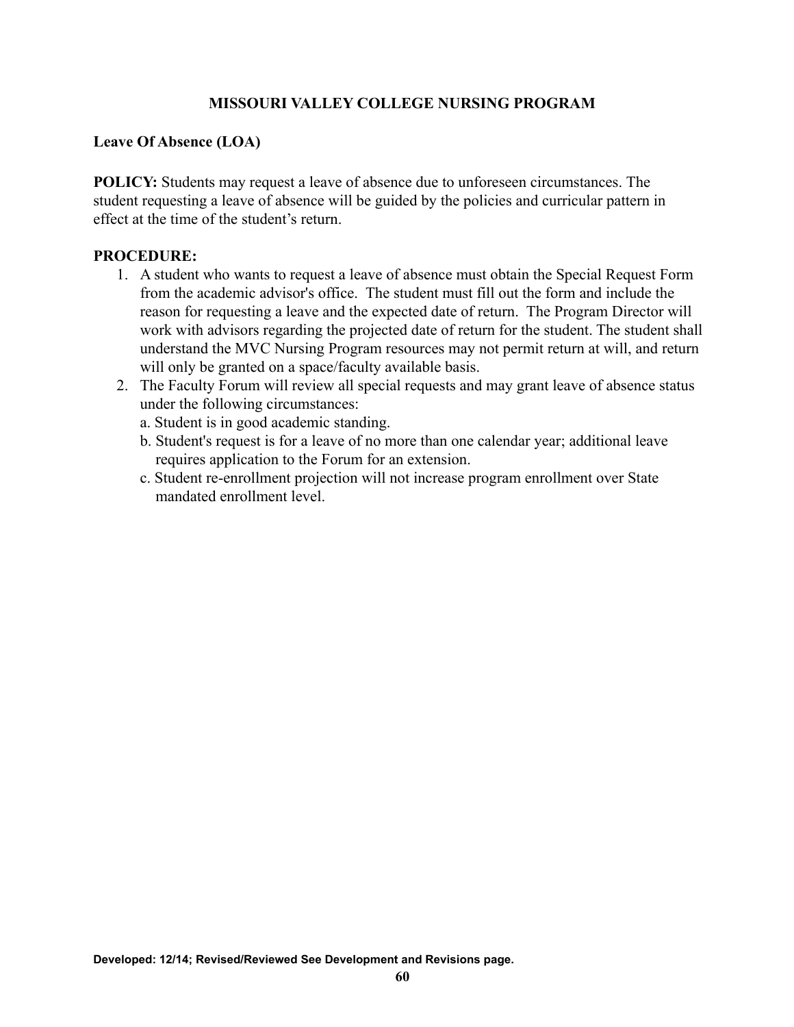**MISSOURI VALLEY COLLEGE NURSING PROGRAM**

**Leave Of Absence (LOA)**

**POLICY:** Students may request a leave of absence due to unforeseen circumstances. The student requesting a leave of absence will be guided by the policies and curricular pattern in effect at the time of the student's return.

**PROCEDURE:**

1. A student who wants to request a leave of absence must obtain the Special Request Form from the academic advisor's office. The student must fill out the form and include the reason for requesting a leave and the expected date of return. The Program Director will work with advisors regarding the projected date of return for the student. The student shall understand the MVC Nursing Program resources may not permit return at will, and return will only be granted on a space/faculty available basis.
2. The Faculty Forum will review all special requests and may grant leave of absence status under the following circumstances:
   a. Student is in good academic standing.
   b. Student's request is for a leave of no more than one calendar year; additional leave requires application to the Forum for an extension.
   c. Student re-enrollment projection will not increase program enrollment over State mandated enrollment level.

**Developed: 12/14; Revised/Reviewed See Development and Revisions page.**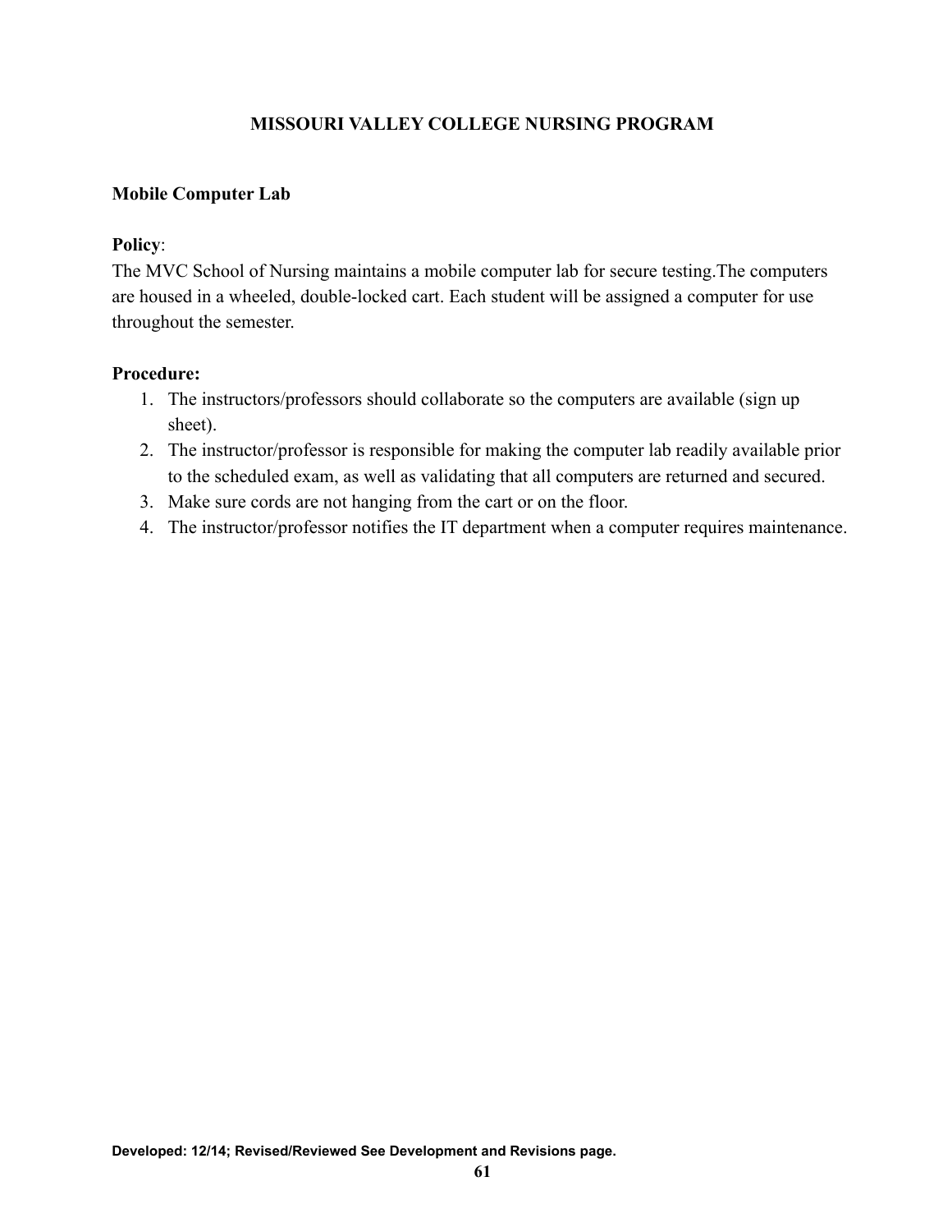# MISSOURI VALLEY COLLEGE NURSING PROGRAM

## Mobile Computer Lab

**Policy**:
The MVC School of Nursing maintains a mobile computer lab for secure testing.The computers are housed in a wheeled, double-locked cart. Each student will be assigned a computer for use throughout the semester.

**Procedure:**

1. The instructors/professors should collaborate so the computers are available (sign up sheet).
2. The instructor/professor is responsible for making the computer lab readily available prior to the scheduled exam, as well as validating that all computers are returned and secured.
3. Make sure cords are not hanging from the cart or on the floor.
4. The instructor/professor notifies the IT department when a computer requires maintenance.

**Developed: 12/14; Revised/Reviewed See Development and Revisions page.**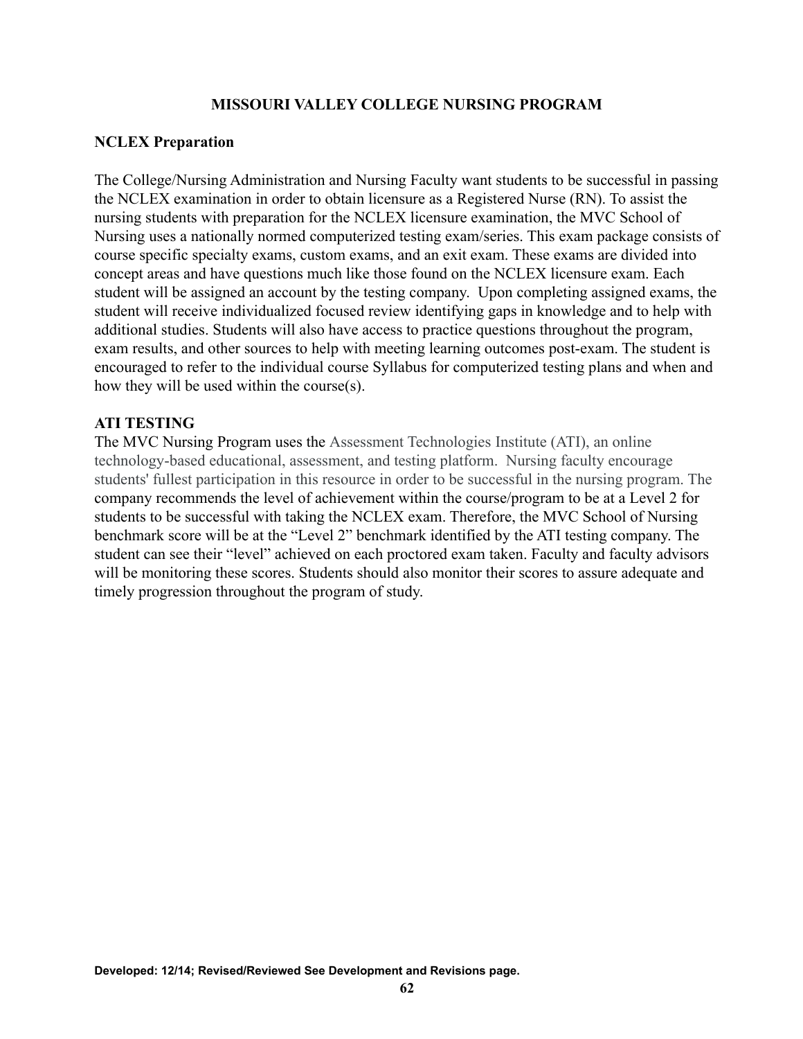# MISSOURI VALLEY COLLEGE NURSING PROGRAM

## NCLEX Preparation

The College/Nursing Administration and Nursing Faculty want students to be successful in passing the NCLEX examination in order to obtain licensure as a Registered Nurse (RN). To assist the nursing students with preparation for the NCLEX licensure examination, the MVC School of Nursing uses a nationally normed computerized testing exam/series. This exam package consists of course specific specialty exams, custom exams, and an exit exam. These exams are divided into concept areas and have questions much like those found on the NCLEX licensure exam. Each student will be assigned an account by the testing company. Upon completing assigned exams, the student will receive individualized focused review identifying gaps in knowledge and to help with additional studies. Students will also have access to practice questions throughout the program, exam results, and other sources to help with meeting learning outcomes post-exam. The student is encouraged to refer to the individual course Syllabus for computerized testing plans and when and how they will be used within the course(s).

## ATI TESTING

The MVC Nursing Program uses the Assessment Technologies Institute (ATI), an online technology-based educational, assessment, and testing platform. Nursing faculty encourage students' fullest participation in this resource in order to be successful in the nursing program. The company recommends the level of achievement within the course/program to be at a Level 2 for students to be successful with taking the NCLEX exam. Therefore, the MVC School of Nursing benchmark score will be at the "Level 2" benchmark identified by the ATI testing company. The student can see their "level" achieved on each proctored exam taken. Faculty and faculty advisors will be monitoring these scores. Students should also monitor their scores to assure adequate and timely progression throughout the program of study.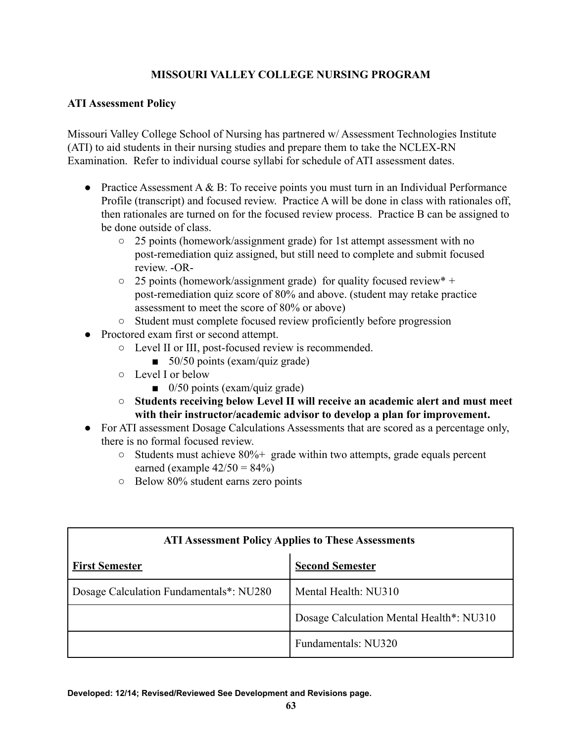## MISSOURI VALLEY COLLEGE NURSING PROGRAM

### ATI Assessment Policy

Missouri Valley College School of Nursing has partnered w/ Assessment Technologies Institute (ATI) to aid students in their nursing studies and prepare them to take the NCLEX-RN Examination. Refer to individual course syllabi for schedule of ATI assessment dates.

- Practice Assessment A & B: To receive points you must turn in an Individual Performance Profile (transcript) and focused review. Practice A will be done in class with rationales off, then rationales are turned on for the focused review process. Practice B can be assigned to be done outside of class.
  - 25 points (homework/assignment grade) for 1st attempt assessment with no post-remediation quiz assigned, but still need to complete and submit focused review. -OR-
  - 25 points (homework/assignment grade) for quality focused review* + post-remediation quiz score of 80% and above. (student may retake practice assessment to meet the score of 80% or above)
  - Student must complete focused review proficiently before progression
- Proctored exam first or second attempt.
  - Level II or III, post-focused review is recommended.
    - 50/50 points (exam/quiz grade)
  - Level I or below
    - 0/50 points (exam/quiz grade)
  - **Students receiving below Level II will receive an academic alert and must meet with their instructor/academic advisor to develop a plan for improvement.**
- For ATI assessment Dosage Calculations Assessments that are scored as a percentage only, there is no formal focused review.
  - Students must achieve 80%+ grade within two attempts, grade equals percent earned (example 42/50 = 84%)
  - Below 80% student earns zero points

| ATI Assessment Policy Applies to These Assessments | |
|---|---|
| **First Semester** | **Second Semester** |
| Dosage Calculation Fundamentals*: NU280 | Mental Health: NU310 |
| | Dosage Calculation Mental Health*: NU310 |
| | Fundamentals: NU320 |

**Developed: 12/14; Revised/Reviewed See Development and Revisions page.**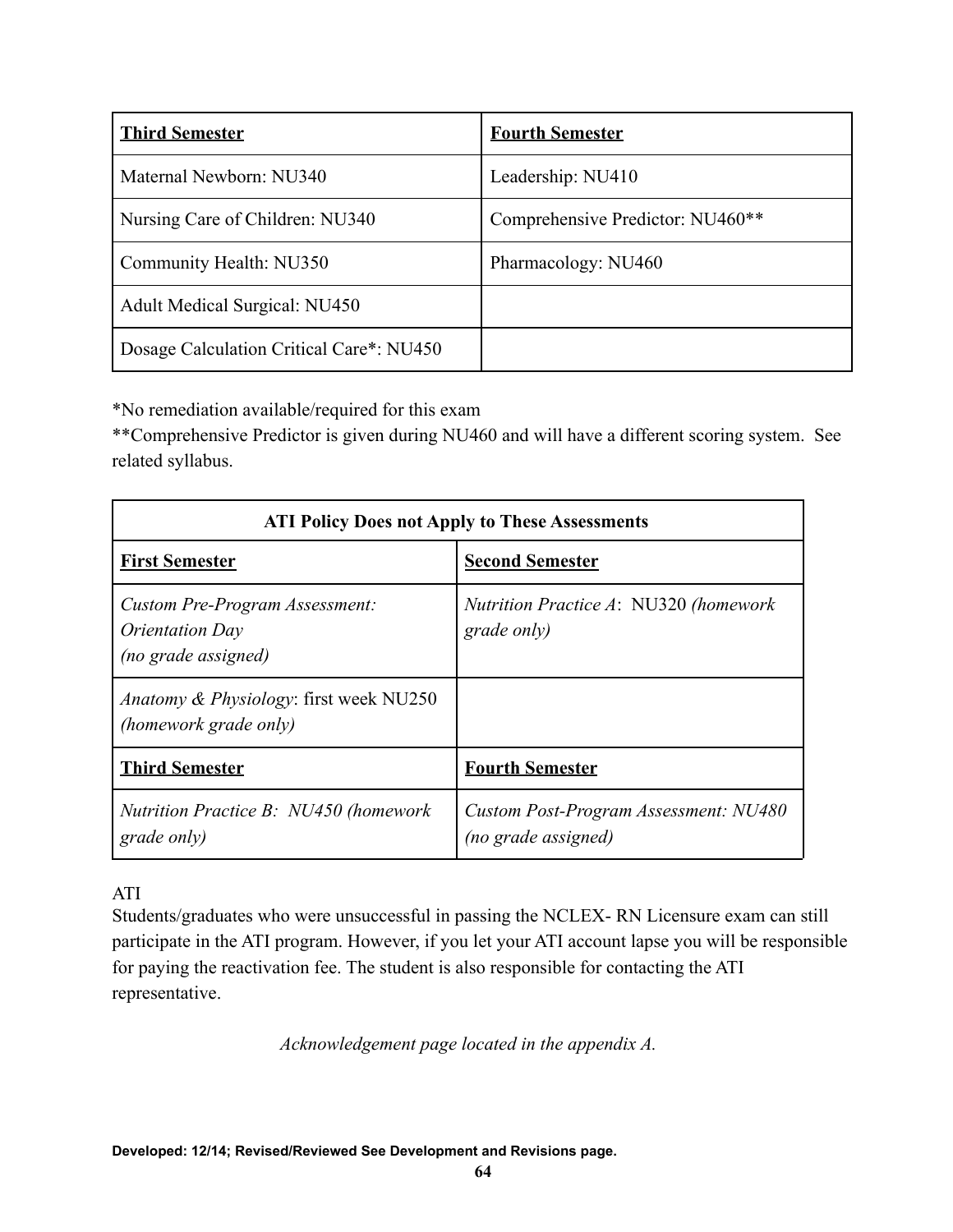| **Third Semester** | **Fourth Semester** |
| --- | --- |
| Maternal Newborn: NU340 | Leadership: NU410 |
| Nursing Care of Children: NU340 | Comprehensive Predictor: NU460** |
| Community Health: NU350 | Pharmacology: NU460 |
| Adult Medical Surgical: NU450 | |
| Dosage Calculation Critical Care*: NU450 | |

*No remediation available/required for this exam

**Comprehensive Predictor is given during NU460 and will have a different scoring system. See related syllabus.

| **ATI Policy Does not Apply to These Assessments** | |
| --- | --- |
| **First Semester** | **Second Semester** |
| *Custom Pre-Program Assessment: Orientation Day (no grade assigned)* | *Nutrition Practice A*: NU320 *(homework grade only)* |
| *Anatomy & Physiology*: first week NU250 *(homework grade only)* | |
| **Third Semester** | **Fourth Semester** |
| *Nutrition Practice B: NU450 (homework grade only)* | *Custom Post-Program Assessment: NU480 (no grade assigned)* |

ATI

Students/graduates who were unsuccessful in passing the NCLEX- RN Licensure exam can still participate in the ATI program. However, if you let your ATI account lapse you will be responsible for paying the reactivation fee. The student is also responsible for contacting the ATI representative.

*Acknowledgement page located in the appendix A.*

**Developed: 12/14; Revised/Reviewed See Development and Revisions page.**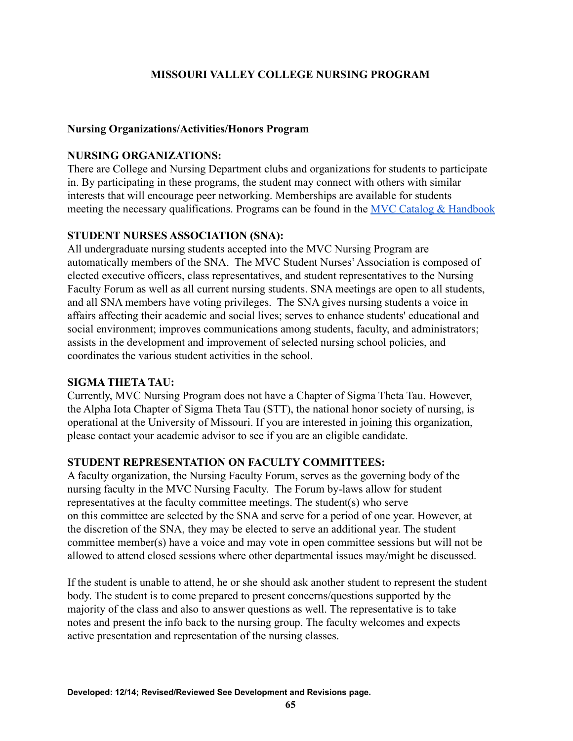## MISSOURI VALLEY COLLEGE NURSING PROGRAM

### Nursing Organizations/Activities/Honors Program

**NURSING ORGANIZATIONS:**
There are College and Nursing Department clubs and organizations for students to participate in. By participating in these programs, the student may connect with others with similar interests that will encourage peer networking. Memberships are available for students meeting the necessary qualifications. Programs can be found in the MVC Catalog & Handbook

**STUDENT NURSES ASSOCIATION (SNA):**
All undergraduate nursing students accepted into the MVC Nursing Program are automatically members of the SNA. The MVC Student Nurses' Association is composed of elected executive officers, class representatives, and student representatives to the Nursing Faculty Forum as well as all current nursing students. SNA meetings are open to all students, and all SNA members have voting privileges. The SNA gives nursing students a voice in affairs affecting their academic and social lives; serves to enhance students' educational and social environment; improves communications among students, faculty, and administrators; assists in the development and improvement of selected nursing school policies, and coordinates the various student activities in the school.

**SIGMA THETA TAU:**
Currently, MVC Nursing Program does not have a Chapter of Sigma Theta Tau. However, the Alpha Iota Chapter of Sigma Theta Tau (STT), the national honor society of nursing, is operational at the University of Missouri. If you are interested in joining this organization, please contact your academic advisor to see if you are an eligible candidate.

**STUDENT REPRESENTATION ON FACULTY COMMITTEES:**
A faculty organization, the Nursing Faculty Forum, serves as the governing body of the nursing faculty in the MVC Nursing Faculty. The Forum by-laws allow for student representatives at the faculty committee meetings. The student(s) who serve on this committee are selected by the SNA and serve for a period of one year. However, at the discretion of the SNA, they may be elected to serve an additional year. The student committee member(s) have a voice and may vote in open committee sessions but will not be allowed to attend closed sessions where other departmental issues may/might be discussed.

If the student is unable to attend, he or she should ask another student to represent the student body. The student is to come prepared to present concerns/questions supported by the majority of the class and also to answer questions as well. The representative is to take notes and present the info back to the nursing group. The faculty welcomes and expects active presentation and representation of the nursing classes.

**Developed: 12/14; Revised/Reviewed See Development and Revisions page.**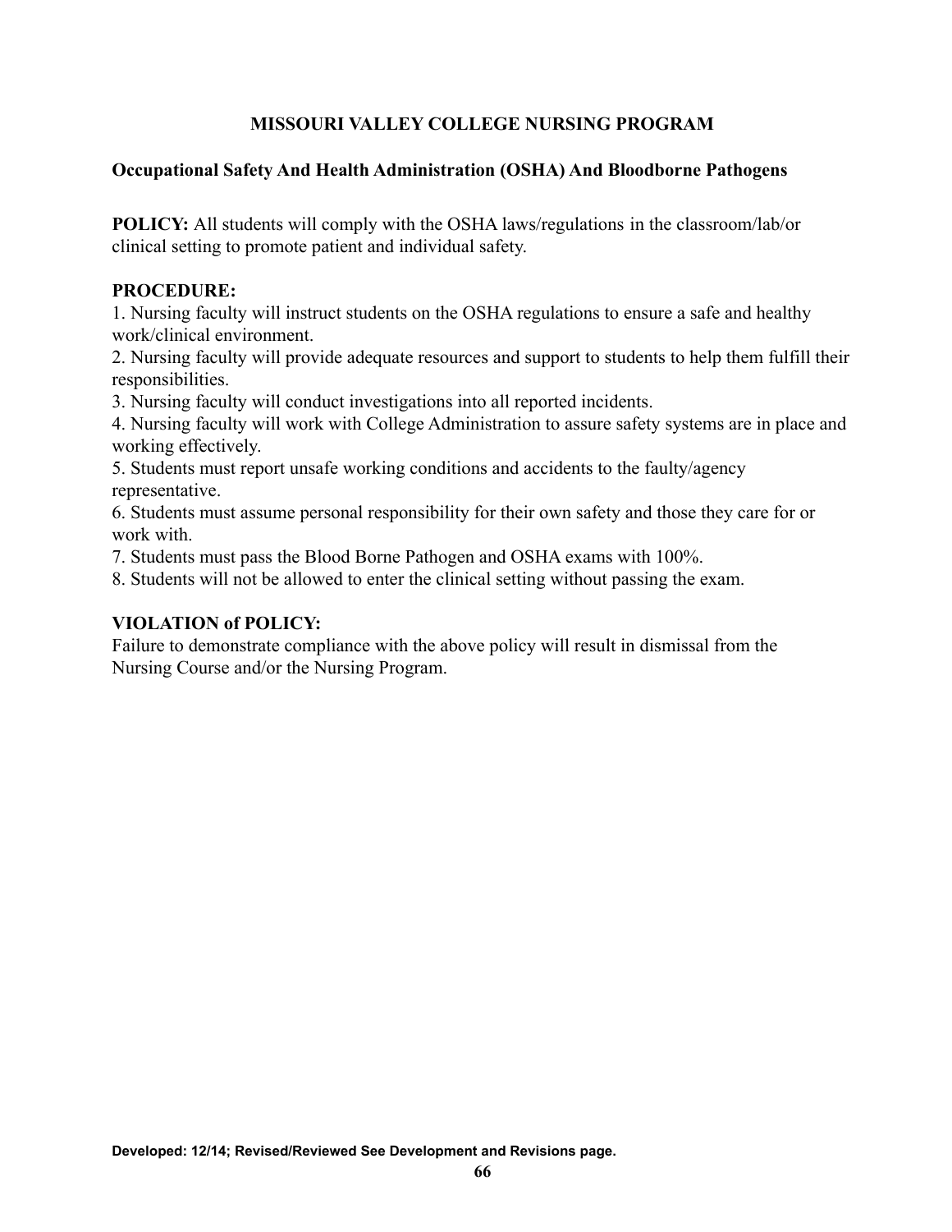# MISSOURI VALLEY COLLEGE NURSING PROGRAM

## Occupational Safety And Health Administration (OSHA) And Bloodborne Pathogens

**POLICY:** All students will comply with the OSHA laws/regulations in the classroom/lab/or clinical setting to promote patient and individual safety.

**PROCEDURE:**

1. Nursing faculty will instruct students on the OSHA regulations to ensure a safe and healthy work/clinical environment.
2. Nursing faculty will provide adequate resources and support to students to help them fulfill their responsibilities.
3. Nursing faculty will conduct investigations into all reported incidents.
4. Nursing faculty will work with College Administration to assure safety systems are in place and working effectively.
5. Students must report unsafe working conditions and accidents to the faulty/agency representative.
6. Students must assume personal responsibility for their own safety and those they care for or work with.
7. Students must pass the Blood Borne Pathogen and OSHA exams with 100%.
8. Students will not be allowed to enter the clinical setting without passing the exam.

**VIOLATION of POLICY:**

Failure to demonstrate compliance with the above policy will result in dismissal from the Nursing Course and/or the Nursing Program.

**Developed: 12/14; Revised/Reviewed See Development and Revisions page.**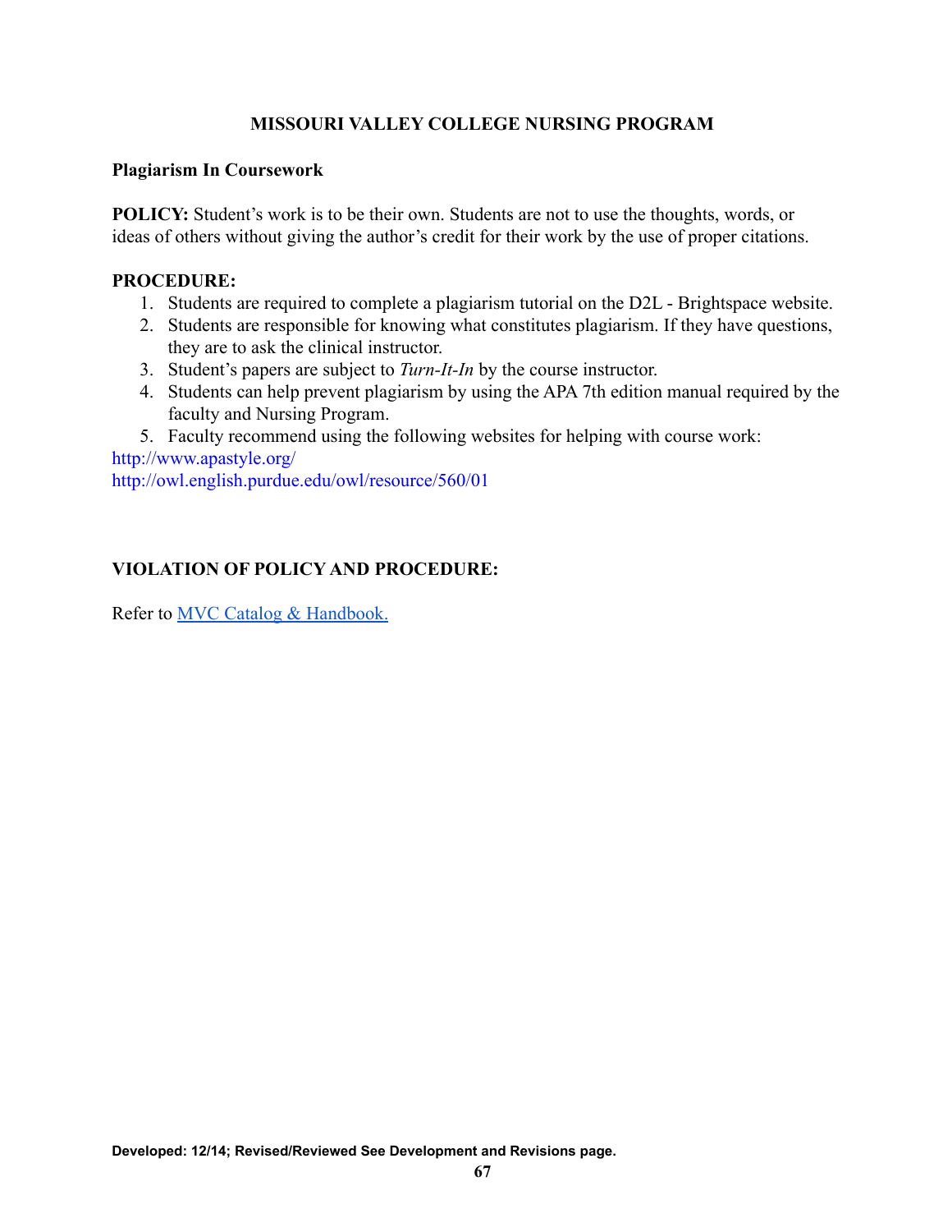**MISSOURI VALLEY COLLEGE NURSING PROGRAM**

**Plagiarism In Coursework**

**POLICY:** Student's work is to be their own. Students are not to use the thoughts, words, or ideas of others without giving the author's credit for their work by the use of proper citations.

**PROCEDURE:**

1. Students are required to complete a plagiarism tutorial on the D2L - Brightspace website.
2. Students are responsible for knowing what constitutes plagiarism. If they have questions, they are to ask the clinical instructor.
3. Student's papers are subject to *Turn-It-In* by the course instructor.
4. Students can help prevent plagiarism by using the APA 7th edition manual required by the faculty and Nursing Program.
5. Faculty recommend using the following websites for helping with course work:

http://www.apastyle.org/
http://owl.english.purdue.edu/owl/resource/560/01

**VIOLATION OF POLICY AND PROCEDURE:**

Refer to MVC Catalog & Handbook.

**Developed: 12/14; Revised/Reviewed See Development and Revisions page.**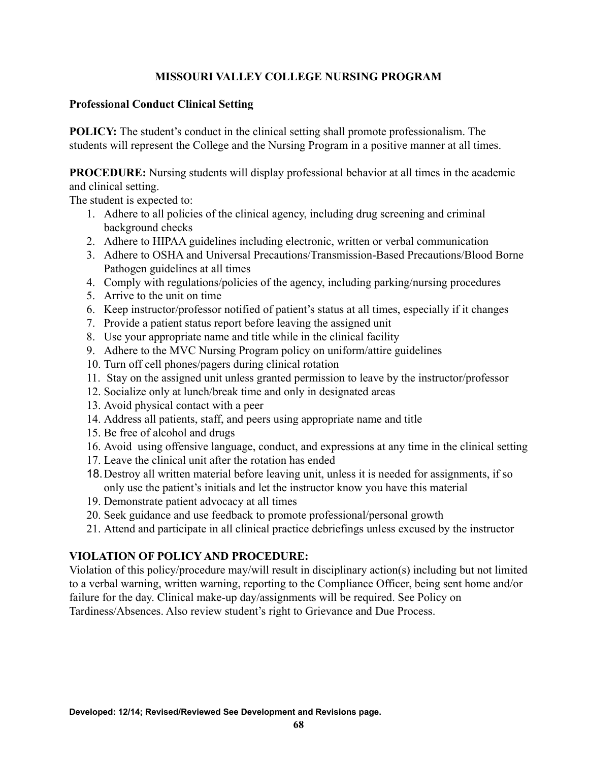# MISSOURI VALLEY COLLEGE NURSING PROGRAM

## Professional Conduct Clinical Setting

**POLICY:** The student's conduct in the clinical setting shall promote professionalism. The students will represent the College and the Nursing Program in a positive manner at all times.

**PROCEDURE:** Nursing students will display professional behavior at all times in the academic and clinical setting.
The student is expected to:

1. Adhere to all policies of the clinical agency, including drug screening and criminal background checks
2. Adhere to HIPAA guidelines including electronic, written or verbal communication
3. Adhere to OSHA and Universal Precautions/Transmission-Based Precautions/Blood Borne Pathogen guidelines at all times
4. Comply with regulations/policies of the agency, including parking/nursing procedures
5. Arrive to the unit on time
6. Keep instructor/professor notified of patient's status at all times, especially if it changes
7. Provide a patient status report before leaving the assigned unit
8. Use your appropriate name and title while in the clinical facility
9. Adhere to the MVC Nursing Program policy on uniform/attire guidelines
10. Turn off cell phones/pagers during clinical rotation
11. Stay on the assigned unit unless granted permission to leave by the instructor/professor
12. Socialize only at lunch/break time and only in designated areas
13. Avoid physical contact with a peer
14. Address all patients, staff, and peers using appropriate name and title
15. Be free of alcohol and drugs
16. Avoid using offensive language, conduct, and expressions at any time in the clinical setting
17. Leave the clinical unit after the rotation has ended
18. Destroy all written material before leaving unit, unless it is needed for assignments, if so only use the patient's initials and let the instructor know you have this material
19. Demonstrate patient advocacy at all times
20. Seek guidance and use feedback to promote professional/personal growth
21. Attend and participate in all clinical practice debriefings unless excused by the instructor

**VIOLATION OF POLICY AND PROCEDURE:**
Violation of this policy/procedure may/will result in disciplinary action(s) including but not limited to a verbal warning, written warning, reporting to the Compliance Officer, being sent home and/or failure for the day. Clinical make-up day/assignments will be required. See Policy on Tardiness/Absences. Also review student's right to Grievance and Due Process.

**Developed: 12/14; Revised/Reviewed See Development and Revisions page.**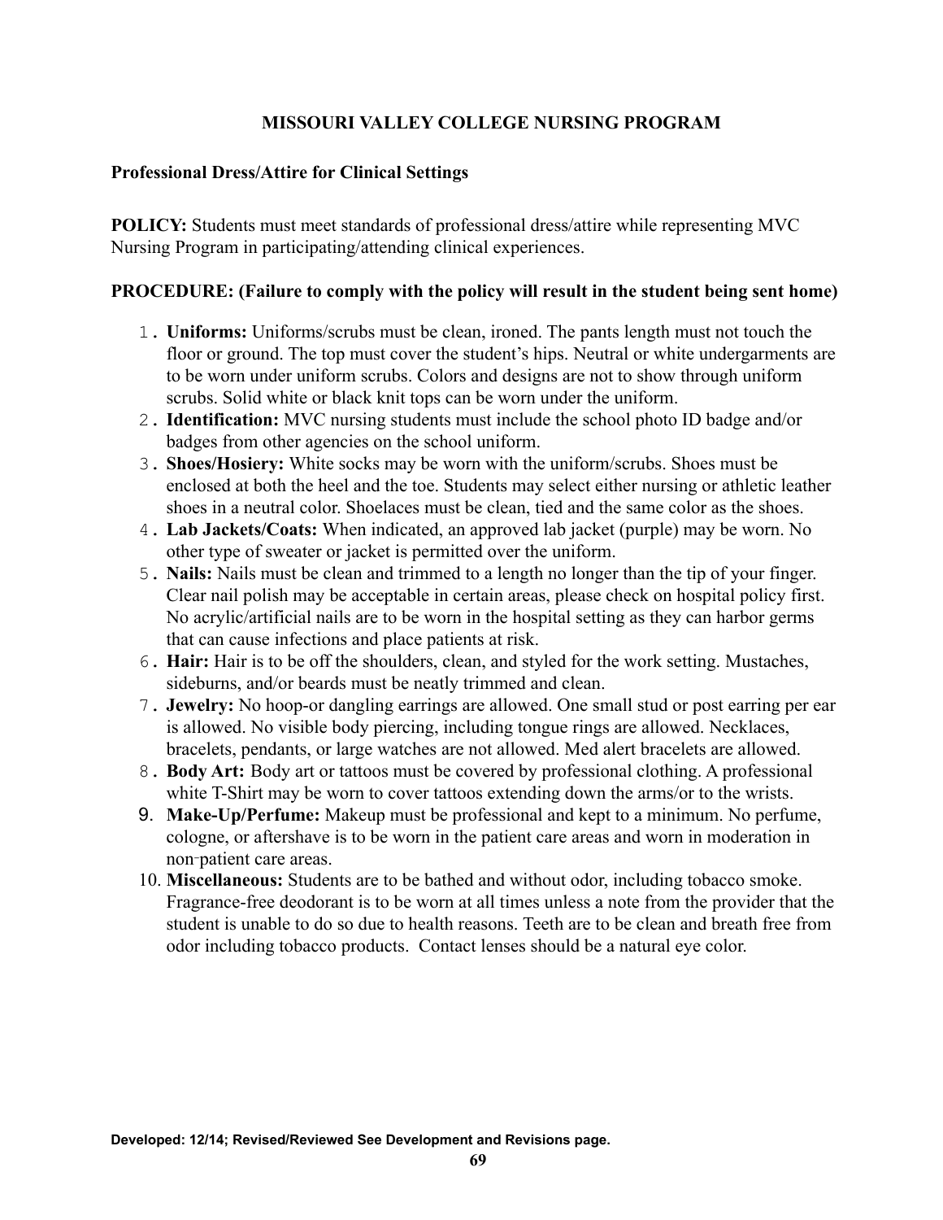**MISSOURI VALLEY COLLEGE NURSING PROGRAM**

**Professional Dress/Attire for Clinical Settings**

**POLICY:** Students must meet standards of professional dress/attire while representing MVC Nursing Program in participating/attending clinical experiences.

**PROCEDURE: (Failure to comply with the policy will result in the student being sent home)**

1. **Uniforms:** Uniforms/scrubs must be clean, ironed. The pants length must not touch the floor or ground. The top must cover the student's hips. Neutral or white undergarments are to be worn under uniform scrubs. Colors and designs are not to show through uniform scrubs. Solid white or black knit tops can be worn under the uniform.
2. **Identification:** MVC nursing students must include the school photo ID badge and/or badges from other agencies on the school uniform.
3. **Shoes/Hosiery:** White socks may be worn with the uniform/scrubs. Shoes must be enclosed at both the heel and the toe. Students may select either nursing or athletic leather shoes in a neutral color. Shoelaces must be clean, tied and the same color as the shoes.
4. **Lab Jackets/Coats:** When indicated, an approved lab jacket (purple) may be worn. No other type of sweater or jacket is permitted over the uniform.
5. **Nails:** Nails must be clean and trimmed to a length no longer than the tip of your finger. Clear nail polish may be acceptable in certain areas, please check on hospital policy first. No acrylic/artificial nails are to be worn in the hospital setting as they can harbor germs that can cause infections and place patients at risk.
6. **Hair:** Hair is to be off the shoulders, clean, and styled for the work setting. Mustaches, sideburns, and/or beards must be neatly trimmed and clean.
7. **Jewelry:** No hoop-or dangling earrings are allowed. One small stud or post earring per ear is allowed. No visible body piercing, including tongue rings are allowed. Necklaces, bracelets, pendants, or large watches are not allowed. Med alert bracelets are allowed.
8. **Body Art:** Body art or tattoos must be covered by professional clothing. A professional white T-Shirt may be worn to cover tattoos extending down the arms/or to the wrists.
9. **Make-Up/Perfume:** Makeup must be professional and kept to a minimum. No perfume, cologne, or aftershave is to be worn in the patient care areas and worn in moderation in non-patient care areas.
10. **Miscellaneous:** Students are to be bathed and without odor, including tobacco smoke. Fragrance-free deodorant is to be worn at all times unless a note from the provider that the student is unable to do so due to health reasons. Teeth are to be clean and breath free from odor including tobacco products. Contact lenses should be a natural eye color.

**Developed: 12/14; Revised/Reviewed See Development and Revisions page.**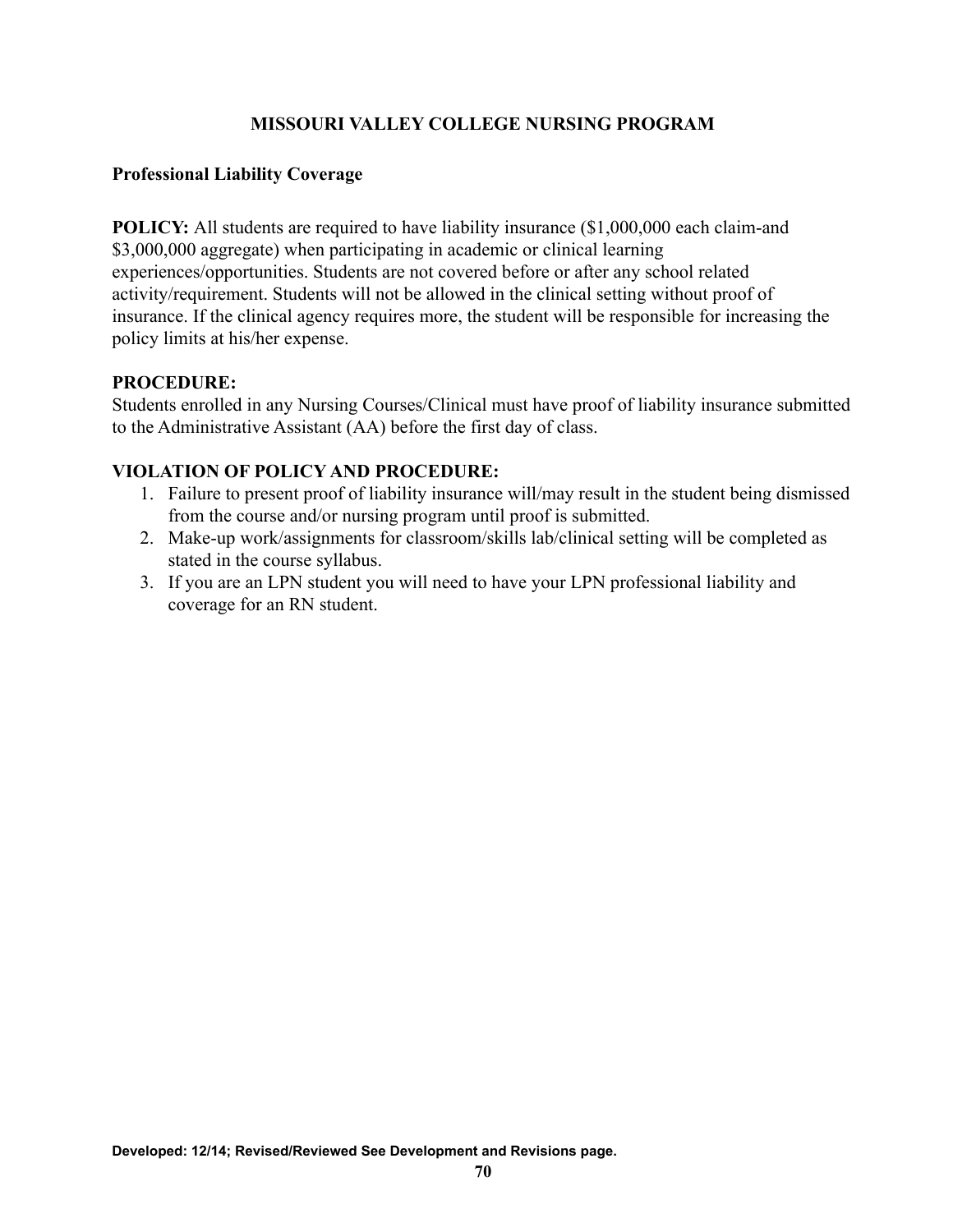# MISSOURI VALLEY COLLEGE NURSING PROGRAM

## Professional Liability Coverage

**POLICY:** All students are required to have liability insurance ($1,000,000 each claim-and $3,000,000 aggregate) when participating in academic or clinical learning experiences/opportunities. Students are not covered before or after any school related activity/requirement. Students will not be allowed in the clinical setting without proof of insurance. If the clinical agency requires more, the student will be responsible for increasing the policy limits at his/her expense.

**PROCEDURE:**

Students enrolled in any Nursing Courses/Clinical must have proof of liability insurance submitted to the Administrative Assistant (AA) before the first day of class.

**VIOLATION OF POLICY AND PROCEDURE:**

1. Failure to present proof of liability insurance will/may result in the student being dismissed from the course and/or nursing program until proof is submitted.
2. Make-up work/assignments for classroom/skills lab/clinical setting will be completed as stated in the course syllabus.
3. If you are an LPN student you will need to have your LPN professional liability and coverage for an RN student.

**Developed: 12/14; Revised/Reviewed See Development and Revisions page.**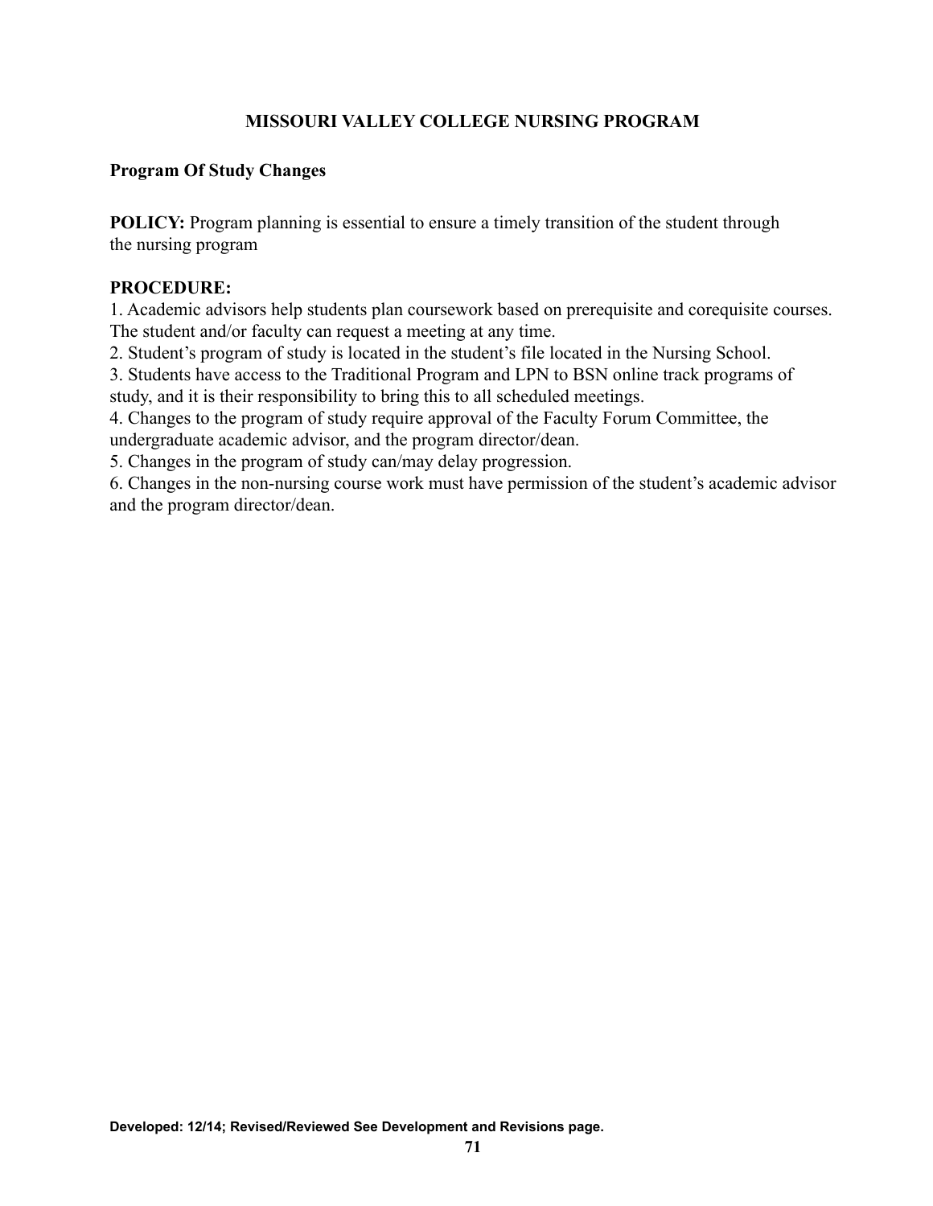## MISSOURI VALLEY COLLEGE NURSING PROGRAM

### Program Of Study Changes

**POLICY:** Program planning is essential to ensure a timely transition of the student through the nursing program

**PROCEDURE:**

1. Academic advisors help students plan coursework based on prerequisite and corequisite courses. The student and/or faculty can request a meeting at any time.
2. Student's program of study is located in the student's file located in the Nursing School.
3. Students have access to the Traditional Program and LPN to BSN online track programs of study, and it is their responsibility to bring this to all scheduled meetings.
4. Changes to the program of study require approval of the Faculty Forum Committee, the undergraduate academic advisor, and the program director/dean.
5. Changes in the program of study can/may delay progression.
6. Changes in the non-nursing course work must have permission of the student's academic advisor and the program director/dean.

**Developed: 12/14; Revised/Reviewed See Development and Revisions page.**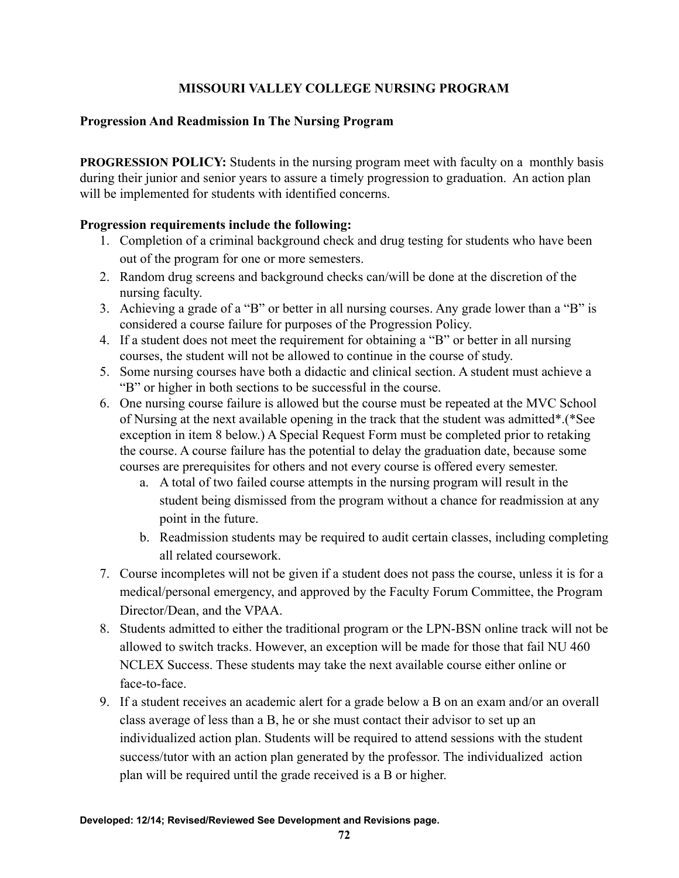# MISSOURI VALLEY COLLEGE NURSING PROGRAM

## Progression And Readmission In The Nursing Program

**PROGRESSION POLICY:** Students in the nursing program meet with faculty on a monthly basis during their junior and senior years to assure a timely progression to graduation. An action plan will be implemented for students with identified concerns.

**Progression requirements include the following:**

1. Completion of a criminal background check and drug testing for students who have been out of the program for one or more semesters.
2. Random drug screens and background checks can/will be done at the discretion of the nursing faculty.
3. Achieving a grade of a "B" or better in all nursing courses. Any grade lower than a "B" is considered a course failure for purposes of the Progression Policy.
4. If a student does not meet the requirement for obtaining a "B" or better in all nursing courses, the student will not be allowed to continue in the course of study.
5. Some nursing courses have both a didactic and clinical section. A student must achieve a "B" or higher in both sections to be successful in the course.
6. One nursing course failure is allowed but the course must be repeated at the MVC School of Nursing at the next available opening in the track that the student was admitted*.(*See exception in item 8 below.) A Special Request Form must be completed prior to retaking the course. A course failure has the potential to delay the graduation date, because some courses are prerequisites for others and not every course is offered every semester.
    a. A total of two failed course attempts in the nursing program will result in the student being dismissed from the program without a chance for readmission at any point in the future.
    b. Readmission students may be required to audit certain classes, including completing all related coursework.
7. Course incompletes will not be given if a student does not pass the course, unless it is for a medical/personal emergency, and approved by the Faculty Forum Committee, the Program Director/Dean, and the VPAA.
8. Students admitted to either the traditional program or the LPN-BSN online track will not be allowed to switch tracks. However, an exception will be made for those that fail NU 460 NCLEX Success. These students may take the next available course either online or face-to-face.
9. If a student receives an academic alert for a grade below a B on an exam and/or an overall class average of less than a B, he or she must contact their advisor to set up an individualized action plan. Students will be required to attend sessions with the student success/tutor with an action plan generated by the professor. The individualized action plan will be required until the grade received is a B or higher.

**Developed: 12/14; Revised/Reviewed See Development and Revisions page.**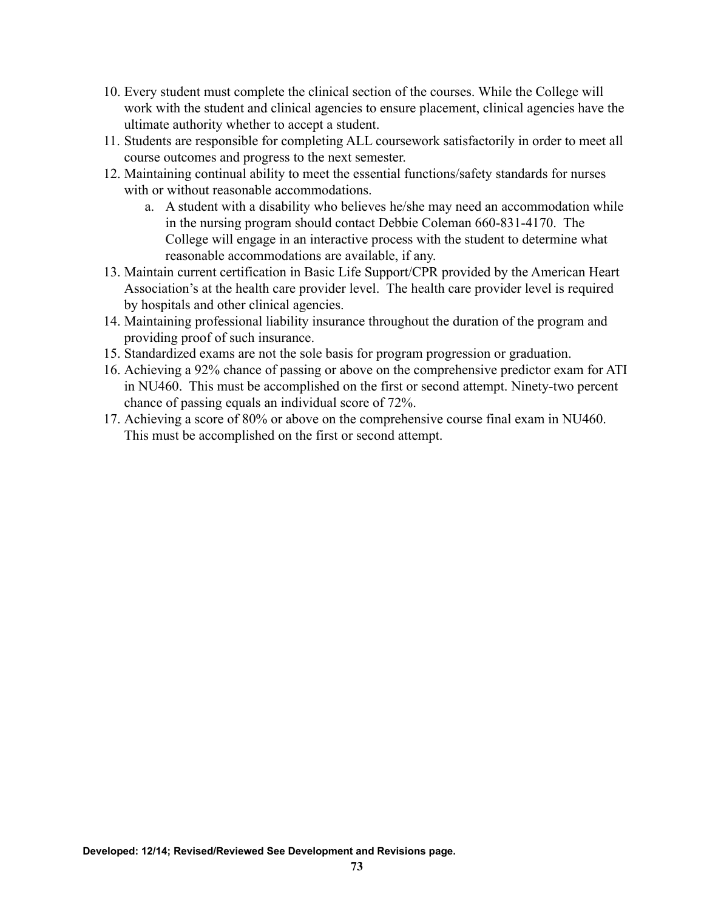10. Every student must complete the clinical section of the courses. While the College will work with the student and clinical agencies to ensure placement, clinical agencies have the ultimate authority whether to accept a student.
11. Students are responsible for completing ALL coursework satisfactorily in order to meet all course outcomes and progress to the next semester.
12. Maintaining continual ability to meet the essential functions/safety standards for nurses with or without reasonable accommodations.
    a. A student with a disability who believes he/she may need an accommodation while in the nursing program should contact Debbie Coleman 660-831-4170. The College will engage in an interactive process with the student to determine what reasonable accommodations are available, if any.
13. Maintain current certification in Basic Life Support/CPR provided by the American Heart Association's at the health care provider level. The health care provider level is required by hospitals and other clinical agencies.
14. Maintaining professional liability insurance throughout the duration of the program and providing proof of such insurance.
15. Standardized exams are not the sole basis for program progression or graduation.
16. Achieving a 92% chance of passing or above on the comprehensive predictor exam for ATI in NU460. This must be accomplished on the first or second attempt. Ninety-two percent chance of passing equals an individual score of 72%.
17. Achieving a score of 80% or above on the comprehensive course final exam in NU460. This must be accomplished on the first or second attempt.

**Developed: 12/14; Revised/Reviewed See Development and Revisions page.**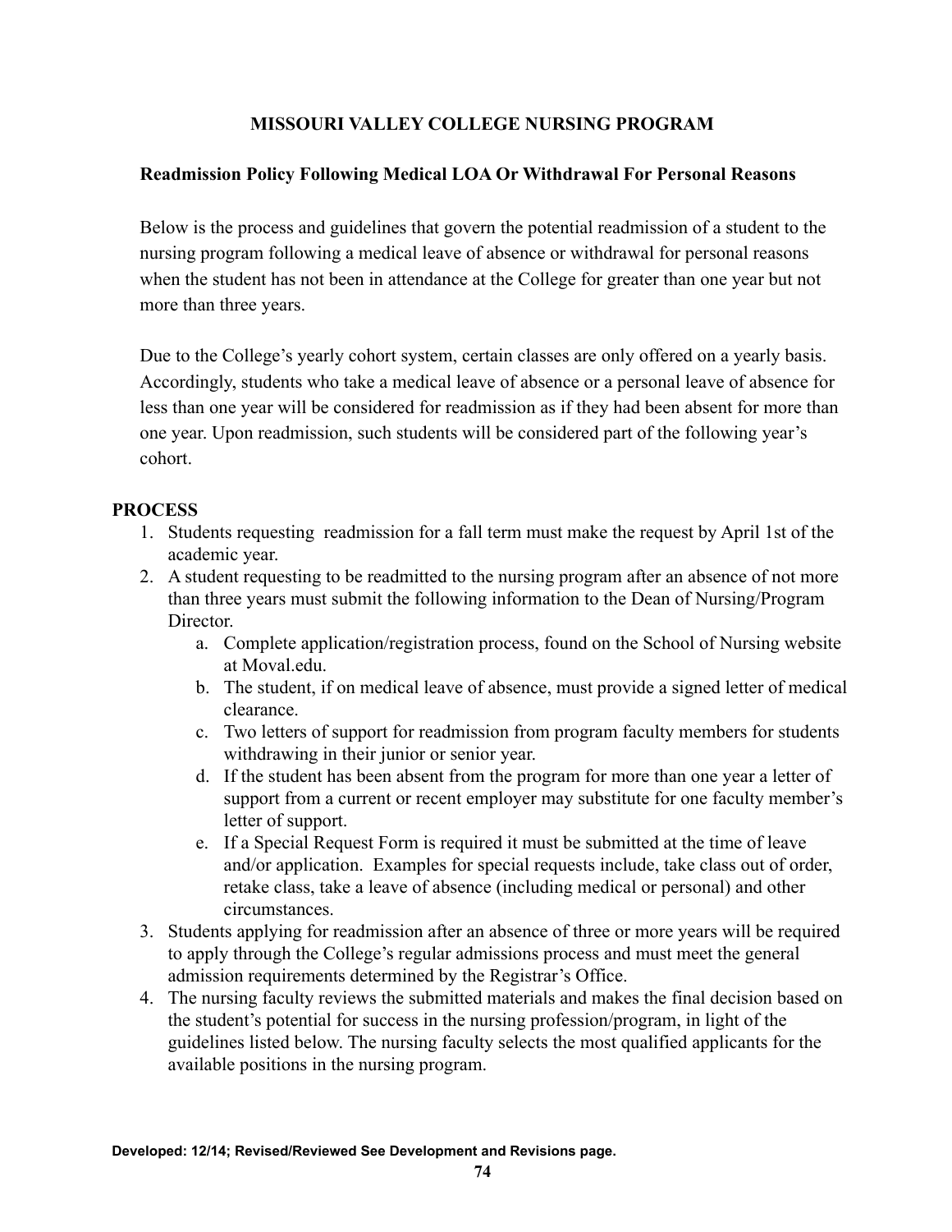# MISSOURI VALLEY COLLEGE NURSING PROGRAM

## Readmission Policy Following Medical LOA Or Withdrawal For Personal Reasons

Below is the process and guidelines that govern the potential readmission of a student to the nursing program following a medical leave of absence or withdrawal for personal reasons when the student has not been in attendance at the College for greater than one year but not more than three years.

Due to the College's yearly cohort system, certain classes are only offered on a yearly basis. Accordingly, students who take a medical leave of absence or a personal leave of absence for less than one year will be considered for readmission as if they had been absent for more than one year. Upon readmission, such students will be considered part of the following year's cohort.

### PROCESS

1. Students requesting readmission for a fall term must make the request by April 1st of the academic year.
2. A student requesting to be readmitted to the nursing program after an absence of not more than three years must submit the following information to the Dean of Nursing/Program Director.
   a. Complete application/registration process, found on the School of Nursing website at Moval.edu.
   b. The student, if on medical leave of absence, must provide a signed letter of medical clearance.
   c. Two letters of support for readmission from program faculty members for students withdrawing in their junior or senior year.
   d. If the student has been absent from the program for more than one year a letter of support from a current or recent employer may substitute for one faculty member's letter of support.
   e. If a Special Request Form is required it must be submitted at the time of leave and/or application. Examples for special requests include, take class out of order, retake class, take a leave of absence (including medical or personal) and other circumstances.
3. Students applying for readmission after an absence of three or more years will be required to apply through the College's regular admissions process and must meet the general admission requirements determined by the Registrar's Office.
4. The nursing faculty reviews the submitted materials and makes the final decision based on the student's potential for success in the nursing profession/program, in light of the guidelines listed below. The nursing faculty selects the most qualified applicants for the available positions in the nursing program.

**Developed: 12/14; Revised/Reviewed See Development and Revisions page.**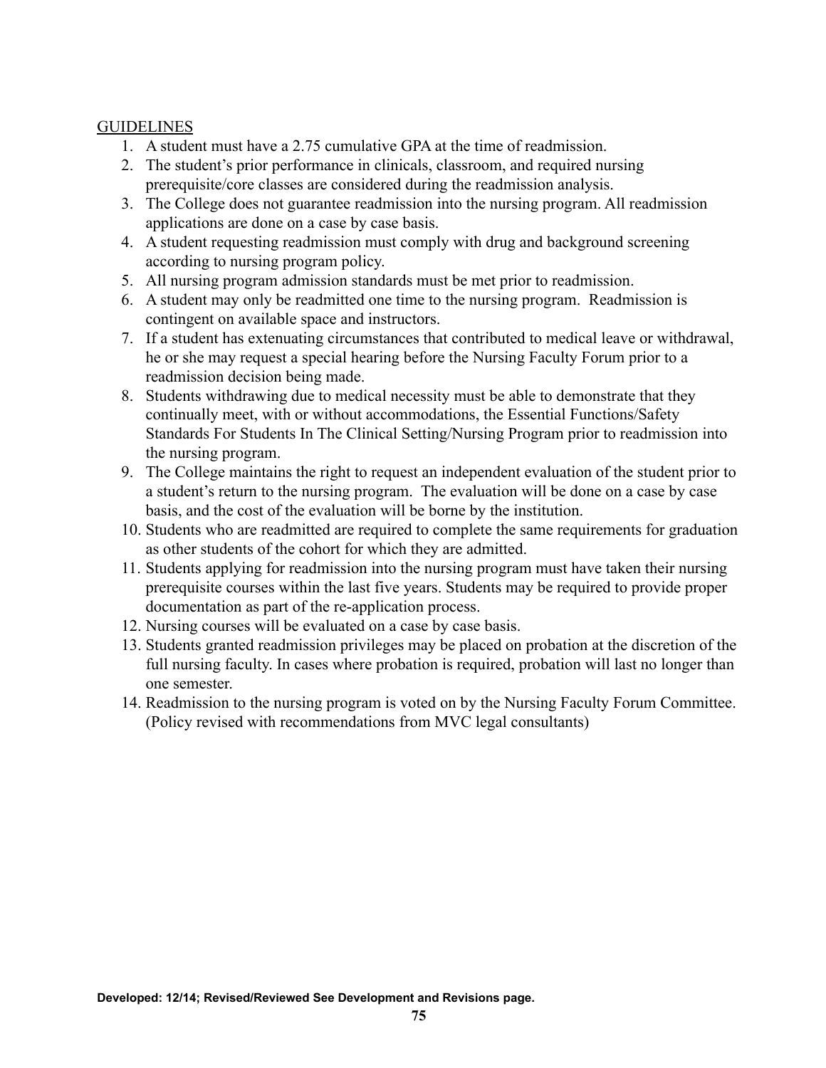GUIDELINES

1. A student must have a 2.75 cumulative GPA at the time of readmission.
2. The student's prior performance in clinicals, classroom, and required nursing prerequisite/core classes are considered during the readmission analysis.
3. The College does not guarantee readmission into the nursing program. All readmission applications are done on a case by case basis.
4. A student requesting readmission must comply with drug and background screening according to nursing program policy.
5. All nursing program admission standards must be met prior to readmission.
6. A student may only be readmitted one time to the nursing program. Readmission is contingent on available space and instructors.
7. If a student has extenuating circumstances that contributed to medical leave or withdrawal, he or she may request a special hearing before the Nursing Faculty Forum prior to a readmission decision being made.
8. Students withdrawing due to medical necessity must be able to demonstrate that they continually meet, with or without accommodations, the Essential Functions/Safety Standards For Students In The Clinical Setting/Nursing Program prior to readmission into the nursing program.
9. The College maintains the right to request an independent evaluation of the student prior to a student's return to the nursing program. The evaluation will be done on a case by case basis, and the cost of the evaluation will be borne by the institution.
10. Students who are readmitted are required to complete the same requirements for graduation as other students of the cohort for which they are admitted.
11. Students applying for readmission into the nursing program must have taken their nursing prerequisite courses within the last five years. Students may be required to provide proper documentation as part of the re-application process.
12. Nursing courses will be evaluated on a case by case basis.
13. Students granted readmission privileges may be placed on probation at the discretion of the full nursing faculty. In cases where probation is required, probation will last no longer than one semester.
14. Readmission to the nursing program is voted on by the Nursing Faculty Forum Committee. (Policy revised with recommendations from MVC legal consultants)

**Developed: 12/14; Revised/Reviewed See Development and Revisions page.**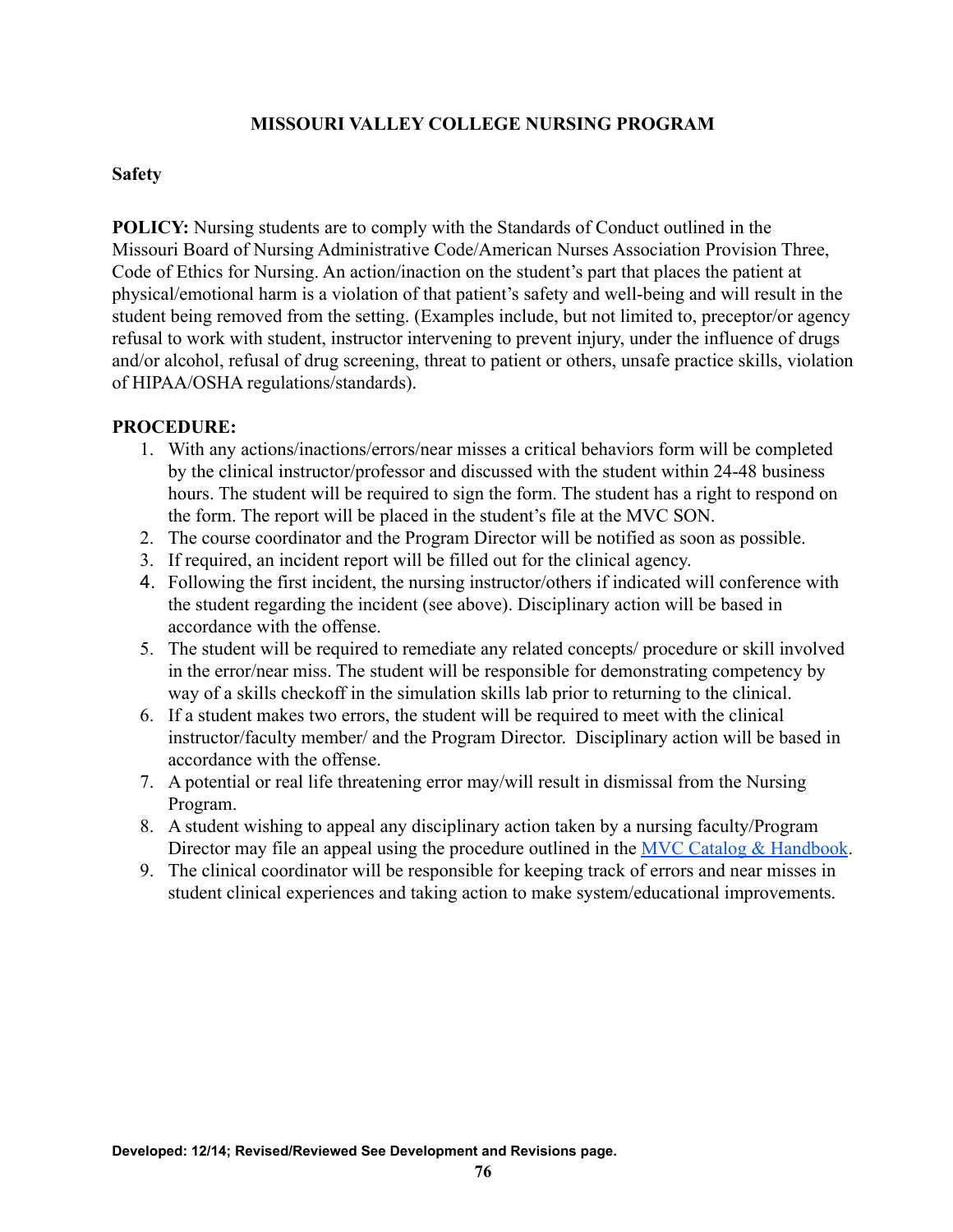# MISSOURI VALLEY COLLEGE NURSING PROGRAM

## Safety

**POLICY:** Nursing students are to comply with the Standards of Conduct outlined in the Missouri Board of Nursing Administrative Code/American Nurses Association Provision Three, Code of Ethics for Nursing. An action/inaction on the student's part that places the patient at physical/emotional harm is a violation of that patient's safety and well-being and will result in the student being removed from the setting. (Examples include, but not limited to, preceptor/or agency refusal to work with student, instructor intervening to prevent injury, under the influence of drugs and/or alcohol, refusal of drug screening, threat to patient or others, unsafe practice skills, violation of HIPAA/OSHA regulations/standards).

**PROCEDURE:**

1. With any actions/inactions/errors/near misses a critical behaviors form will be completed by the clinical instructor/professor and discussed with the student within 24-48 business hours. The student will be required to sign the form. The student has a right to respond on the form. The report will be placed in the student's file at the MVC SON.
2. The course coordinator and the Program Director will be notified as soon as possible.
3. If required, an incident report will be filled out for the clinical agency.
4. Following the first incident, the nursing instructor/others if indicated will conference with the student regarding the incident (see above). Disciplinary action will be based in accordance with the offense.
5. The student will be required to remediate any related concepts/ procedure or skill involved in the error/near miss. The student will be responsible for demonstrating competency by way of a skills checkoff in the simulation skills lab prior to returning to the clinical.
6. If a student makes two errors, the student will be required to meet with the clinical instructor/faculty member/ and the Program Director. Disciplinary action will be based in accordance with the offense.
7. A potential or real life threatening error may/will result in dismissal from the Nursing Program.
8. A student wishing to appeal any disciplinary action taken by a nursing faculty/Program Director may file an appeal using the procedure outlined in the MVC Catalog & Handbook.
9. The clinical coordinator will be responsible for keeping track of errors and near misses in student clinical experiences and taking action to make system/educational improvements.

**Developed: 12/14; Revised/Reviewed See Development and Revisions page.**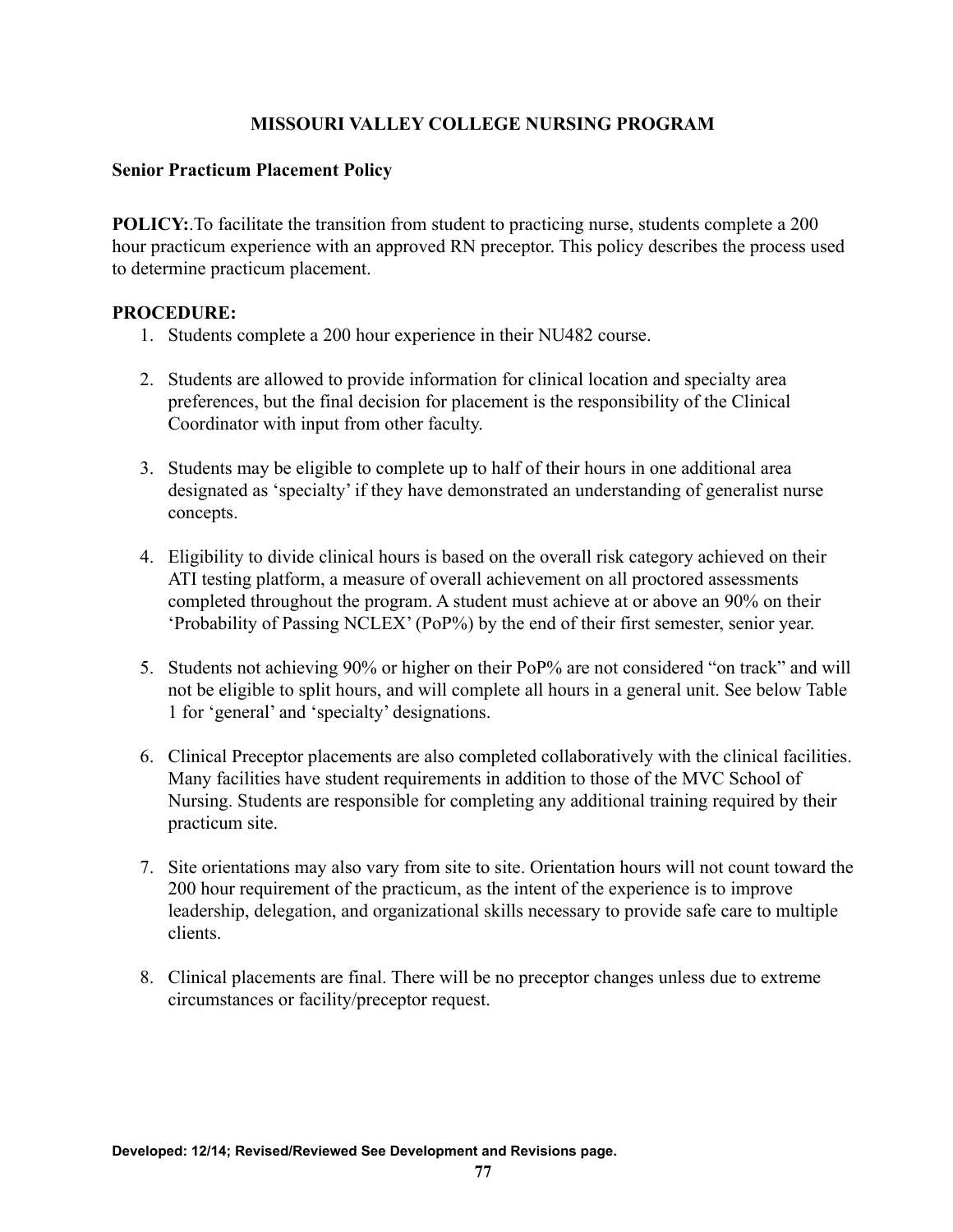# MISSOURI VALLEY COLLEGE NURSING PROGRAM

**Senior Practicum Placement Policy**

**POLICY:**.To facilitate the transition from student to practicing nurse, students complete a 200 hour practicum experience with an approved RN preceptor. This policy describes the process used to determine practicum placement.

**PROCEDURE:**

1. Students complete a 200 hour experience in their NU482 course.

2. Students are allowed to provide information for clinical location and specialty area preferences, but the final decision for placement is the responsibility of the Clinical Coordinator with input from other faculty.

3. Students may be eligible to complete up to half of their hours in one additional area designated as 'specialty' if they have demonstrated an understanding of generalist nurse concepts.

4. Eligibility to divide clinical hours is based on the overall risk category achieved on their ATI testing platform, a measure of overall achievement on all proctored assessments completed throughout the program. A student must achieve at or above an 90% on their 'Probability of Passing NCLEX' (PoP%) by the end of their first semester, senior year.

5. Students not achieving 90% or higher on their PoP% are not considered "on track" and will not be eligible to split hours, and will complete all hours in a general unit. See below Table 1 for 'general' and 'specialty' designations.

6. Clinical Preceptor placements are also completed collaboratively with the clinical facilities. Many facilities have student requirements in addition to those of the MVC School of Nursing. Students are responsible for completing any additional training required by their practicum site.

7. Site orientations may also vary from site to site. Orientation hours will not count toward the 200 hour requirement of the practicum, as the intent of the experience is to improve leadership, delegation, and organizational skills necessary to provide safe care to multiple clients.

8. Clinical placements are final. There will be no preceptor changes unless due to extreme circumstances or facility/preceptor request.

**Developed: 12/14; Revised/Reviewed See Development and Revisions page.**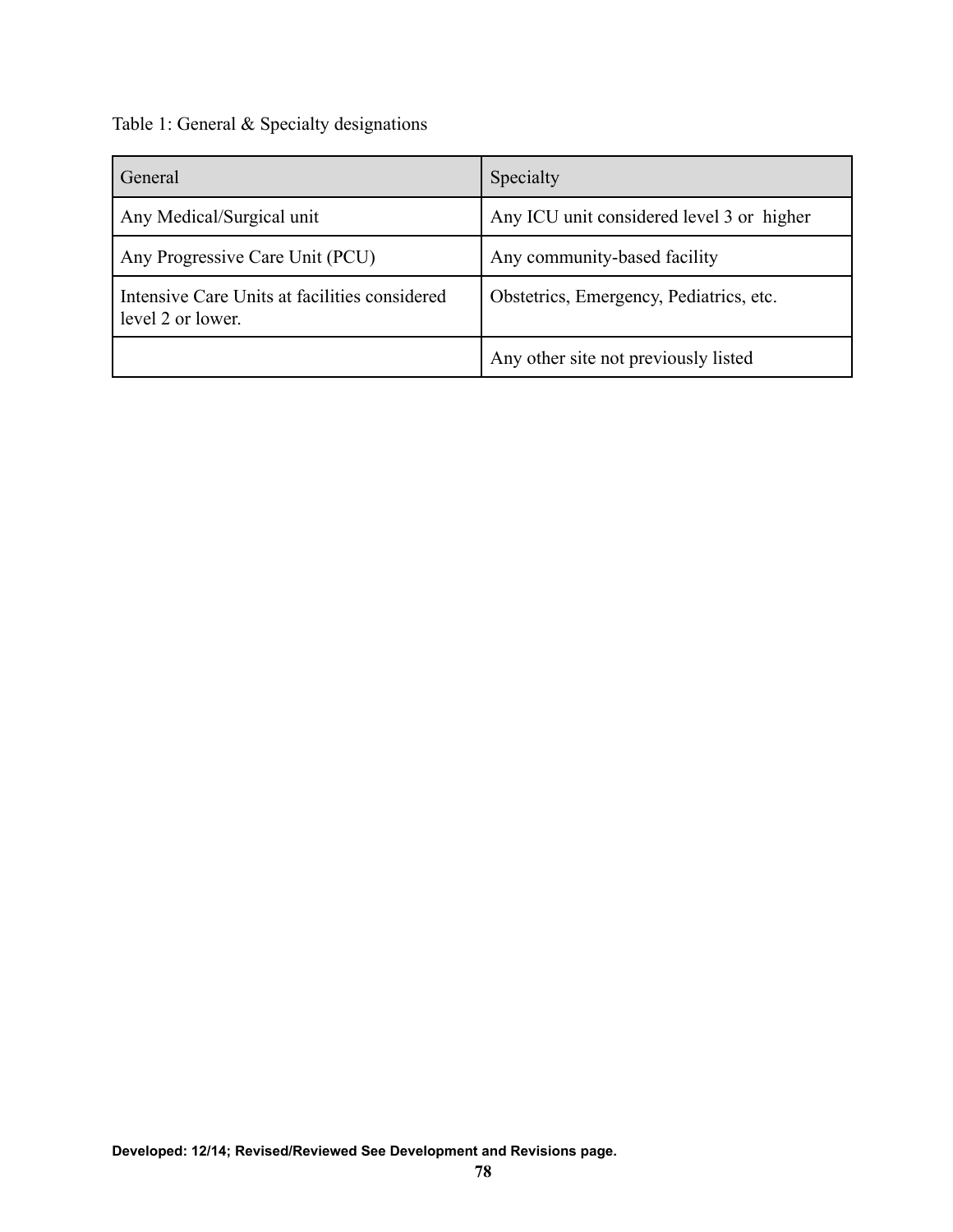Table 1: General & Specialty designations

| General | Specialty |
| --- | --- |
| Any Medical/Surgical unit | Any ICU unit considered level 3 or higher |
| Any Progressive Care Unit (PCU) | Any community-based facility |
| Intensive Care Units at facilities considered level 2 or lower. | Obstetrics, Emergency, Pediatrics, etc. |
| | Any other site not previously listed |

**Developed: 12/14; Revised/Reviewed See Development and Revisions page.**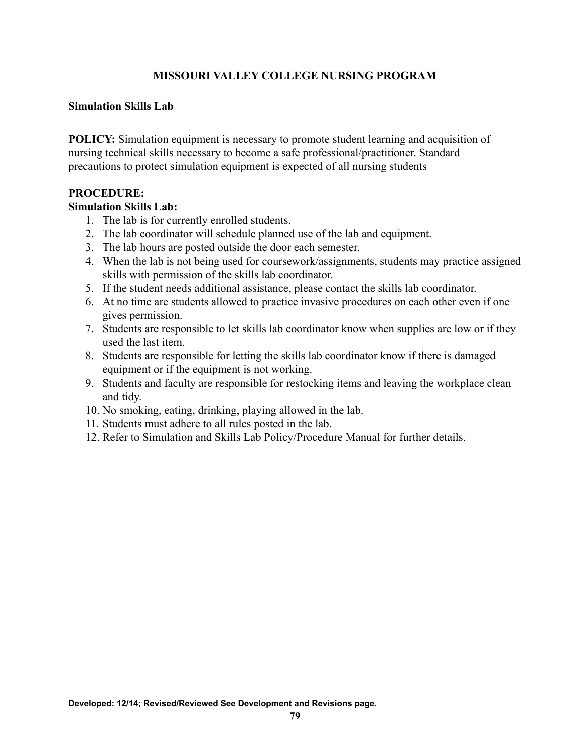# MISSOURI VALLEY COLLEGE NURSING PROGRAM

**Simulation Skills Lab**

**POLICY:** Simulation equipment is necessary to promote student learning and acquisition of nursing technical skills necessary to become a safe professional/practitioner. Standard precautions to protect simulation equipment is expected of all nursing students

**PROCEDURE:**

**Simulation Skills Lab:**

1. The lab is for currently enrolled students.
2. The lab coordinator will schedule planned use of the lab and equipment.
3. The lab hours are posted outside the door each semester.
4. When the lab is not being used for coursework/assignments, students may practice assigned skills with permission of the skills lab coordinator.
5. If the student needs additional assistance, please contact the skills lab coordinator.
6. At no time are students allowed to practice invasive procedures on each other even if one gives permission.
7. Students are responsible to let skills lab coordinator know when supplies are low or if they used the last item.
8. Students are responsible for letting the skills lab coordinator know if there is damaged equipment or if the equipment is not working.
9. Students and faculty are responsible for restocking items and leaving the workplace clean and tidy.
10. No smoking, eating, drinking, playing allowed in the lab.
11. Students must adhere to all rules posted in the lab.
12. Refer to Simulation and Skills Lab Policy/Procedure Manual for further details.

**Developed: 12/14; Revised/Reviewed See Development and Revisions page.**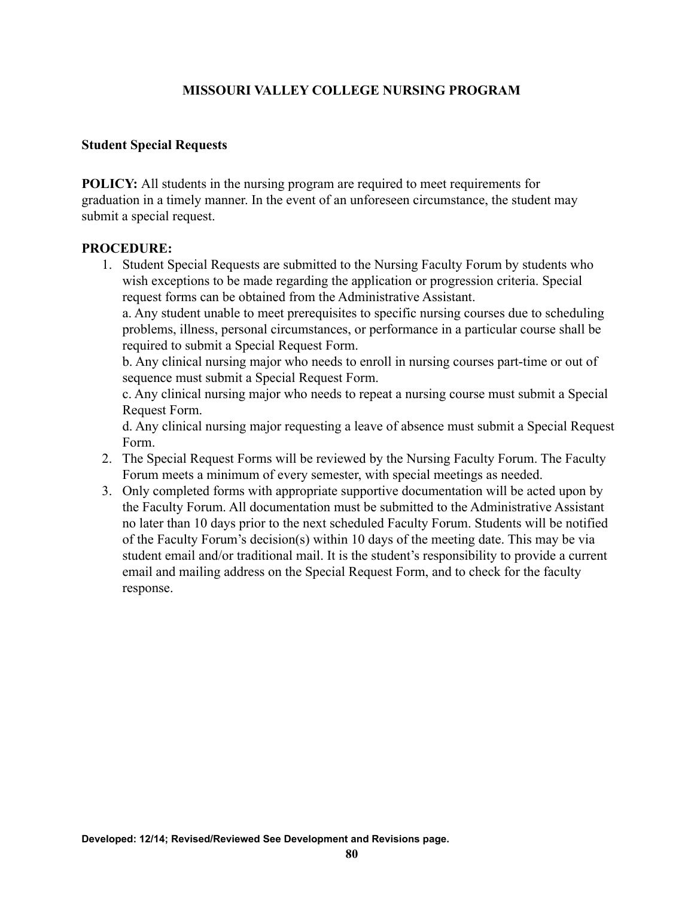# MISSOURI VALLEY COLLEGE NURSING PROGRAM

## Student Special Requests

**POLICY:** All students in the nursing program are required to meet requirements for graduation in a timely manner. In the event of an unforeseen circumstance, the student may submit a special request.

**PROCEDURE:**

1. Student Special Requests are submitted to the Nursing Faculty Forum by students who wish exceptions to be made regarding the application or progression criteria. Special request forms can be obtained from the Administrative Assistant.
   a. Any student unable to meet prerequisites to specific nursing courses due to scheduling problems, illness, personal circumstances, or performance in a particular course shall be required to submit a Special Request Form.
   b. Any clinical nursing major who needs to enroll in nursing courses part-time or out of sequence must submit a Special Request Form.
   c. Any clinical nursing major who needs to repeat a nursing course must submit a Special Request Form.
   d. Any clinical nursing major requesting a leave of absence must submit a Special Request Form.
2. The Special Request Forms will be reviewed by the Nursing Faculty Forum. The Faculty Forum meets a minimum of every semester, with special meetings as needed.
3. Only completed forms with appropriate supportive documentation will be acted upon by the Faculty Forum. All documentation must be submitted to the Administrative Assistant no later than 10 days prior to the next scheduled Faculty Forum. Students will be notified of the Faculty Forum's decision(s) within 10 days of the meeting date. This may be via student email and/or traditional mail. It is the student's responsibility to provide a current email and mailing address on the Special Request Form, and to check for the faculty response.

**Developed: 12/14; Revised/Reviewed See Development and Revisions page.**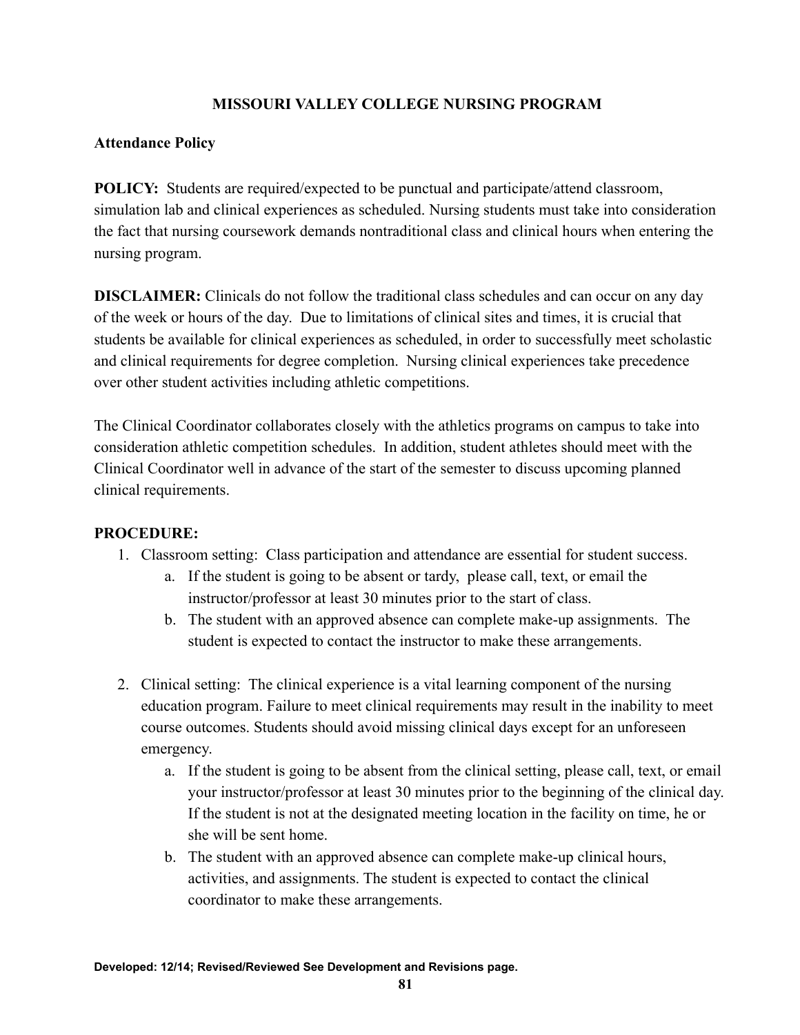# MISSOURI VALLEY COLLEGE NURSING PROGRAM

## Attendance Policy

**POLICY:** Students are required/expected to be punctual and participate/attend classroom, simulation lab and clinical experiences as scheduled. Nursing students must take into consideration the fact that nursing coursework demands nontraditional class and clinical hours when entering the nursing program.

**DISCLAIMER:** Clinicals do not follow the traditional class schedules and can occur on any day of the week or hours of the day. Due to limitations of clinical sites and times, it is crucial that students be available for clinical experiences as scheduled, in order to successfully meet scholastic and clinical requirements for degree completion. Nursing clinical experiences take precedence over other student activities including athletic competitions.

The Clinical Coordinator collaborates closely with the athletics programs on campus to take into consideration athletic competition schedules. In addition, student athletes should meet with the Clinical Coordinator well in advance of the start of the semester to discuss upcoming planned clinical requirements.

**PROCEDURE:**

1. Classroom setting: Class participation and attendance are essential for student success.
   a. If the student is going to be absent or tardy, please call, text, or email the instructor/professor at least 30 minutes prior to the start of class.
   b. The student with an approved absence can complete make-up assignments. The student is expected to contact the instructor to make these arrangements.

2. Clinical setting: The clinical experience is a vital learning component of the nursing education program. Failure to meet clinical requirements may result in the inability to meet course outcomes. Students should avoid missing clinical days except for an unforeseen emergency.
   a. If the student is going to be absent from the clinical setting, please call, text, or email your instructor/professor at least 30 minutes prior to the beginning of the clinical day. If the student is not at the designated meeting location in the facility on time, he or she will be sent home.
   b. The student with an approved absence can complete make-up clinical hours, activities, and assignments. The student is expected to contact the clinical coordinator to make these arrangements.

**Developed: 12/14; Revised/Reviewed See Development and Revisions page.**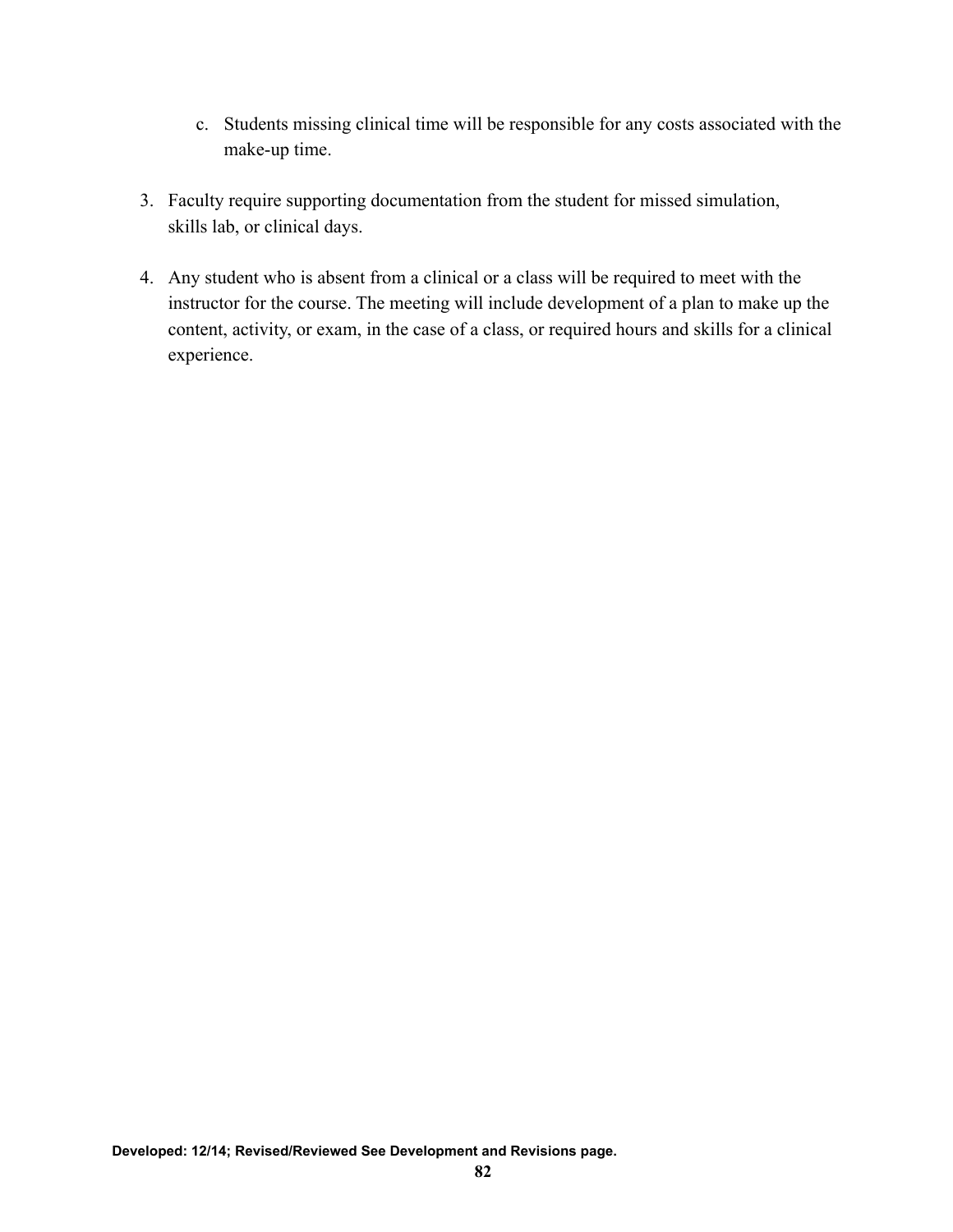c. Students missing clinical time will be responsible for any costs associated with the make-up time.

3. Faculty require supporting documentation from the student for missed simulation, skills lab, or clinical days.

4. Any student who is absent from a clinical or a class will be required to meet with the instructor for the course. The meeting will include development of a plan to make up the content, activity, or exam, in the case of a class, or required hours and skills for a clinical experience.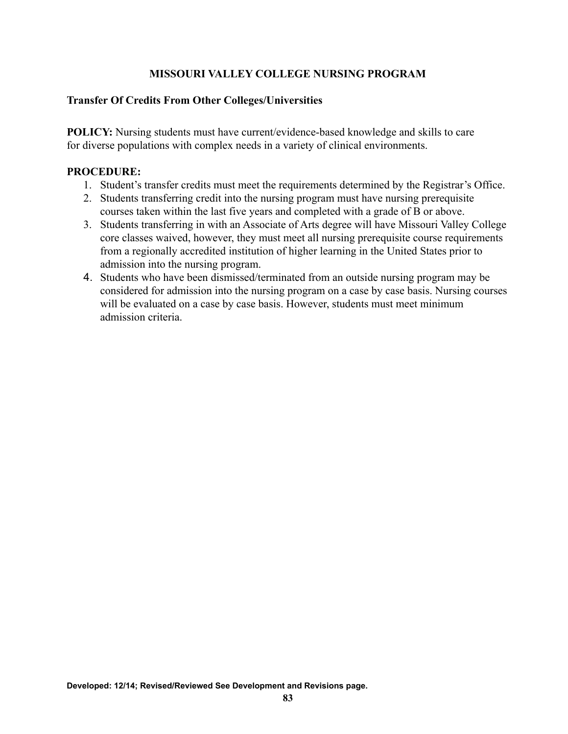# MISSOURI VALLEY COLLEGE NURSING PROGRAM

## Transfer Of Credits From Other Colleges/Universities

**POLICY:** Nursing students must have current/evidence-based knowledge and skills to care for diverse populations with complex needs in a variety of clinical environments.

**PROCEDURE:**

1. Student's transfer credits must meet the requirements determined by the Registrar's Office.
2. Students transferring credit into the nursing program must have nursing prerequisite courses taken within the last five years and completed with a grade of B or above.
3. Students transferring in with an Associate of Arts degree will have Missouri Valley College core classes waived, however, they must meet all nursing prerequisite course requirements from a regionally accredited institution of higher learning in the United States prior to admission into the nursing program.
4. Students who have been dismissed/terminated from an outside nursing program may be considered for admission into the nursing program on a case by case basis. Nursing courses will be evaluated on a case by case basis. However, students must meet minimum admission criteria.

**Developed: 12/14; Revised/Reviewed See Development and Revisions page.**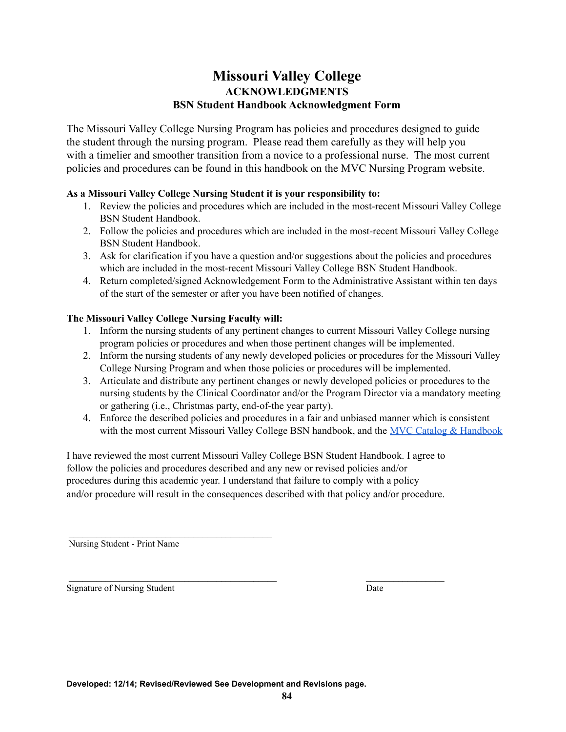# Missouri Valley College

## ACKNOWLEDGMENTS

### BSN Student Handbook Acknowledgment Form

The Missouri Valley College Nursing Program has policies and procedures designed to guide the student through the nursing program. Please read them carefully as they will help you with a timelier and smoother transition from a novice to a professional nurse. The most current policies and procedures can be found in this handbook on the MVC Nursing Program website.

**As a Missouri Valley College Nursing Student it is your responsibility to:**

1. Review the policies and procedures which are included in the most-recent Missouri Valley College BSN Student Handbook.
2. Follow the policies and procedures which are included in the most-recent Missouri Valley College BSN Student Handbook.
3. Ask for clarification if you have a question and/or suggestions about the policies and procedures which are included in the most-recent Missouri Valley College BSN Student Handbook.
4. Return completed/signed Acknowledgement Form to the Administrative Assistant within ten days of the start of the semester or after you have been notified of changes.

**The Missouri Valley College Nursing Faculty will:**

1. Inform the nursing students of any pertinent changes to current Missouri Valley College nursing program policies or procedures and when those pertinent changes will be implemented.
2. Inform the nursing students of any newly developed policies or procedures for the Missouri Valley College Nursing Program and when those policies or procedures will be implemented.
3. Articulate and distribute any pertinent changes or newly developed policies or procedures to the nursing students by the Clinical Coordinator and/or the Program Director via a mandatory meeting or gathering (i.e., Christmas party, end-of-the year party).
4. Enforce the described policies and procedures in a fair and unbiased manner which is consistent with the most current Missouri Valley College BSN handbook, and the MVC Catalog & Handbook

I have reviewed the most current Missouri Valley College BSN Student Handbook. I agree to follow the policies and procedures described and any new or revised policies and/or procedures during this academic year. I understand that failure to comply with a policy and/or procedure will result in the consequences described with that policy and/or procedure.

_____________________________________________
Nursing Student - Print Name

_____________________________________________ _________________
Signature of Nursing Student Date

**Developed: 12/14; Revised/Reviewed See Development and Revisions page.**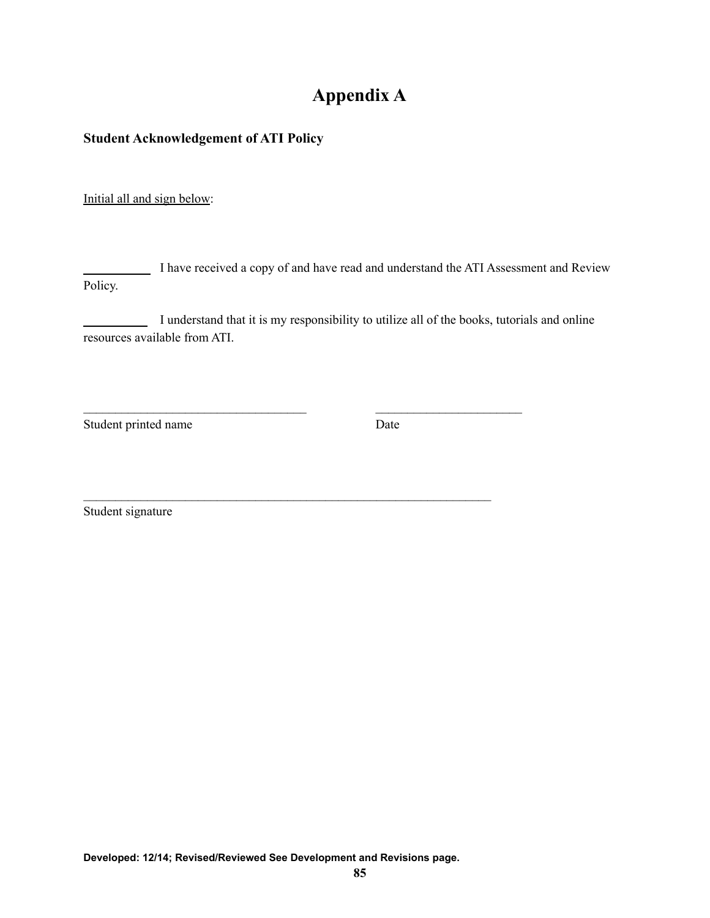# Appendix A

**Student Acknowledgement of ATI Policy**

Initial all and sign below:

__________ I have received a copy of and have read and understand the ATI Assessment and Review Policy.

__________ I understand that it is my responsibility to utilize all of the books, tutorials and online resources available from ATI.

___________________________________ ______________________

Student printed name Date

________________________________________________________________

Student signature

**Developed: 12/14; Revised/Reviewed See Development and Revisions page.**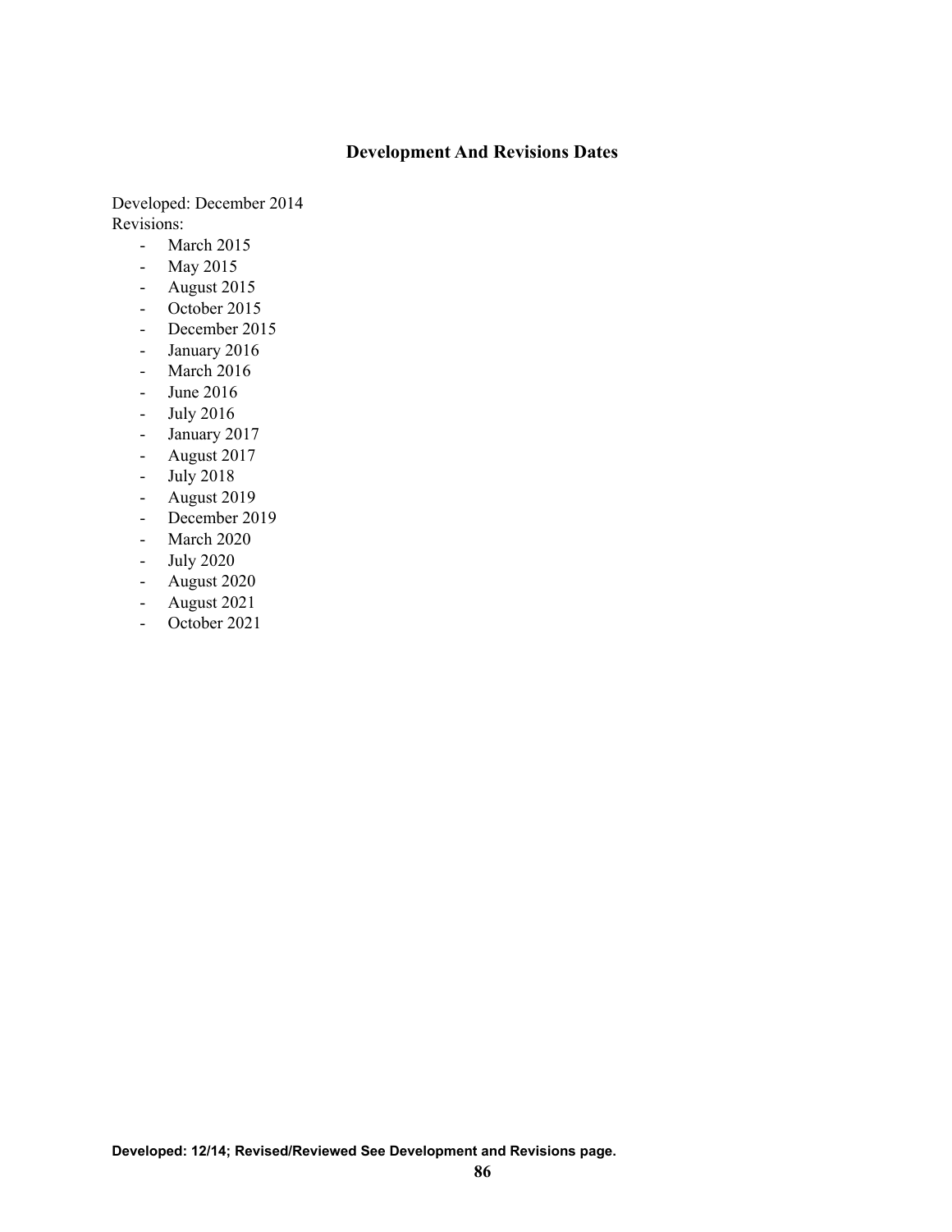## Development And Revisions Dates

Developed: December 2014
Revisions:

- March 2015
- May 2015
- August 2015
- October 2015
- December 2015
- January 2016
- March 2016
- June 2016
- July 2016
- January 2017
- August 2017
- July 2018
- August 2019
- December 2019
- March 2020
- July 2020
- August 2020
- August 2021
- October 2021